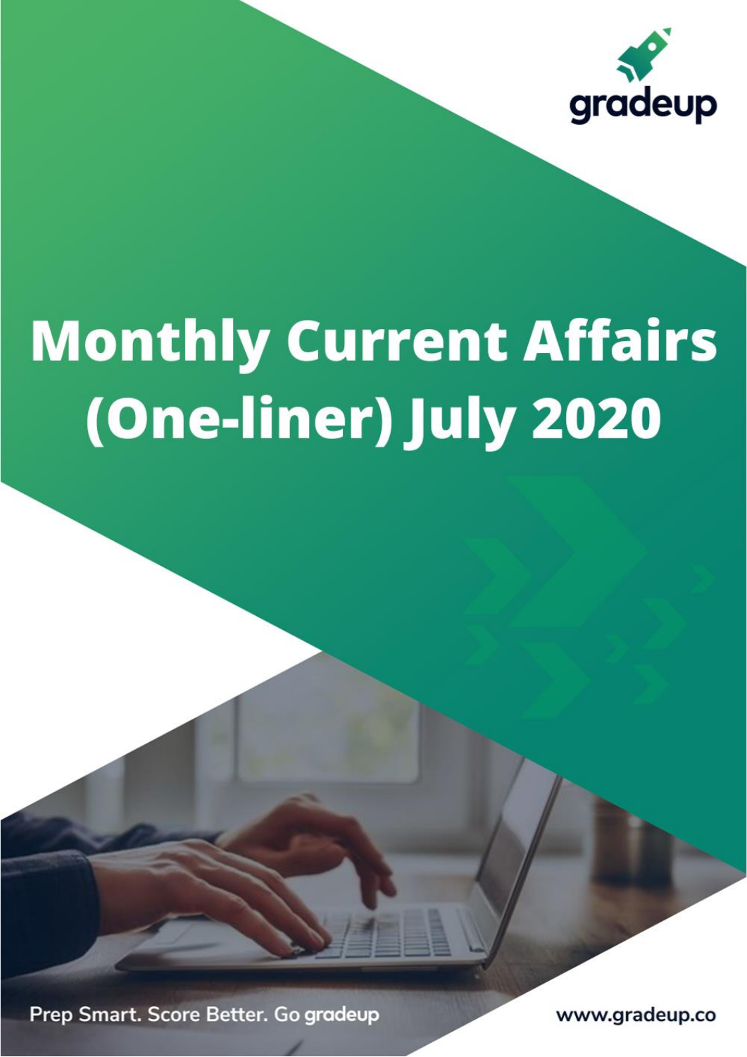gradeup

# Monthly Current Affairs (One-liner) July 2020

Prep Smart. Score Better. Go gradeup

www.gradeup.co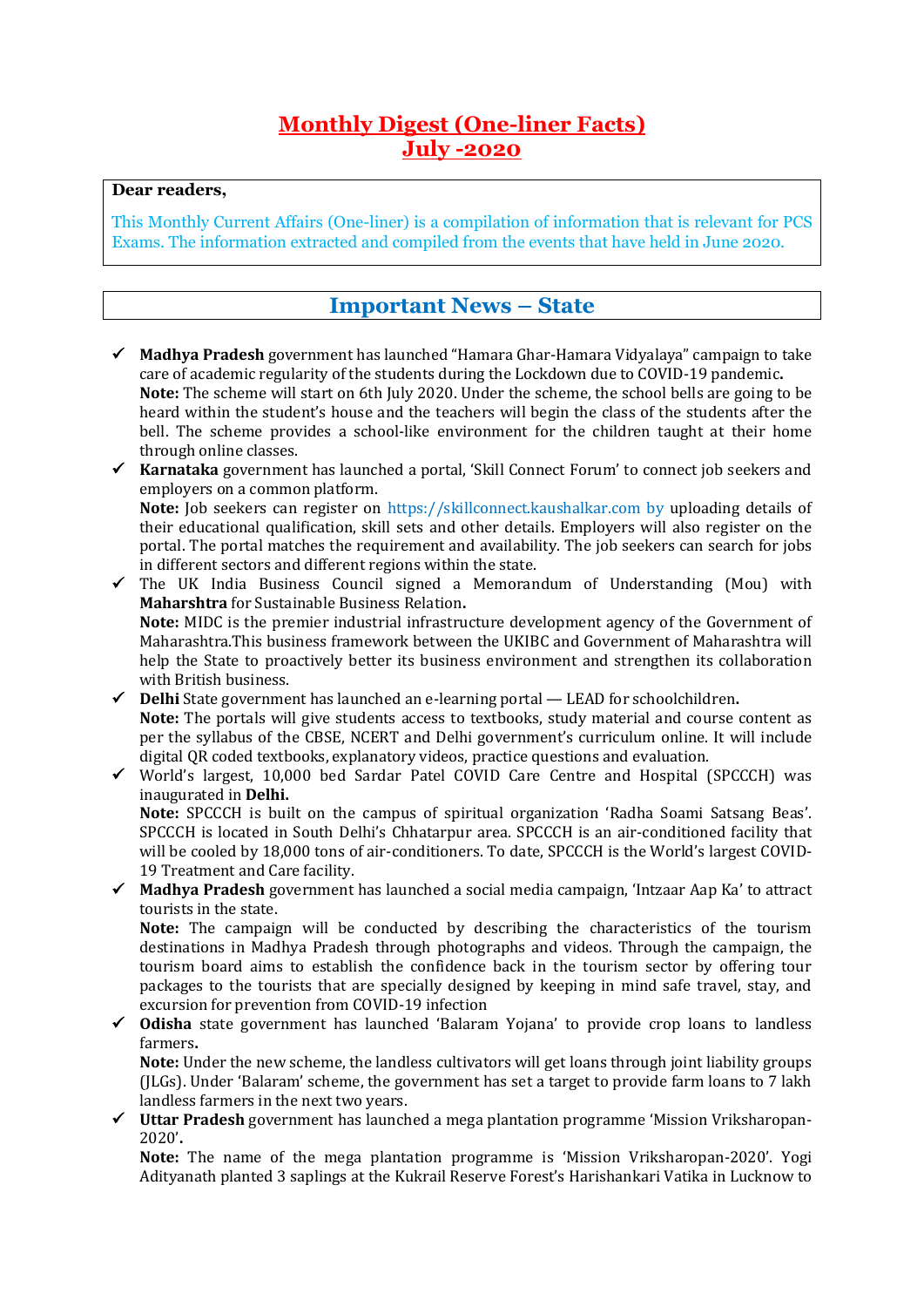# Monthly Digest (One-liner Facts)
# July -2020

**Dear readers,**

This Monthly Current Affairs (One-liner) is a compilation of information that is relevant for PCS Exams. The information extracted and compiled from the events that have held in June 2020.

## Important News – State

- ✓ **Madhya Pradesh** government has launched "Hamara Ghar-Hamara Vidyalaya" campaign to take care of academic regularity of the students during the Lockdown due to COVID-19 pandemic**.**
  **Note:** The scheme will start on 6th July 2020. Under the scheme, the school bells are going to be heard within the student's house and the teachers will begin the class of the students after the bell. The scheme provides a school-like environment for the children taught at their home through online classes.
- ✓ **Karnataka** government has launched a portal, 'Skill Connect Forum' to connect job seekers and employers on a common platform.
  **Note:** Job seekers can register on https://skillconnect.kaushalkar.com by uploading details of their educational qualification, skill sets and other details. Employers will also register on the portal. The portal matches the requirement and availability. The job seekers can search for jobs in different sectors and different regions within the state.
- ✓ The UK India Business Council signed a Memorandum of Understanding (Mou) with **Maharshtra** for Sustainable Business Relation**.**
  **Note:** MIDC is the premier industrial infrastructure development agency of the Government of Maharashtra.This business framework between the UKIBC and Government of Maharashtra will help the State to proactively better its business environment and strengthen its collaboration with British business.
- ✓ **Delhi** State government has launched an e-learning portal — LEAD for schoolchildren**.**
  **Note:** The portals will give students access to textbooks, study material and course content as per the syllabus of the CBSE, NCERT and Delhi government's curriculum online. It will include digital QR coded textbooks, explanatory videos, practice questions and evaluation.
- ✓ World's largest, 10,000 bed Sardar Patel COVID Care Centre and Hospital (SPCCCH) was inaugurated in **Delhi.**
  **Note:** SPCCCH is built on the campus of spiritual organization 'Radha Soami Satsang Beas'. SPCCCH is located in South Delhi's Chhatarpur area. SPCCCH is an air-conditioned facility that will be cooled by 18,000 tons of air-conditioners. To date, SPCCCH is the World's largest COVID-19 Treatment and Care facility.
- ✓ **Madhya Pradesh** government has launched a social media campaign, 'Intzaar Aap Ka' to attract tourists in the state.
  **Note:** The campaign will be conducted by describing the characteristics of the tourism destinations in Madhya Pradesh through photographs and videos. Through the campaign, the tourism board aims to establish the confidence back in the tourism sector by offering tour packages to the tourists that are specially designed by keeping in mind safe travel, stay, and excursion for prevention from COVID-19 infection
- ✓ **Odisha** state government has launched 'Balaram Yojana' to provide crop loans to landless farmers**.**
  **Note:** Under the new scheme, the landless cultivators will get loans through joint liability groups (JLGs). Under 'Balaram' scheme, the government has set a target to provide farm loans to 7 lakh landless farmers in the next two years.
- ✓ **Uttar Pradesh** government has launched a mega plantation programme 'Mission Vriksharopan-2020'**.**
  **Note:** The name of the mega plantation programme is 'Mission Vriksharopan-2020'. Yogi Adityanath planted 3 saplings at the Kukrail Reserve Forest's Harishankari Vatika in Lucknow to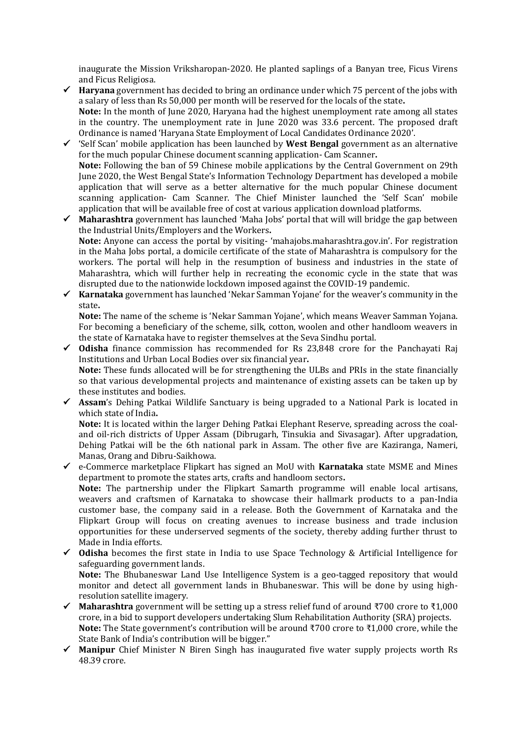inaugurate the Mission Vriksharopan-2020. He planted saplings of a Banyan tree, Ficus Virens and Ficus Religiosa.

- ✓ **Haryana** government has decided to bring an ordinance under which 75 percent of the jobs with a salary of less than Rs 50,000 per month will be reserved for the locals of the state**.**
  **Note:** In the month of June 2020, Haryana had the highest unemployment rate among all states in the country. The unemployment rate in June 2020 was 33.6 percent. The proposed draft Ordinance is named 'Haryana State Employment of Local Candidates Ordinance 2020'.
- ✓ 'Self Scan' mobile application has been launched by **West Bengal** government as an alternative for the much popular Chinese document scanning application- Cam Scanner**.**
  **Note:** Following the ban of 59 Chinese mobile applications by the Central Government on 29th June 2020, the West Bengal State's Information Technology Department has developed a mobile application that will serve as a better alternative for the much popular Chinese document scanning application- Cam Scanner. The Chief Minister launched the 'Self Scan' mobile application that will be available free of cost at various application download platforms.
- ✓ **Maharashtra** government has launched 'Maha Jobs' portal that will will bridge the gap between the Industrial Units/Employers and the Workers**.**
  **Note:** Anyone can access the portal by visiting- 'mahajobs.maharashtra.gov.in'. For registration in the Maha Jobs portal, a domicile certificate of the state of Maharashtra is compulsory for the workers. The portal will help in the resumption of business and industries in the state of Maharashtra, which will further help in recreating the economic cycle in the state that was disrupted due to the nationwide lockdown imposed against the COVID-19 pandemic.
- ✓ **Karnataka** government has launched 'Nekar Samman Yojane' for the weaver's community in the state**.**
  **Note:** The name of the scheme is 'Nekar Samman Yojane', which means Weaver Samman Yojana. For becoming a beneficiary of the scheme, silk, cotton, woolen and other handloom weavers in the state of Karnataka have to register themselves at the Seva Sindhu portal.
- ✓ **Odisha** finance commission has recommended for Rs 23,848 crore for the Panchayati Raj Institutions and Urban Local Bodies over six financial year**.**
  **Note:** These funds allocated will be for strengthening the ULBs and PRIs in the state financially so that various developmental projects and maintenance of existing assets can be taken up by these institutes and bodies.
- ✓ **Assam**'s Dehing Patkai Wildlife Sanctuary is being upgraded to a National Park is located in which state of India**.**
  **Note:** It is located within the larger Dehing Patkai Elephant Reserve, spreading across the coal- and oil-rich districts of Upper Assam (Dibrugarh, Tinsukia and Sivasagar). After upgradation, Dehing Patkai will be the 6th national park in Assam. The other five are Kaziranga, Nameri, Manas, Orang and Dibru-Saikhowa.
- ✓ e-Commerce marketplace Flipkart has signed an MoU with **Karnataka** state MSME and Mines department to promote the states arts, crafts and handloom sectors**.**
  **Note:** The partnership under the Flipkart Samarth programme will enable local artisans, weavers and craftsmen of Karnataka to showcase their hallmark products to a pan-India customer base, the company said in a release. Both the Government of Karnataka and the Flipkart Group will focus on creating avenues to increase business and trade inclusion opportunities for these underserved segments of the society, thereby adding further thrust to Made in India efforts.
- ✓ **Odisha** becomes the first state in India to use Space Technology & Artificial Intelligence for safeguarding government lands.
  **Note:** The Bhubaneswar Land Use Intelligence System is a geo-tagged repository that would monitor and detect all government lands in Bhubaneswar. This will be done by using high-resolution satellite imagery.
- ✓ **Maharashtra** government will be setting up a stress relief fund of around ₹700 crore to ₹1,000 crore, in a bid to support developers undertaking Slum Rehabilitation Authority (SRA) projects.
  **Note:** The State government's contribution will be around ₹700 crore to ₹1,000 crore, while the State Bank of India's contribution will be bigger."
- ✓ **Manipur** Chief Minister N Biren Singh has inaugurated five water supply projects worth Rs 48.39 crore.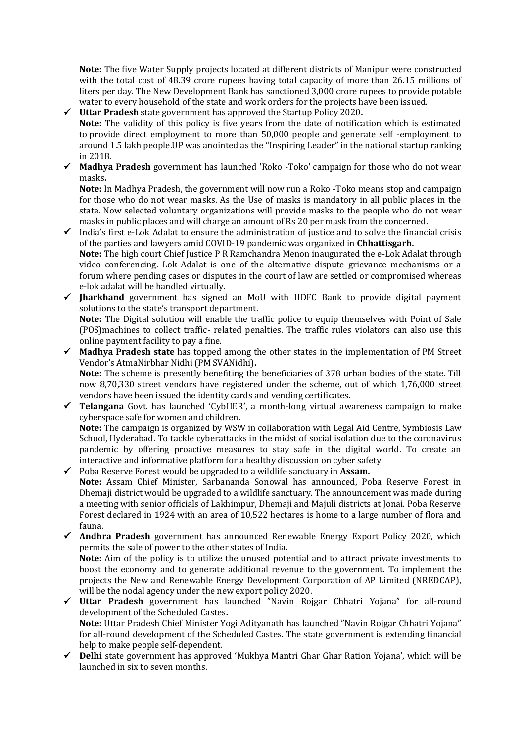**Note:** The five Water Supply projects located at different districts of Manipur were constructed with the total cost of 48.39 crore rupees having total capacity of more than 26.15 millions of liters per day. The New Development Bank has sanctioned 3,000 crore rupees to provide potable water to every household of the state and work orders for the projects have been issued.

- ✓ **Uttar Pradesh** state government has approved the Startup Policy 2020**.**
  **Note:** The validity of this policy is five years from the date of notification which is estimated to provide direct employment to more than 50,000 people and generate self -employment to around 1.5 lakh people.UP was anointed as the "Inspiring Leader" in the national startup ranking in 2018.
- ✓ **Madhya Pradesh** government has launched 'Roko -Toko' campaign for those who do not wear masks**.**
  **Note:** In Madhya Pradesh, the government will now run a Roko -Toko means stop and campaign for those who do not wear masks. As the Use of masks is mandatory in all public places in the state. Now selected voluntary organizations will provide masks to the people who do not wear masks in public places and will charge an amount of Rs 20 per mask from the concerned.
- ✓ India's first e-Lok Adalat to ensure the administration of justice and to solve the financial crisis of the parties and lawyers amid COVID-19 pandemic was organized in **Chhattisgarh.**
  **Note:** The high court Chief Justice P R Ramchandra Menon inaugurated the e-Lok Adalat through video conferencing. Lok Adalat is one of the alternative dispute grievance mechanisms or a forum where pending cases or disputes in the court of law are settled or compromised whereas e-lok adalat will be handled virtually.
- ✓ **Jharkhand** government has signed an MoU with HDFC Bank to provide digital payment solutions to the state's transport department.
  **Note:** The Digital solution will enable the traffic police to equip themselves with Point of Sale (POS)machines to collect traffic- related penalties. The traffic rules violators can also use this online payment facility to pay a fine.
- ✓ **Madhya Pradesh state** has topped among the other states in the implementation of PM Street Vendor's AtmaNirbhar Nidhi (PM SVANidhi)**.**
  **Note:** The scheme is presently benefiting the beneficiaries of 378 urban bodies of the state. Till now 8,70,330 street vendors have registered under the scheme, out of which 1,76,000 street vendors have been issued the identity cards and vending certificates.
- ✓ **Telangana** Govt. has launched 'CybHER', a month-long virtual awareness campaign to make cyberspace safe for women and children**.**
  **Note:** The campaign is organized by WSW in collaboration with Legal Aid Centre, Symbiosis Law School, Hyderabad. To tackle cyberattacks in the midst of social isolation due to the coronavirus pandemic by offering proactive measures to stay safe in the digital world. To create an interactive and informative platform for a healthy discussion on cyber safety
- ✓ Poba Reserve Forest would be upgraded to a wildlife sanctuary in **Assam.**
  **Note:** Assam Chief Minister, Sarbananda Sonowal has announced, Poba Reserve Forest in Dhemaji district would be upgraded to a wildlife sanctuary. The announcement was made during a meeting with senior officials of Lakhimpur, Dhemaji and Majuli districts at Jonai. Poba Reserve Forest declared in 1924 with an area of 10,522 hectares is home to a large number of flora and fauna.
- ✓ **Andhra Pradesh** government has announced Renewable Energy Export Policy 2020, which permits the sale of power to the other states of India.
  **Note:** Aim of the policy is to utilize the unused potential and to attract private investments to boost the economy and to generate additional revenue to the government. To implement the projects the New and Renewable Energy Development Corporation of AP Limited (NREDCAP), will be the nodal agency under the new export policy 2020.
- ✓ **Uttar Pradesh** government has launched "Navin Rojgar Chhatri Yojana" for all-round development of the Scheduled Castes**.**
  **Note:** Uttar Pradesh Chief Minister Yogi Adityanath has launched "Navin Rojgar Chhatri Yojana" for all-round development of the Scheduled Castes. The state government is extending financial help to make people self-dependent.
- ✓ **Delhi** state government has approved 'Mukhya Mantri Ghar Ghar Ration Yojana', which will be launched in six to seven months.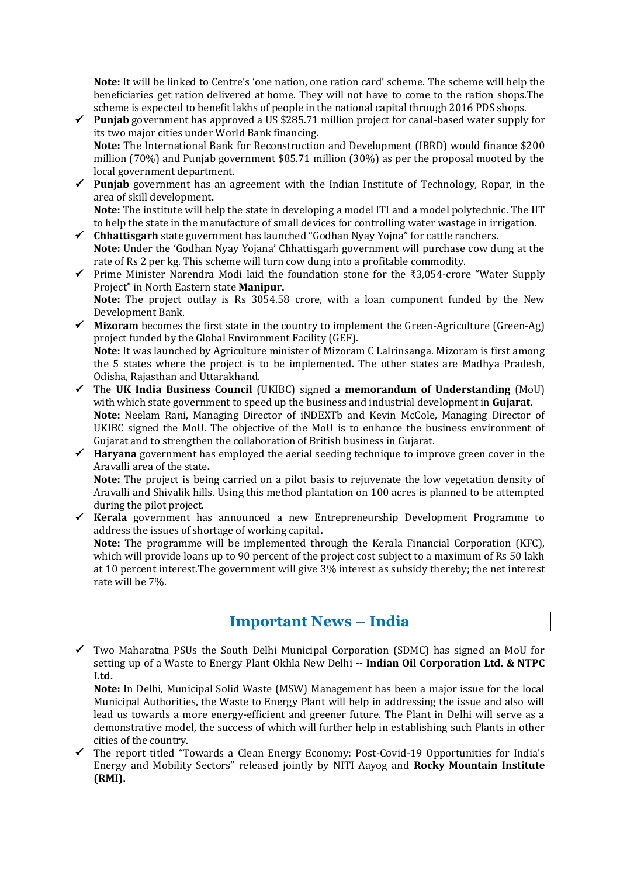**Note:** It will be linked to Centre's 'one nation, one ration card' scheme. The scheme will help the beneficiaries get ration delivered at home. They will not have to come to the ration shops.The scheme is expected to benefit lakhs of people in the national capital through 2016 PDS shops.

- ✓ **Punjab** government has approved a US $285.71 million project for canal-based water supply for its two major cities under World Bank financing.
  **Note:** The International Bank for Reconstruction and Development (IBRD) would finance $200 million (70%) and Punjab government $85.71 million (30%) as per the proposal mooted by the local government department.
- ✓ **Punjab** government has an agreement with the Indian Institute of Technology, Ropar, in the area of skill development**.**
  **Note:** The institute will help the state in developing a model ITI and a model polytechnic. The IIT to help the state in the manufacture of small devices for controlling water wastage in irrigation.
- ✓ **Chhattisgarh** state government has launched "Godhan Nyay Yojna" for cattle ranchers.
  **Note:** Under the 'Godhan Nyay Yojana' Chhattisgarh government will purchase cow dung at the rate of Rs 2 per kg. This scheme will turn cow dung into a profitable commodity.
- ✓ Prime Minister Narendra Modi laid the foundation stone for the ₹3,054-crore "Water Supply Project" in North Eastern state **Manipur.**
  **Note:** The project outlay is Rs 3054.58 crore, with a loan component funded by the New Development Bank.
- ✓ **Mizoram** becomes the first state in the country to implement the Green-Agriculture (Green-Ag) project funded by the Global Environment Facility (GEF).
  **Note:** It was launched by Agriculture minister of Mizoram C Lalrinsanga. Mizoram is first among the 5 states where the project is to be implemented. The other states are Madhya Pradesh, Odisha, Rajasthan and Uttarakhand.
- ✓ The **UK India Business Council** (UKIBC) signed a **memorandum of Understanding** (MoU) with which state government to speed up the business and industrial development in **Gujarat.**
  **Note:** Neelam Rani, Managing Director of iNDEXTb and Kevin McCole, Managing Director of UKIBC signed the MoU. The objective of the MoU is to enhance the business environment of Gujarat and to strengthen the collaboration of British business in Gujarat.
- ✓ **Haryana** government has employed the aerial seeding technique to improve green cover in the Aravalli area of the state**.**
  **Note:** The project is being carried on a pilot basis to rejuvenate the low vegetation density of Aravalli and Shivalik hills. Using this method plantation on 100 acres is planned to be attempted during the pilot project.
- ✓ **Kerala** government has announced a new Entrepreneurship Development Programme to address the issues of shortage of working capital**.**
  **Note:** The programme will be implemented through the Kerala Financial Corporation (KFC), which will provide loans up to 90 percent of the project cost subject to a maximum of Rs 50 lakh at 10 percent interest.The government will give 3% interest as subsidy thereby; the net interest rate will be 7%.

## Important News – India

- ✓ Two Maharatna PSUs the South Delhi Municipal Corporation (SDMC) has signed an MoU for setting up of a Waste to Energy Plant Okhla New Delhi **-- Indian Oil Corporation Ltd. & NTPC Ltd.**
  **Note:** In Delhi, Municipal Solid Waste (MSW) Management has been a major issue for the local Municipal Authorities, the Waste to Energy Plant will help in addressing the issue and also will lead us towards a more energy-efficient and greener future. The Plant in Delhi will serve as a demonstrative model, the success of which will further help in establishing such Plants in other cities of the country.
- ✓ The report titled "Towards a Clean Energy Economy: Post-Covid-19 Opportunities for India's Energy and Mobility Sectors" released jointly by NITI Aayog and **Rocky Mountain Institute (RMI).**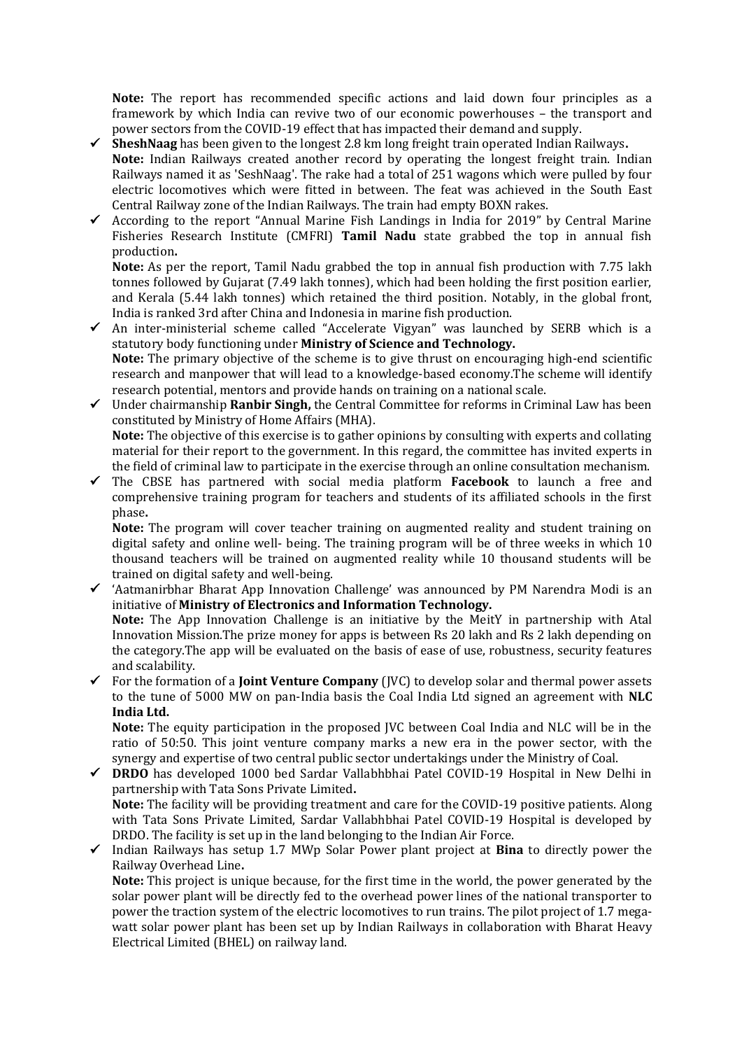**Note:** The report has recommended specific actions and laid down four principles as a framework by which India can revive two of our economic powerhouses – the transport and power sectors from the COVID-19 effect that has impacted their demand and supply.

- ✓ **SheshNaag** has been given to the longest 2.8 km long freight train operated Indian Railways**.**
  **Note:** Indian Railways created another record by operating the longest freight train. Indian Railways named it as 'SeshNaag'. The rake had a total of 251 wagons which were pulled by four electric locomotives which were fitted in between. The feat was achieved in the South East Central Railway zone of the Indian Railways. The train had empty BOXN rakes.
- ✓ According to the report "Annual Marine Fish Landings in India for 2019" by Central Marine Fisheries Research Institute (CMFRI) **Tamil Nadu** state grabbed the top in annual fish production**.**
  **Note:** As per the report, Tamil Nadu grabbed the top in annual fish production with 7.75 lakh tonnes followed by Gujarat (7.49 lakh tonnes), which had been holding the first position earlier, and Kerala (5.44 lakh tonnes) which retained the third position. Notably, in the global front, India is ranked 3rd after China and Indonesia in marine fish production.
- ✓ An inter-ministerial scheme called "Accelerate Vigyan" was launched by SERB which is a statutory body functioning under **Ministry of Science and Technology.**
  **Note:** The primary objective of the scheme is to give thrust on encouraging high-end scientific research and manpower that will lead to a knowledge-based economy.The scheme will identify research potential, mentors and provide hands on training on a national scale.
- ✓ Under chairmanship **Ranbir Singh,** the Central Committee for reforms in Criminal Law has been constituted by Ministry of Home Affairs (MHA).
  **Note:** The objective of this exercise is to gather opinions by consulting with experts and collating material for their report to the government. In this regard, the committee has invited experts in the field of criminal law to participate in the exercise through an online consultation mechanism.
- ✓ The CBSE has partnered with social media platform **Facebook** to launch a free and comprehensive training program for teachers and students of its affiliated schools in the first phase**.**
  **Note:** The program will cover teacher training on augmented reality and student training on digital safety and online well- being. The training program will be of three weeks in which 10 thousand teachers will be trained on augmented reality while 10 thousand students will be trained on digital safety and well-being.
- ✓ 'Aatmanirbhar Bharat App Innovation Challenge' was announced by PM Narendra Modi is an initiative of **Ministry of Electronics and Information Technology.**
  **Note:** The App Innovation Challenge is an initiative by the MeitY in partnership with Atal Innovation Mission.The prize money for apps is between Rs 20 lakh and Rs 2 lakh depending on the category.The app will be evaluated on the basis of ease of use, robustness, security features and scalability.
- ✓ For the formation of a **Joint Venture Company** (JVC) to develop solar and thermal power assets to the tune of 5000 MW on pan-India basis the Coal India Ltd signed an agreement with **NLC India Ltd.**
  **Note:** The equity participation in the proposed JVC between Coal India and NLC will be in the ratio of 50:50. This joint venture company marks a new era in the power sector, with the synergy and expertise of two central public sector undertakings under the Ministry of Coal.
- ✓ **DRDO** has developed 1000 bed Sardar Vallabhbhai Patel COVID-19 Hospital in New Delhi in partnership with Tata Sons Private Limited**.**
  **Note:** The facility will be providing treatment and care for the COVID-19 positive patients. Along with Tata Sons Private Limited, Sardar Vallabhbhai Patel COVID-19 Hospital is developed by DRDO. The facility is set up in the land belonging to the Indian Air Force.
- ✓ Indian Railways has setup 1.7 MWp Solar Power plant project at **Bina** to directly power the Railway Overhead Line**.**
  **Note:** This project is unique because, for the first time in the world, the power generated by the solar power plant will be directly fed to the overhead power lines of the national transporter to power the traction system of the electric locomotives to run trains. The pilot project of 1.7 mega-watt solar power plant has been set up by Indian Railways in collaboration with Bharat Heavy Electrical Limited (BHEL) on railway land.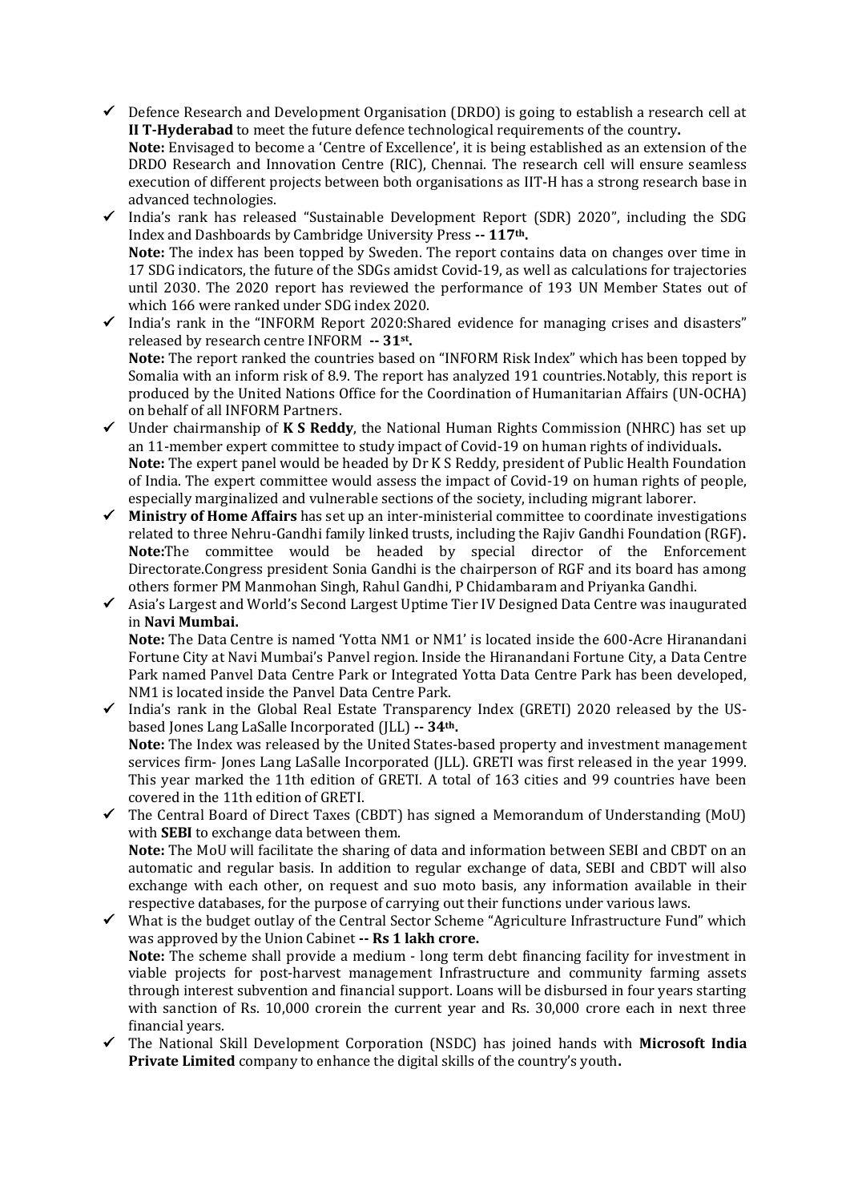- ✓ Defence Research and Development Organisation (DRDO) is going to establish a research cell at **II T-Hyderabad** to meet the future defence technological requirements of the country**.**
  **Note:** Envisaged to become a 'Centre of Excellence', it is being established as an extension of the DRDO Research and Innovation Centre (RIC), Chennai. The research cell will ensure seamless execution of different projects between both organisations as IIT-H has a strong research base in advanced technologies.
- ✓ India's rank has released "Sustainable Development Report (SDR) 2020", including the SDG Index and Dashboards by Cambridge University Press **-- 117th.**
  **Note:** The index has been topped by Sweden. The report contains data on changes over time in 17 SDG indicators, the future of the SDGs amidst Covid-19, as well as calculations for trajectories until 2030. The 2020 report has reviewed the performance of 193 UN Member States out of which 166 were ranked under SDG index 2020.
- ✓ India's rank in the "INFORM Report 2020:Shared evidence for managing crises and disasters" released by research centre INFORM **-- 31st.**
  **Note:** The report ranked the countries based on "INFORM Risk Index" which has been topped by Somalia with an inform risk of 8.9. The report has analyzed 191 countries.Notably, this report is produced by the United Nations Office for the Coordination of Humanitarian Affairs (UN-OCHA) on behalf of all INFORM Partners.
- ✓ Under chairmanship of **K S Reddy**, the National Human Rights Commission (NHRC) has set up an 11-member expert committee to study impact of Covid-19 on human rights of individuals**.**
  **Note:** The expert panel would be headed by Dr K S Reddy, president of Public Health Foundation of India. The expert committee would assess the impact of Covid-19 on human rights of people, especially marginalized and vulnerable sections of the society, including migrant laborer.
- ✓ **Ministry of Home Affairs** has set up an inter-ministerial committee to coordinate investigations related to three Nehru-Gandhi family linked trusts, including the Rajiv Gandhi Foundation (RGF)**.**
  **Note:**The committee would be headed by special director of the Enforcement Directorate.Congress president Sonia Gandhi is the chairperson of RGF and its board has among others former PM Manmohan Singh, Rahul Gandhi, P Chidambaram and Priyanka Gandhi.
- ✓ Asia's Largest and World's Second Largest Uptime Tier IV Designed Data Centre was inaugurated in **Navi Mumbai.**
  **Note:** The Data Centre is named 'Yotta NM1 or NM1' is located inside the 600-Acre Hiranandani Fortune City at Navi Mumbai's Panvel region. Inside the Hiranandani Fortune City, a Data Centre Park named Panvel Data Centre Park or Integrated Yotta Data Centre Park has been developed, NM1 is located inside the Panvel Data Centre Park.
- ✓ India's rank in the Global Real Estate Transparency Index (GRETI) 2020 released by the US-based Jones Lang LaSalle Incorporated (JLL) **-- 34th.**
  **Note:** The Index was released by the United States-based property and investment management services firm- Jones Lang LaSalle Incorporated (JLL). GRETI was first released in the year 1999. This year marked the 11th edition of GRETI. A total of 163 cities and 99 countries have been covered in the 11th edition of GRETI.
- ✓ The Central Board of Direct Taxes (CBDT) has signed a Memorandum of Understanding (MoU) with **SEBI** to exchange data between them.
  **Note:** The MoU will facilitate the sharing of data and information between SEBI and CBDT on an automatic and regular basis. In addition to regular exchange of data, SEBI and CBDT will also exchange with each other, on request and suo moto basis, any information available in their respective databases, for the purpose of carrying out their functions under various laws.
- ✓ What is the budget outlay of the Central Sector Scheme "Agriculture Infrastructure Fund" which was approved by the Union Cabinet **-- Rs 1 lakh crore.**
  **Note:** The scheme shall provide a medium - long term debt financing facility for investment in viable projects for post-harvest management Infrastructure and community farming assets through interest subvention and financial support. Loans will be disbursed in four years starting with sanction of Rs. 10,000 crorein the current year and Rs. 30,000 crore each in next three financial years.
- ✓ The National Skill Development Corporation (NSDC) has joined hands with **Microsoft India Private Limited** company to enhance the digital skills of the country's youth**.**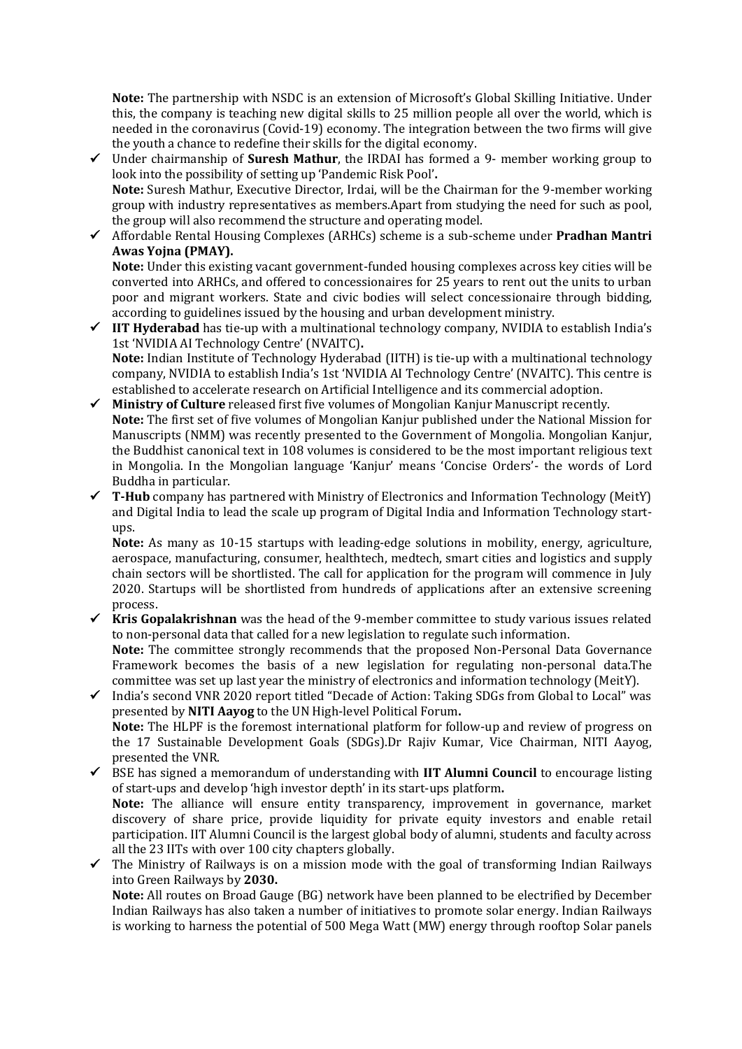**Note:** The partnership with NSDC is an extension of Microsoft's Global Skilling Initiative. Under this, the company is teaching new digital skills to 25 million people all over the world, which is needed in the coronavirus (Covid-19) economy. The integration between the two firms will give the youth a chance to redefine their skills for the digital economy.

- ✓ Under chairmanship of **Suresh Mathur**, the IRDAI has formed a 9- member working group to look into the possibility of setting up 'Pandemic Risk Pool'**.**
  **Note:** Suresh Mathur, Executive Director, Irdai, will be the Chairman for the 9-member working group with industry representatives as members.Apart from studying the need for such as pool, the group will also recommend the structure and operating model.
- ✓ Affordable Rental Housing Complexes (ARHCs) scheme is a sub-scheme under **Pradhan Mantri Awas Yojna (PMAY).**
  **Note:** Under this existing vacant government-funded housing complexes across key cities will be converted into ARHCs, and offered to concessionaires for 25 years to rent out the units to urban poor and migrant workers. State and civic bodies will select concessionaire through bidding, according to guidelines issued by the housing and urban development ministry.
- ✓ **IIT Hyderabad** has tie-up with a multinational technology company, NVIDIA to establish India's 1st 'NVIDIA AI Technology Centre' (NVAITC)**.**
  **Note:** Indian Institute of Technology Hyderabad (IITH) is tie-up with a multinational technology company, NVIDIA to establish India's 1st 'NVIDIA AI Technology Centre' (NVAITC). This centre is established to accelerate research on Artificial Intelligence and its commercial adoption.
- ✓ **Ministry of Culture** released first five volumes of Mongolian Kanjur Manuscript recently.
  **Note:** The first set of five volumes of Mongolian Kanjur published under the National Mission for Manuscripts (NMM) was recently presented to the Government of Mongolia. Mongolian Kanjur, the Buddhist canonical text in 108 volumes is considered to be the most important religious text in Mongolia. In the Mongolian language 'Kanjur' means 'Concise Orders'- the words of Lord Buddha in particular.
- ✓ **T-Hub** company has partnered with Ministry of Electronics and Information Technology (MeitY) and Digital India to lead the scale up program of Digital India and Information Technology start-ups.
  **Note:** As many as 10-15 startups with leading-edge solutions in mobility, energy, agriculture, aerospace, manufacturing, consumer, healthtech, medtech, smart cities and logistics and supply chain sectors will be shortlisted. The call for application for the program will commence in July 2020. Startups will be shortlisted from hundreds of applications after an extensive screening process.
- ✓ **Kris Gopalakrishnan** was the head of the 9-member committee to study various issues related to non-personal data that called for a new legislation to regulate such information.
  **Note:** The committee strongly recommends that the proposed Non-Personal Data Governance Framework becomes the basis of a new legislation for regulating non-personal data.The committee was set up last year the ministry of electronics and information technology (MeitY).
- ✓ India's second VNR 2020 report titled "Decade of Action: Taking SDGs from Global to Local" was presented by **NITI Aayog** to the UN High-level Political Forum**.**
  **Note:** The HLPF is the foremost international platform for follow-up and review of progress on the 17 Sustainable Development Goals (SDGs).Dr Rajiv Kumar, Vice Chairman, NITI Aayog, presented the VNR.
- ✓ BSE has signed a memorandum of understanding with **IIT Alumni Council** to encourage listing of start-ups and develop 'high investor depth' in its start-ups platform**.**
  **Note:** The alliance will ensure entity transparency, improvement in governance, market discovery of share price, provide liquidity for private equity investors and enable retail participation. IIT Alumni Council is the largest global body of alumni, students and faculty across all the 23 IITs with over 100 city chapters globally.
- ✓ The Ministry of Railways is on a mission mode with the goal of transforming Indian Railways into Green Railways by **2030.**
  **Note:** All routes on Broad Gauge (BG) network have been planned to be electrified by December Indian Railways has also taken a number of initiatives to promote solar energy. Indian Railways is working to harness the potential of 500 Mega Watt (MW) energy through rooftop Solar panels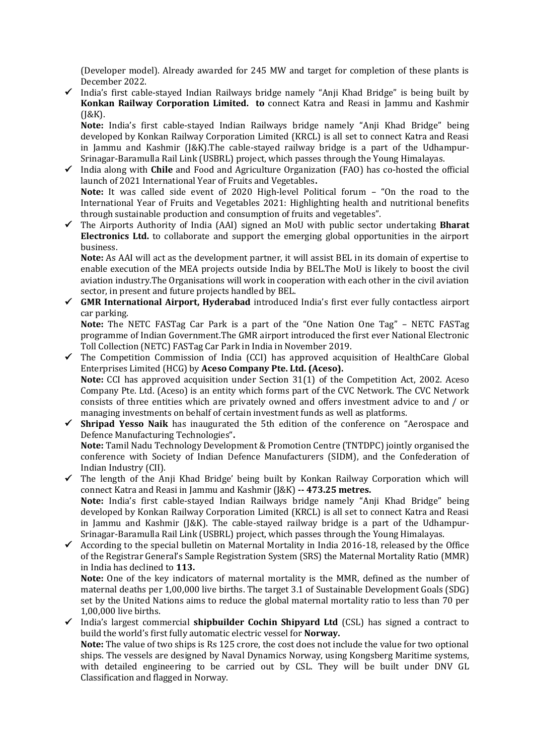(Developer model). Already awarded for 245 MW and target for completion of these plants is December 2022.

- ✓ India's first cable-stayed Indian Railways bridge namely "Anji Khad Bridge" is being built by **Konkan Railway Corporation Limited. to** connect Katra and Reasi in Jammu and Kashmir (J&K).

  **Note:** India's first cable-stayed Indian Railways bridge namely "Anji Khad Bridge" being developed by Konkan Railway Corporation Limited (KRCL) is all set to connect Katra and Reasi in Jammu and Kashmir (J&K).The cable-stayed railway bridge is a part of the Udhampur-Srinagar-Baramulla Rail Link (USBRL) project, which passes through the Young Himalayas.

- ✓ India along with **Chile** and Food and Agriculture Organization (FAO) has co-hosted the official launch of 2021 International Year of Fruits and Vegetables**.**

  **Note:** It was called side event of 2020 High-level Political forum – "On the road to the International Year of Fruits and Vegetables 2021: Highlighting health and nutritional benefits through sustainable production and consumption of fruits and vegetables".

- ✓ The Airports Authority of India (AAI) signed an MoU with public sector undertaking **Bharat Electronics Ltd.** to collaborate and support the emerging global opportunities in the airport business.

  **Note:** As AAI will act as the development partner, it will assist BEL in its domain of expertise to enable execution of the MEA projects outside India by BEL.The MoU is likely to boost the civil aviation industry.The Organisations will work in cooperation with each other in the civil aviation sector, in present and future projects handled by BEL.

- ✓ **GMR International Airport, Hyderabad** introduced India's first ever fully contactless airport car parking.

  **Note:** The NETC FASTag Car Park is a part of the "One Nation One Tag" – NETC FASTag programme of Indian Government.The GMR airport introduced the first ever National Electronic Toll Collection (NETC) FASTag Car Park in India in November 2019.

- ✓ The Competition Commission of India (CCI) has approved acquisition of HealthCare Global Enterprises Limited (HCG) by **Aceso Company Pte. Ltd. (Aceso).**

  **Note:** CCI has approved acquisition under Section 31(1) of the Competition Act, 2002. Aceso Company Pte. Ltd. (Aceso) is an entity which forms part of the CVC Network. The CVC Network consists of three entities which are privately owned and offers investment advice to and / or managing investments on behalf of certain investment funds as well as platforms.

- ✓ **Shripad Yesso Naik** has inaugurated the 5th edition of the conference on "Aerospace and Defence Manufacturing Technologies"**.**

  **Note:** Tamil Nadu Technology Development & Promotion Centre (TNTDPC) jointly organised the conference with Society of Indian Defence Manufacturers (SIDM), and the Confederation of Indian Industry (CII).

- ✓ The length of the Anji Khad Bridge' being built by Konkan Railway Corporation which will connect Katra and Reasi in Jammu and Kashmir (J&K) **-- 473.25 metres.**

  **Note:** India's first cable-stayed Indian Railways bridge namely "Anji Khad Bridge" being developed by Konkan Railway Corporation Limited (KRCL) is all set to connect Katra and Reasi in Jammu and Kashmir (J&K). The cable-stayed railway bridge is a part of the Udhampur-Srinagar-Baramulla Rail Link (USBRL) project, which passes through the Young Himalayas.

- ✓ According to the special bulletin on Maternal Mortality in India 2016-18, released by the Office of the Registrar General's Sample Registration System (SRS) the Maternal Mortality Ratio (MMR) in India has declined to **113.**

  **Note:** One of the key indicators of maternal mortality is the MMR, defined as the number of maternal deaths per 1,00,000 live births. The target 3.1 of Sustainable Development Goals (SDG) set by the United Nations aims to reduce the global maternal mortality ratio to less than 70 per 1,00,000 live births.

- ✓ India's largest commercial **shipbuilder Cochin Shipyard Ltd** (CSL) has signed a contract to build the world's first fully automatic electric vessel for **Norway.**

  **Note:** The value of two ships is Rs 125 crore, the cost does not include the value for two optional ships. The vessels are designed by Naval Dynamics Norway, using Kongsberg Maritime systems, with detailed engineering to be carried out by CSL. They will be built under DNV GL Classification and flagged in Norway.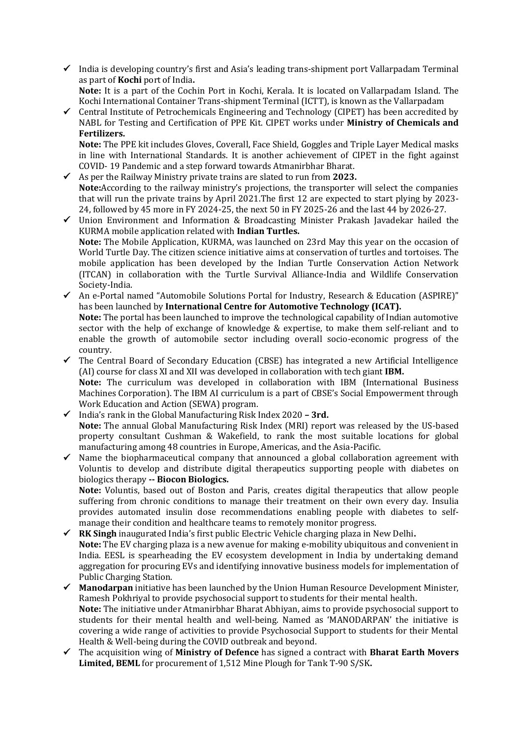- ✓ India is developing country's first and Asia's leading trans-shipment port Vallarpadam Terminal as part of **Kochi** port of India**.**
  **Note:** It is a part of the Cochin Port in Kochi, Kerala. It is located on Vallarpadam Island. The Kochi International Container Trans-shipment Terminal (ICTT), is known as the Vallarpadam
- ✓ Central Institute of Petrochemicals Engineering and Technology (CIPET) has been accredited by NABL for Testing and Certification of PPE Kit. CIPET works under **Ministry of Chemicals and Fertilizers.**
  **Note:** The PPE kit includes Gloves, Coverall, Face Shield, Goggles and Triple Layer Medical masks in line with International Standards. It is another achievement of CIPET in the fight against COVID- 19 Pandemic and a step forward towards Atmanirbhar Bharat.
- ✓ As per the Railway Ministry private trains are slated to run from **2023.**
  **Note:**According to the railway ministry's projections, the transporter will select the companies that will run the private trains by April 2021.The first 12 are expected to start plying by 2023-24, followed by 45 more in FY 2024-25, the next 50 in FY 2025-26 and the last 44 by 2026-27.
- ✓ Union Environment and Information & Broadcasting Minister Prakash Javadekar hailed the KURMA mobile application related with **Indian Turtles.**
  **Note:** The Mobile Application, KURMA, was launched on 23rd May this year on the occasion of World Turtle Day. The citizen science initiative aims at conservation of turtles and tortoises. The mobile application has been developed by the Indian Turtle Conservation Action Network (ITCAN) in collaboration with the Turtle Survival Alliance-India and Wildlife Conservation Society-India.
- ✓ An e-Portal named "Automobile Solutions Portal for Industry, Research & Education (ASPIRE)" has been launched by **International Centre for Automotive Technology (ICAT).**
  **Note:** The portal has been launched to improve the technological capability of Indian automotive sector with the help of exchange of knowledge & expertise, to make them self-reliant and to enable the growth of automobile sector including overall socio-economic progress of the country.
- ✓ The Central Board of Secondary Education (CBSE) has integrated a new Artificial Intelligence (AI) course for class XI and XII was developed in collaboration with tech giant **IBM.**
  **Note:** The curriculum was developed in collaboration with IBM (International Business Machines Corporation). The IBM AI curriculum is a part of CBSE's Social Empowerment through Work Education and Action (SEWA) program.
- ✓ India's rank in the Global Manufacturing Risk Index 2020 **– 3rd.**
  **Note:** The annual Global Manufacturing Risk Index (MRI) report was released by the US-based property consultant Cushman & Wakefield, to rank the most suitable locations for global manufacturing among 48 countries in Europe, Americas, and the Asia-Pacific.
- ✓ Name the biopharmaceutical company that announced a global collaboration agreement with Voluntis to develop and distribute digital therapeutics supporting people with diabetes on biologics therapy **-- Biocon Biologics.**
  **Note:** Voluntis, based out of Boston and Paris, creates digital therapeutics that allow people suffering from chronic conditions to manage their treatment on their own every day. Insulia provides automated insulin dose recommendations enabling people with diabetes to self-manage their condition and healthcare teams to remotely monitor progress.
- ✓ **RK Singh** inaugurated India's first public Electric Vehicle charging plaza in New Delhi**.**
  **Note:** The EV charging plaza is a new avenue for making e-mobility ubiquitous and convenient in India. EESL is spearheading the EV ecosystem development in India by undertaking demand aggregation for procuring EVs and identifying innovative business models for implementation of Public Charging Station.
- ✓ **Manodarpan** initiative has been launched by the Union Human Resource Development Minister, Ramesh Pokhriyal to provide psychosocial support to students for their mental health.
  **Note:** The initiative under Atmanirbhar Bharat Abhiyan, aims to provide psychosocial support to students for their mental health and well-being. Named as 'MANODARPAN' the initiative is covering a wide range of activities to provide Psychosocial Support to students for their Mental Health & Well-being during the COVID outbreak and beyond.
- ✓ The acquisition wing of **Ministry of Defence** has signed a contract with **Bharat Earth Movers Limited, BEML** for procurement of 1,512 Mine Plough for Tank T-90 S/SK**.**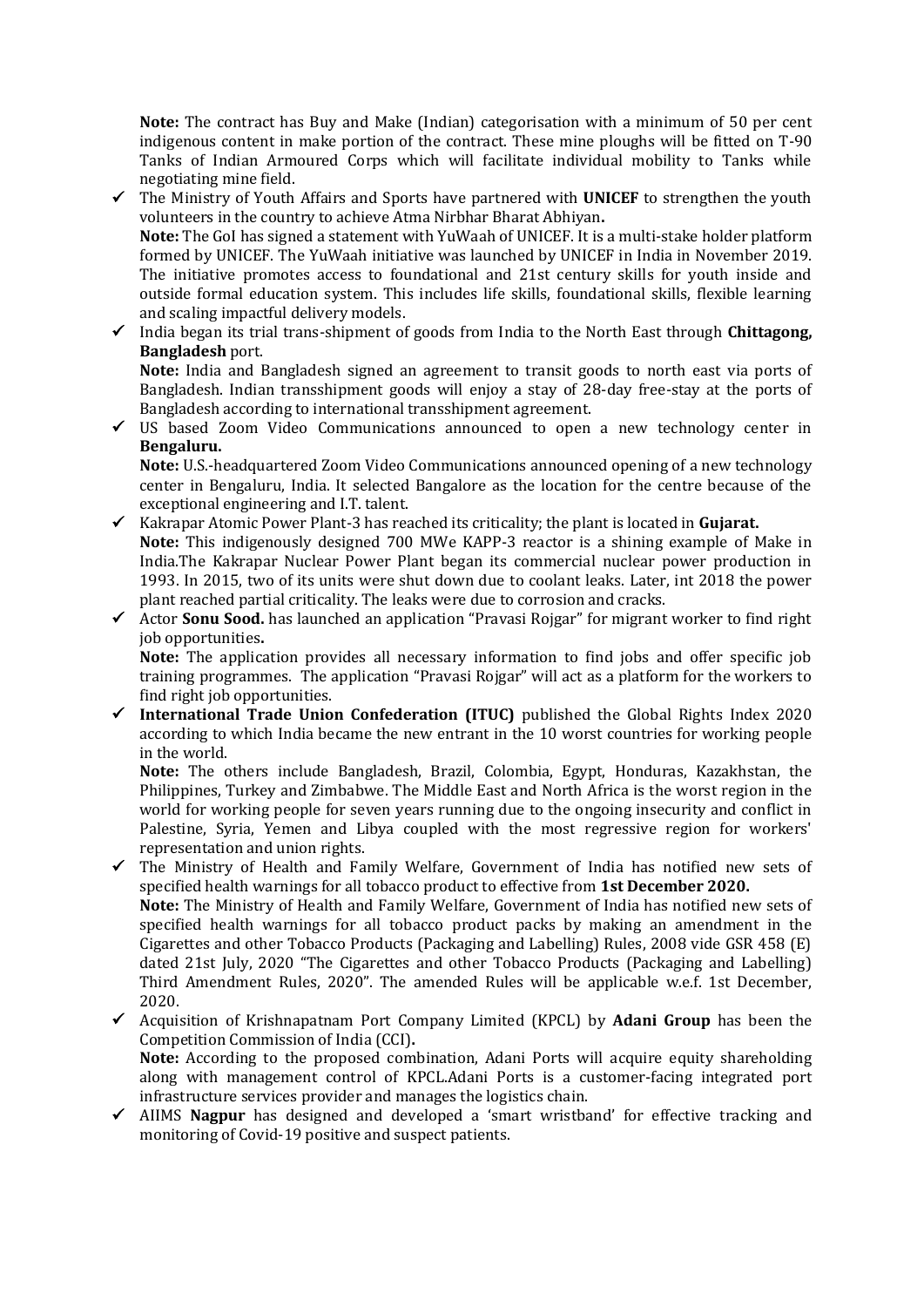**Note:** The contract has Buy and Make (Indian) categorisation with a minimum of 50 per cent indigenous content in make portion of the contract. These mine ploughs will be fitted on T-90 Tanks of Indian Armoured Corps which will facilitate individual mobility to Tanks while negotiating mine field.

- ✓ The Ministry of Youth Affairs and Sports have partnered with **UNICEF** to strengthen the youth volunteers in the country to achieve Atma Nirbhar Bharat Abhiyan**.**
  **Note:** The GoI has signed a statement with YuWaah of UNICEF. It is a multi-stake holder platform formed by UNICEF. The YuWaah initiative was launched by UNICEF in India in November 2019. The initiative promotes access to foundational and 21st century skills for youth inside and outside formal education system. This includes life skills, foundational skills, flexible learning and scaling impactful delivery models.
- ✓ India began its trial trans-shipment of goods from India to the North East through **Chittagong, Bangladesh** port.
  **Note:** India and Bangladesh signed an agreement to transit goods to north east via ports of Bangladesh. Indian transshipment goods will enjoy a stay of 28-day free-stay at the ports of Bangladesh according to international transshipment agreement.
- ✓ US based Zoom Video Communications announced to open a new technology center in **Bengaluru.**
  **Note:** U.S.-headquartered Zoom Video Communications announced opening of a new technology center in Bengaluru, India. It selected Bangalore as the location for the centre because of the exceptional engineering and I.T. talent.
- ✓ Kakrapar Atomic Power Plant-3 has reached its criticality; the plant is located in **Gujarat.**
  **Note:** This indigenously designed 700 MWe KAPP-3 reactor is a shining example of Make in India.The Kakrapar Nuclear Power Plant began its commercial nuclear power production in 1993. In 2015, two of its units were shut down due to coolant leaks. Later, int 2018 the power plant reached partial criticality. The leaks were due to corrosion and cracks.
- ✓ Actor **Sonu Sood.** has launched an application "Pravasi Rojgar" for migrant worker to find right job opportunities**.**
  **Note:** The application provides all necessary information to find jobs and offer specific job training programmes. The application "Pravasi Rojgar" will act as a platform for the workers to find right job opportunities.
- ✓ **International Trade Union Confederation (ITUC)** published the Global Rights Index 2020 according to which India became the new entrant in the 10 worst countries for working people in the world.
  **Note:** The others include Bangladesh, Brazil, Colombia, Egypt, Honduras, Kazakhstan, the Philippines, Turkey and Zimbabwe. The Middle East and North Africa is the worst region in the world for working people for seven years running due to the ongoing insecurity and conflict in Palestine, Syria, Yemen and Libya coupled with the most regressive region for workers' representation and union rights.
- ✓ The Ministry of Health and Family Welfare, Government of India has notified new sets of specified health warnings for all tobacco product to effective from **1st December 2020.**
  **Note:** The Ministry of Health and Family Welfare, Government of India has notified new sets of specified health warnings for all tobacco product packs by making an amendment in the Cigarettes and other Tobacco Products (Packaging and Labelling) Rules, 2008 vide GSR 458 (E) dated 21st July, 2020 "The Cigarettes and other Tobacco Products (Packaging and Labelling) Third Amendment Rules, 2020". The amended Rules will be applicable w.e.f. 1st December, 2020.
- ✓ Acquisition of Krishnapatnam Port Company Limited (KPCL) by **Adani Group** has been the Competition Commission of India (CCI)**.**
  **Note:** According to the proposed combination, Adani Ports will acquire equity shareholding along with management control of KPCL.Adani Ports is a customer-facing integrated port infrastructure services provider and manages the logistics chain.
- ✓ AIIMS **Nagpur** has designed and developed a 'smart wristband' for effective tracking and monitoring of Covid-19 positive and suspect patients.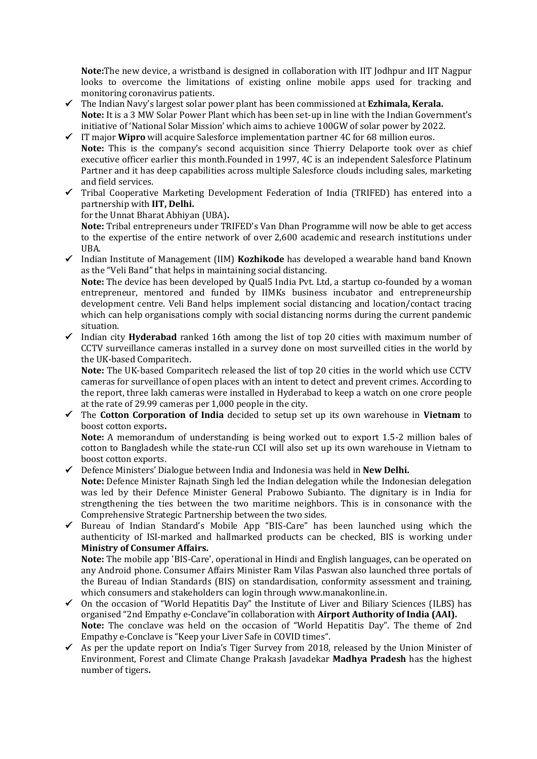**Note:**The new device, a wristband is designed in collaboration with IIT Jodhpur and IIT Nagpur looks to overcome the limitations of existing online mobile apps used for tracking and monitoring coronavirus patients.

- ✓ The Indian Navy's largest solar power plant has been commissioned at **Ezhimala, Kerala.**
  **Note:** It is a 3 MW Solar Power Plant which has been set-up in line with the Indian Government's initiative of 'National Solar Mission' which aims to achieve 100GW of solar power by 2022.
- ✓ IT major **Wipro** will acquire Salesforce implementation partner 4C for 68 million euros.
  **Note:** This is the company's second acquisition since Thierry Delaporte took over as chief executive officer earlier this month.Founded in 1997, 4C is an independent Salesforce Platinum Partner and it has deep capabilities across multiple Salesforce clouds including sales, marketing and field services.
- ✓ Tribal Cooperative Marketing Development Federation of India (TRIFED) has entered into a partnership with **IIT, Delhi.**
  for the Unnat Bharat Abhiyan (UBA)**.**
  **Note:** Tribal entrepreneurs under TRIFED's Van Dhan Programme will now be able to get access to the expertise of the entire network of over 2,600 academic and research institutions under UBA.
- ✓ Indian Institute of Management (IIM) **Kozhikode** has developed a wearable hand band Known as the "Veli Band" that helps in maintaining social distancing.
  **Note:** The device has been developed by Qual5 India Pvt. Ltd, a startup co-founded by a woman entrepreneur, mentored and funded by IIMKs business incubator and entrepreneurship development centre. Veli Band helps implement social distancing and location/contact tracing which can help organisations comply with social distancing norms during the current pandemic situation.
- ✓ Indian city **Hyderabad** ranked 16th among the list of top 20 cities with maximum number of CCTV surveillance cameras installed in a survey done on most surveilled cities in the world by the UK-based Comparitech.
  **Note:** The UK-based Comparitech released the list of top 20 cities in the world which use CCTV cameras for surveillance of open places with an intent to detect and prevent crimes. According to the report, three lakh cameras were installed in Hyderabad to keep a watch on one crore people at the rate of 29.99 cameras per 1,000 people in the city.
- ✓ The **Cotton Corporation of India** decided to setup set up its own warehouse in **Vietnam** to boost cotton exports**.**
  **Note:** A memorandum of understanding is being worked out to export 1.5-2 million bales of cotton to Bangladesh while the state-run CCI will also set up its own warehouse in Vietnam to boost cotton exports.
- ✓ Defence Ministers' Dialogue between India and Indonesia was held in **New Delhi.**
  **Note:** Defence Minister Rajnath Singh led the Indian delegation while the Indonesian delegation was led by their Defence Minister General Prabowo Subianto. The dignitary is in India for strengthening the ties between the two maritime neighbors. This is in consonance with the Comprehensive Strategic Partnership between the two sides.
- ✓ Bureau of Indian Standard's Mobile App "BIS-Care" has been launched using which the authenticity of ISI-marked and hallmarked products can be checked, BIS is working under **Ministry of Consumer Affairs.**
  **Note:** The mobile app 'BIS-Care', operational in Hindi and English languages, can be operated on any Android phone. Consumer Affairs Minister Ram Vilas Paswan also launched three portals of the Bureau of Indian Standards (BIS) on standardisation, conformity assessment and training, which consumers and stakeholders can login through www.manakonline.in.
- ✓ On the occasion of "World Hepatitis Day" the Institute of Liver and Biliary Sciences (ILBS) has organised "2nd Empathy e-Conclave"in collaboration with **Airport Authority of India (AAI).**
  **Note:** The conclave was held on the occasion of "World Hepatitis Day". The theme of 2nd Empathy e-Conclave is "Keep your Liver Safe in COVID times".
- ✓ As per the update report on India's Tiger Survey from 2018, released by the Union Minister of Environment, Forest and Climate Change Prakash Javadekar **Madhya Pradesh** has the highest number of tigers**.**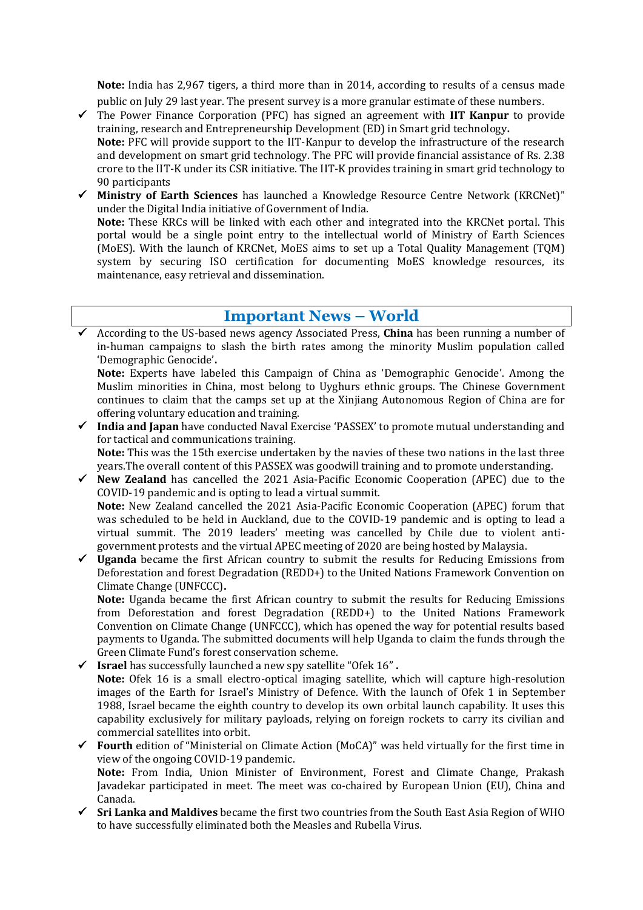**Note:** India has 2,967 tigers, a third more than in 2014, according to results of a census made public on July 29 last year. The present survey is a more granular estimate of these numbers.

- ✓ The Power Finance Corporation (PFC) has signed an agreement with **IIT Kanpur** to provide training, research and Entrepreneurship Development (ED) in Smart grid technology**.**
  **Note:** PFC will provide support to the IIT-Kanpur to develop the infrastructure of the research and development on smart grid technology. The PFC will provide financial assistance of Rs. 2.38 crore to the IIT-K under its CSR initiative. The IIT-K provides training in smart grid technology to 90 participants
- ✓ **Ministry of Earth Sciences** has launched a Knowledge Resource Centre Network (KRCNet)" under the Digital India initiative of Government of India.
  **Note:** These KRCs will be linked with each other and integrated into the KRCNet portal. This portal would be a single point entry to the intellectual world of Ministry of Earth Sciences (MoES). With the launch of KRCNet, MoES aims to set up a Total Quality Management (TQM) system by securing ISO certification for documenting MoES knowledge resources, its maintenance, easy retrieval and dissemination.

## Important News – World

- ✓ According to the US-based news agency Associated Press, **China** has been running a number of in-human campaigns to slash the birth rates among the minority Muslim population called 'Demographic Genocide'**.**
  **Note:** Experts have labeled this Campaign of China as 'Demographic Genocide'. Among the Muslim minorities in China, most belong to Uyghurs ethnic groups. The Chinese Government continues to claim that the camps set up at the Xinjiang Autonomous Region of China are for offering voluntary education and training.
- ✓ **India and Japan** have conducted Naval Exercise 'PASSEX' to promote mutual understanding and for tactical and communications training.
  **Note:** This was the 15th exercise undertaken by the navies of these two nations in the last three years.The overall content of this PASSEX was goodwill training and to promote understanding.
- ✓ **New Zealand** has cancelled the 2021 Asia-Pacific Economic Cooperation (APEC) due to the COVID-19 pandemic and is opting to lead a virtual summit.
  **Note:** New Zealand cancelled the 2021 Asia-Pacific Economic Cooperation (APEC) forum that was scheduled to be held in Auckland, due to the COVID-19 pandemic and is opting to lead a virtual summit. The 2019 leaders' meeting was cancelled by Chile due to violent anti-government protests and the virtual APEC meeting of 2020 are being hosted by Malaysia.
- ✓ **Uganda** became the first African country to submit the results for Reducing Emissions from Deforestation and forest Degradation (REDD+) to the United Nations Framework Convention on Climate Change (UNFCCC)**.**
  **Note:** Uganda became the first African country to submit the results for Reducing Emissions from Deforestation and forest Degradation (REDD+) to the United Nations Framework Convention on Climate Change (UNFCCC), which has opened the way for potential results based payments to Uganda. The submitted documents will help Uganda to claim the funds through the Green Climate Fund's forest conservation scheme.
- ✓ **Israel** has successfully launched a new spy satellite "Ofek 16" **.**
  **Note:** Ofek 16 is a small electro-optical imaging satellite, which will capture high-resolution images of the Earth for Israel's Ministry of Defence. With the launch of Ofek 1 in September 1988, Israel became the eighth country to develop its own orbital launch capability. It uses this capability exclusively for military payloads, relying on foreign rockets to carry its civilian and commercial satellites into orbit.
- ✓ **Fourth** edition of "Ministerial on Climate Action (MoCA)" was held virtually for the first time in view of the ongoing COVID-19 pandemic.
  **Note:** From India, Union Minister of Environment, Forest and Climate Change, Prakash Javadekar participated in meet. The meet was co-chaired by European Union (EU), China and Canada.
- ✓ **Sri Lanka and Maldives** became the first two countries from the South East Asia Region of WHO to have successfully eliminated both the Measles and Rubella Virus.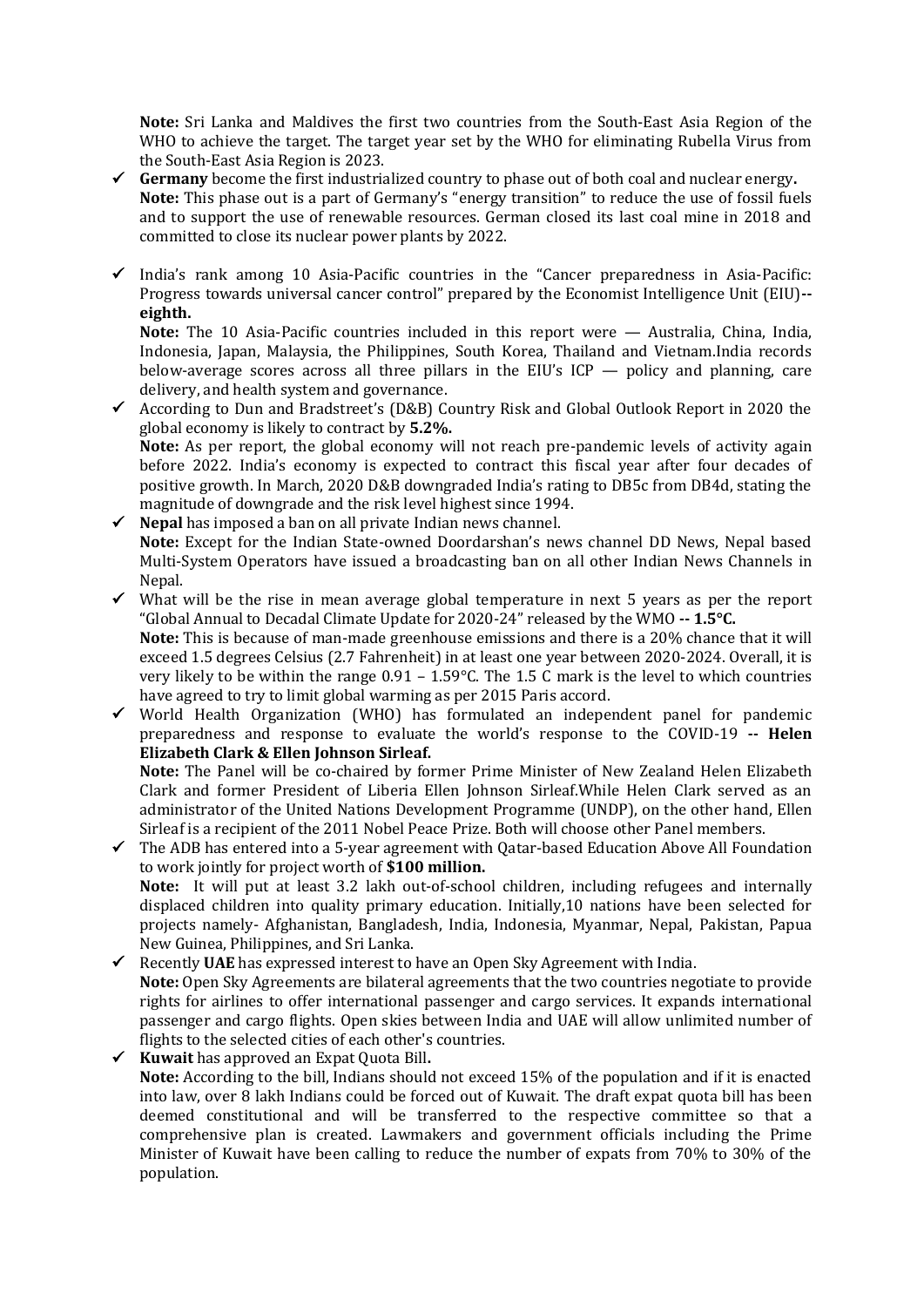**Note:** Sri Lanka and Maldives the first two countries from the South-East Asia Region of the WHO to achieve the target. The target year set by the WHO for eliminating Rubella Virus from the South-East Asia Region is 2023.

- ✓ **Germany** become the first industrialized country to phase out of both coal and nuclear energy**.**
  **Note:** This phase out is a part of Germany's "energy transition" to reduce the use of fossil fuels and to support the use of renewable resources. German closed its last coal mine in 2018 and committed to close its nuclear power plants by 2022.

- ✓ India's rank among 10 Asia-Pacific countries in the "Cancer preparedness in Asia-Pacific: Progress towards universal cancer control" prepared by the Economist Intelligence Unit (EIU)**-- eighth.**
  **Note:** The 10 Asia-Pacific countries included in this report were — Australia, China, India, Indonesia, Japan, Malaysia, the Philippines, South Korea, Thailand and Vietnam.India records below-average scores across all three pillars in the EIU's ICP — policy and planning, care delivery, and health system and governance.
- ✓ According to Dun and Bradstreet's (D&B) Country Risk and Global Outlook Report in 2020 the global economy is likely to contract by **5.2%.**
  **Note:** As per report, the global economy will not reach pre-pandemic levels of activity again before 2022. India's economy is expected to contract this fiscal year after four decades of positive growth. In March, 2020 D&B downgraded India's rating to DB5c from DB4d, stating the magnitude of downgrade and the risk level highest since 1994.
- ✓ **Nepal** has imposed a ban on all private Indian news channel.
  **Note:** Except for the Indian State-owned Doordarshan's news channel DD News, Nepal based Multi-System Operators have issued a broadcasting ban on all other Indian News Channels in Nepal.
- ✓ What will be the rise in mean average global temperature in next 5 years as per the report "Global Annual to Decadal Climate Update for 2020-24" released by the WMO **-- 1.5°C.**
  **Note:** This is because of man-made greenhouse emissions and there is a 20% chance that it will exceed 1.5 degrees Celsius (2.7 Fahrenheit) in at least one year between 2020-2024. Overall, it is very likely to be within the range 0.91 – 1.59°C. The 1.5 C mark is the level to which countries have agreed to try to limit global warming as per 2015 Paris accord.
- ✓ World Health Organization (WHO) has formulated an independent panel for pandemic preparedness and response to evaluate the world's response to the COVID-19 **-- Helen Elizabeth Clark & Ellen Johnson Sirleaf.**
  **Note:** The Panel will be co-chaired by former Prime Minister of New Zealand Helen Elizabeth Clark and former President of Liberia Ellen Johnson Sirleaf.While Helen Clark served as an administrator of the United Nations Development Programme (UNDP), on the other hand, Ellen Sirleaf is a recipient of the 2011 Nobel Peace Prize. Both will choose other Panel members.
- ✓ The ADB has entered into a 5-year agreement with Qatar-based Education Above All Foundation to work jointly for project worth of **$100 million.**
  **Note:** It will put at least 3.2 lakh out-of-school children, including refugees and internally displaced children into quality primary education. Initially,10 nations have been selected for projects namely- Afghanistan, Bangladesh, India, Indonesia, Myanmar, Nepal, Pakistan, Papua New Guinea, Philippines, and Sri Lanka.
- ✓ Recently **UAE** has expressed interest to have an Open Sky Agreement with India.
  **Note:** Open Sky Agreements are bilateral agreements that the two countries negotiate to provide rights for airlines to offer international passenger and cargo services. It expands international passenger and cargo flights. Open skies between India and UAE will allow unlimited number of flights to the selected cities of each other's countries.
- ✓ **Kuwait** has approved an Expat Quota Bill**.**
  **Note:** According to the bill, Indians should not exceed 15% of the population and if it is enacted into law, over 8 lakh Indians could be forced out of Kuwait. The draft expat quota bill has been deemed constitutional and will be transferred to the respective committee so that a comprehensive plan is created. Lawmakers and government officials including the Prime Minister of Kuwait have been calling to reduce the number of expats from 70% to 30% of the population.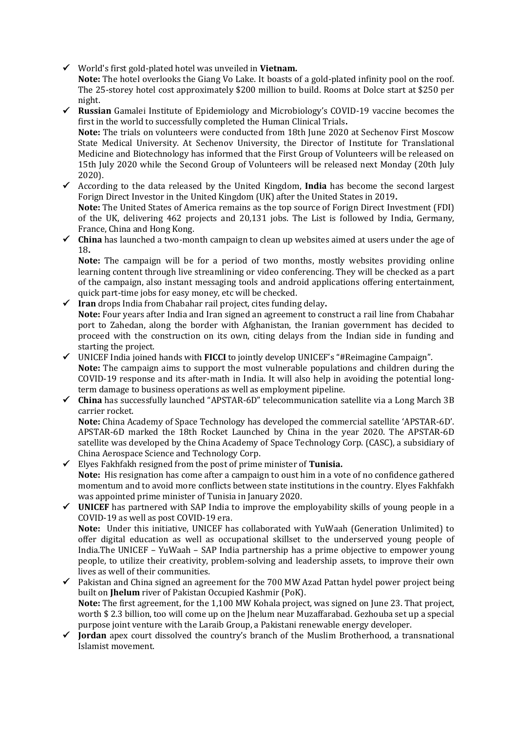- ✓ World's first gold-plated hotel was unveiled in **Vietnam.**
  **Note:** The hotel overlooks the Giang Vo Lake. It boasts of a gold-plated infinity pool on the roof. The 25-storey hotel cost approximately $200 million to build. Rooms at Dolce start at $250 per night.
- ✓ **Russian** Gamalei Institute of Epidemiology and Microbiology's COVID-19 vaccine becomes the first in the world to successfully completed the Human Clinical Trials**.**
  **Note:** The trials on volunteers were conducted from 18th June 2020 at Sechenov First Moscow State Medical University. At Sechenov University, the Director of Institute for Translational Medicine and Biotechnology has informed that the First Group of Volunteers will be released on 15th July 2020 while the Second Group of Volunteers will be released next Monday (20th July 2020).
- ✓ According to the data released by the United Kingdom, **India** has become the second largest Forign Direct Investor in the United Kingdom (UK) after the United States in 2019**.**
  **Note:** The United States of America remains as the top source of Forign Direct Investment (FDI) of the UK, delivering 462 projects and 20,131 jobs. The List is followed by India, Germany, France, China and Hong Kong.
- ✓ **China** has launched a two-month campaign to clean up websites aimed at users under the age of 18**.**
  **Note:** The campaign will be for a period of two months, mostly websites providing online learning content through live streamlining or video conferencing. They will be checked as a part of the campaign, also instant messaging tools and android applications offering entertainment, quick part-time jobs for easy money, etc will be checked.
- ✓ **Iran** drops India from Chabahar rail project, cites funding delay**.**
  **Note:** Four years after India and Iran signed an agreement to construct a rail line from Chabahar port to Zahedan, along the border with Afghanistan, the Iranian government has decided to proceed with the construction on its own, citing delays from the Indian side in funding and starting the project.
- ✓ UNICEF India joined hands with **FICCI** to jointly develop UNICEF's "#Reimagine Campaign".
  **Note:** The campaign aims to support the most vulnerable populations and children during the COVID-19 response and its after-math in India. It will also help in avoiding the potential long-term damage to business operations as well as employment pipeline.
- ✓ **China** has successfully launched "APSTAR-6D" telecommunication satellite via a Long March 3B carrier rocket.
  **Note:** China Academy of Space Technology has developed the commercial satellite 'APSTAR-6D'. APSTAR-6D marked the 18th Rocket Launched by China in the year 2020. The APSTAR-6D satellite was developed by the China Academy of Space Technology Corp. (CASC), a subsidiary of China Aerospace Science and Technology Corp.
- ✓ Elyes Fakhfakh resigned from the post of prime minister of **Tunisia.**
  **Note:** His resignation has come after a campaign to oust him in a vote of no confidence gathered momentum and to avoid more conflicts between state institutions in the country. Elyes Fakhfakh was appointed prime minister of Tunisia in January 2020.
- ✓ **UNICEF** has partnered with SAP India to improve the employability skills of young people in a COVID-19 as well as post COVID-19 era.
  **Note:** Under this initiative, UNICEF has collaborated with YuWaah (Generation Unlimited) to offer digital education as well as occupational skillset to the underserved young people of India.The UNICEF – YuWaah – SAP India partnership has a prime objective to empower young people, to utilize their creativity, problem-solving and leadership assets, to improve their own lives as well of their communities.
- ✓ Pakistan and China signed an agreement for the 700 MW Azad Pattan hydel power project being built on **Jhelum** river of Pakistan Occupied Kashmir (PoK).
  **Note:** The first agreement, for the 1,100 MW Kohala project, was signed on June 23. That project, worth $ 2.3 billion, too will come up on the Jhelum near Muzaffarabad. Gezhouba set up a special purpose joint venture with the Laraib Group, a Pakistani renewable energy developer.
- ✓ **Jordan** apex court dissolved the country's branch of the Muslim Brotherhood, a transnational Islamist movement.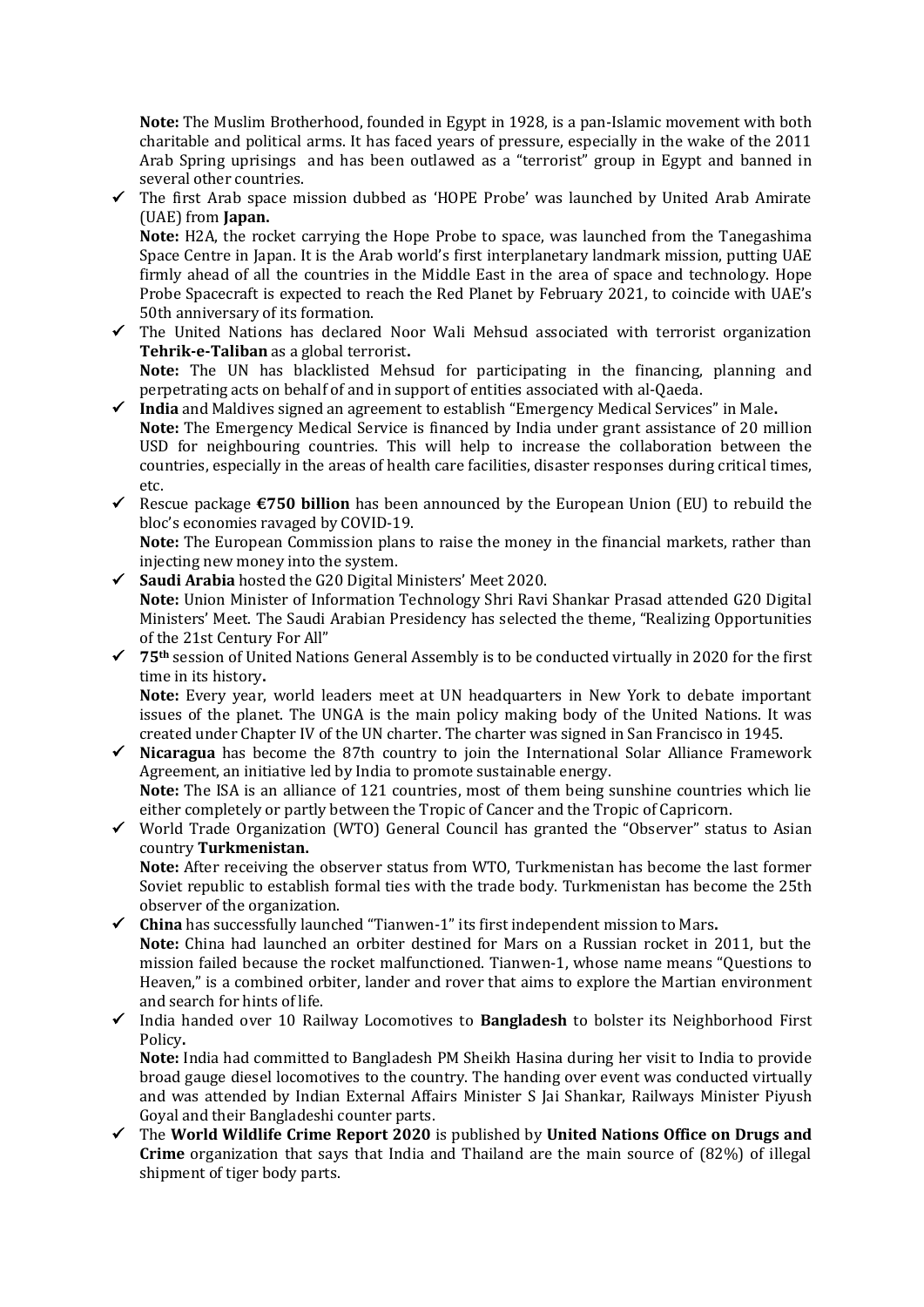**Note:** The Muslim Brotherhood, founded in Egypt in 1928, is a pan-Islamic movement with both charitable and political arms. It has faced years of pressure, especially in the wake of the 2011 Arab Spring uprisings and has been outlawed as a "terrorist" group in Egypt and banned in several other countries.

- ✓ The first Arab space mission dubbed as 'HOPE Probe' was launched by United Arab Amirate (UAE) from **Japan.**
  **Note:** H2A, the rocket carrying the Hope Probe to space, was launched from the Tanegashima Space Centre in Japan. It is the Arab world's first interplanetary landmark mission, putting UAE firmly ahead of all the countries in the Middle East in the area of space and technology. Hope Probe Spacecraft is expected to reach the Red Planet by February 2021, to coincide with UAE's 50th anniversary of its formation.
- ✓ The United Nations has declared Noor Wali Mehsud associated with terrorist organization **Tehrik-e-Taliban** as a global terrorist**.**
  **Note:** The UN has blacklisted Mehsud for participating in the financing, planning and perpetrating acts on behalf of and in support of entities associated with al-Qaeda.
- ✓ **India** and Maldives signed an agreement to establish "Emergency Medical Services" in Male**.**
  **Note:** The Emergency Medical Service is financed by India under grant assistance of 20 million USD for neighbouring countries. This will help to increase the collaboration between the countries, especially in the areas of health care facilities, disaster responses during critical times, etc.
- ✓ Rescue package **€750 billion** has been announced by the European Union (EU) to rebuild the bloc's economies ravaged by COVID-19.
  **Note:** The European Commission plans to raise the money in the financial markets, rather than injecting new money into the system.
- ✓ **Saudi Arabia** hosted the G20 Digital Ministers' Meet 2020.
  **Note:** Union Minister of Information Technology Shri Ravi Shankar Prasad attended G20 Digital Ministers' Meet. The Saudi Arabian Presidency has selected the theme, "Realizing Opportunities of the 21st Century For All"
- ✓ **75th** session of United Nations General Assembly is to be conducted virtually in 2020 for the first time in its history**.**
  **Note:** Every year, world leaders meet at UN headquarters in New York to debate important issues of the planet. The UNGA is the main policy making body of the United Nations. It was created under Chapter IV of the UN charter. The charter was signed in San Francisco in 1945.
- ✓ **Nicaragua** has become the 87th country to join the International Solar Alliance Framework Agreement, an initiative led by India to promote sustainable energy.
  **Note:** The ISA is an alliance of 121 countries, most of them being sunshine countries which lie either completely or partly between the Tropic of Cancer and the Tropic of Capricorn.
- ✓ World Trade Organization (WTO) General Council has granted the "Observer" status to Asian country **Turkmenistan.**
  **Note:** After receiving the observer status from WTO, Turkmenistan has become the last former Soviet republic to establish formal ties with the trade body. Turkmenistan has become the 25th observer of the organization.
- ✓ **China** has successfully launched "Tianwen-1" its first independent mission to Mars**.**
  **Note:** China had launched an orbiter destined for Mars on a Russian rocket in 2011, but the mission failed because the rocket malfunctioned. Tianwen-1, whose name means "Questions to Heaven," is a combined orbiter, lander and rover that aims to explore the Martian environment and search for hints of life.
- ✓ India handed over 10 Railway Locomotives to **Bangladesh** to bolster its Neighborhood First Policy**.**
  **Note:** India had committed to Bangladesh PM Sheikh Hasina during her visit to India to provide broad gauge diesel locomotives to the country. The handing over event was conducted virtually and was attended by Indian External Affairs Minister S Jai Shankar, Railways Minister Piyush Goyal and their Bangladeshi counter parts.
- ✓ The **World Wildlife Crime Report 2020** is published by **United Nations Office on Drugs and Crime** organization that says that India and Thailand are the main source of (82%) of illegal shipment of tiger body parts.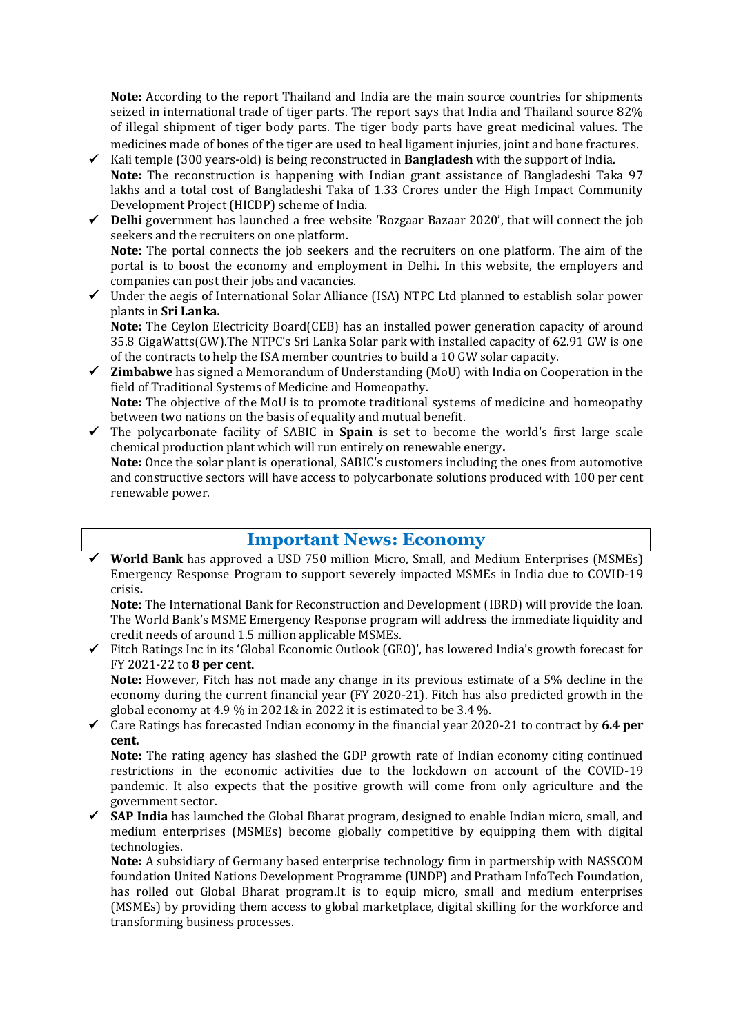**Note:** According to the report Thailand and India are the main source countries for shipments seized in international trade of tiger parts. The report says that India and Thailand source 82% of illegal shipment of tiger body parts. The tiger body parts have great medicinal values. The medicines made of bones of the tiger are used to heal ligament injuries, joint and bone fractures.

- ✓ Kali temple (300 years-old) is being reconstructed in **Bangladesh** with the support of India.
  **Note:** The reconstruction is happening with Indian grant assistance of Bangladeshi Taka 97 lakhs and a total cost of Bangladeshi Taka of 1.33 Crores under the High Impact Community Development Project (HICDP) scheme of India.
- ✓ **Delhi** government has launched a free website 'Rozgaar Bazaar 2020', that will connect the job seekers and the recruiters on one platform.
  **Note:** The portal connects the job seekers and the recruiters on one platform. The aim of the portal is to boost the economy and employment in Delhi. In this website, the employers and companies can post their jobs and vacancies.
- ✓ Under the aegis of International Solar Alliance (ISA) NTPC Ltd planned to establish solar power plants in **Sri Lanka.**
  **Note:** The Ceylon Electricity Board(CEB) has an installed power generation capacity of around 35.8 GigaWatts(GW).The NTPC's Sri Lanka Solar park with installed capacity of 62.91 GW is one of the contracts to help the ISA member countries to build a 10 GW solar capacity.
- ✓ **Zimbabwe** has signed a Memorandum of Understanding (MoU) with India on Cooperation in the field of Traditional Systems of Medicine and Homeopathy.
  **Note:** The objective of the MoU is to promote traditional systems of medicine and homeopathy between two nations on the basis of equality and mutual benefit.
- ✓ The polycarbonate facility of SABIC in **Spain** is set to become the world's first large scale chemical production plant which will run entirely on renewable energy**.**
  **Note:** Once the solar plant is operational, SABIC's customers including the ones from automotive and constructive sectors will have access to polycarbonate solutions produced with 100 per cent renewable power.

## Important News: Economy

- ✓ **World Bank** has approved a USD 750 million Micro, Small, and Medium Enterprises (MSMEs) Emergency Response Program to support severely impacted MSMEs in India due to COVID-19 crisis**.**
  **Note:** The International Bank for Reconstruction and Development (IBRD) will provide the loan. The World Bank's MSME Emergency Response program will address the immediate liquidity and credit needs of around 1.5 million applicable MSMEs.
- ✓ Fitch Ratings Inc in its 'Global Economic Outlook (GEO)', has lowered India's growth forecast for FY 2021-22 to **8 per cent.**
  **Note:** However, Fitch has not made any change in its previous estimate of a 5% decline in the economy during the current financial year (FY 2020-21). Fitch has also predicted growth in the global economy at 4.9 % in 2021& in 2022 it is estimated to be 3.4 %.
- ✓ Care Ratings has forecasted Indian economy in the financial year 2020-21 to contract by **6.4 per cent.**
  **Note:** The rating agency has slashed the GDP growth rate of Indian economy citing continued restrictions in the economic activities due to the lockdown on account of the COVID-19 pandemic. It also expects that the positive growth will come from only agriculture and the government sector.
- ✓ **SAP India** has launched the Global Bharat program, designed to enable Indian micro, small, and medium enterprises (MSMEs) become globally competitive by equipping them with digital technologies.
  **Note:** A subsidiary of Germany based enterprise technology firm in partnership with NASSCOM foundation United Nations Development Programme (UNDP) and Pratham InfoTech Foundation, has rolled out Global Bharat program.It is to equip micro, small and medium enterprises (MSMEs) by providing them access to global marketplace, digital skilling for the workforce and transforming business processes.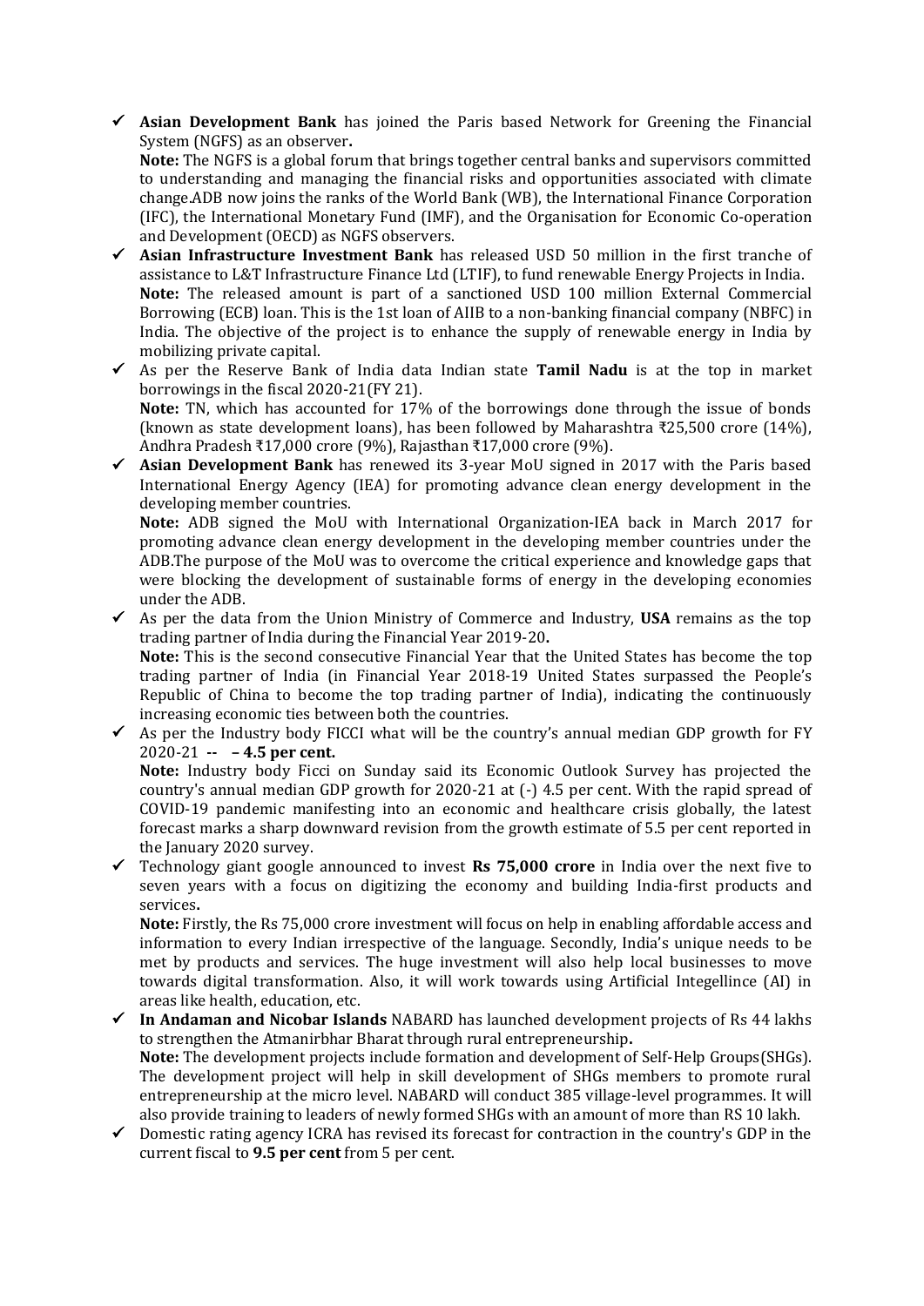- ✓ **Asian Development Bank** has joined the Paris based Network for Greening the Financial System (NGFS) as an observer**.**
  **Note:** The NGFS is a global forum that brings together central banks and supervisors committed to understanding and managing the financial risks and opportunities associated with climate change.ADB now joins the ranks of the World Bank (WB), the International Finance Corporation (IFC), the International Monetary Fund (IMF), and the Organisation for Economic Co-operation and Development (OECD) as NGFS observers.
- ✓ **Asian Infrastructure Investment Bank** has released USD 50 million in the first tranche of assistance to L&T Infrastructure Finance Ltd (LTIF), to fund renewable Energy Projects in India.
  **Note:** The released amount is part of a sanctioned USD 100 million External Commercial Borrowing (ECB) loan. This is the 1st loan of AIIB to a non-banking financial company (NBFC) in India. The objective of the project is to enhance the supply of renewable energy in India by mobilizing private capital.
- ✓ As per the Reserve Bank of India data Indian state **Tamil Nadu** is at the top in market borrowings in the fiscal 2020-21(FY 21).
  **Note:** TN, which has accounted for 17% of the borrowings done through the issue of bonds (known as state development loans), has been followed by Maharashtra ₹25,500 crore (14%), Andhra Pradesh ₹17,000 crore (9%), Rajasthan ₹17,000 crore (9%).
- ✓ **Asian Development Bank** has renewed its 3-year MoU signed in 2017 with the Paris based International Energy Agency (IEA) for promoting advance clean energy development in the developing member countries.
  **Note:** ADB signed the MoU with International Organization-IEA back in March 2017 for promoting advance clean energy development in the developing member countries under the ADB.The purpose of the MoU was to overcome the critical experience and knowledge gaps that were blocking the development of sustainable forms of energy in the developing economies under the ADB.
- ✓ As per the data from the Union Ministry of Commerce and Industry, **USA** remains as the top trading partner of India during the Financial Year 2019-20**.**
  **Note:** This is the second consecutive Financial Year that the United States has become the top trading partner of India (in Financial Year 2018-19 United States surpassed the People's Republic of China to become the top trading partner of India), indicating the continuously increasing economic ties between both the countries.
- ✓ As per the Industry body FICCI what will be the country's annual median GDP growth for FY 2020-21 **-- – 4.5 per cent.**
  **Note:** Industry body Ficci on Sunday said its Economic Outlook Survey has projected the country's annual median GDP growth for 2020-21 at (-) 4.5 per cent. With the rapid spread of COVID-19 pandemic manifesting into an economic and healthcare crisis globally, the latest forecast marks a sharp downward revision from the growth estimate of 5.5 per cent reported in the January 2020 survey.
- ✓ Technology giant google announced to invest **Rs 75,000 crore** in India over the next five to seven years with a focus on digitizing the economy and building India-first products and services**.**
  **Note:** Firstly, the Rs 75,000 crore investment will focus on help in enabling affordable access and information to every Indian irrespective of the language. Secondly, India's unique needs to be met by products and services. The huge investment will also help local businesses to move towards digital transformation. Also, it will work towards using Artificial Integellince (AI) in areas like health, education, etc.
- ✓ **In Andaman and Nicobar Islands** NABARD has launched development projects of Rs 44 lakhs to strengthen the Atmanirbhar Bharat through rural entrepreneurship**.**
  **Note:** The development projects include formation and development of Self-Help Groups(SHGs). The development project will help in skill development of SHGs members to promote rural entrepreneurship at the micro level. NABARD will conduct 385 village-level programmes. It will also provide training to leaders of newly formed SHGs with an amount of more than RS 10 lakh.
- ✓ Domestic rating agency ICRA has revised its forecast for contraction in the country's GDP in the current fiscal to **9.5 per cent** from 5 per cent.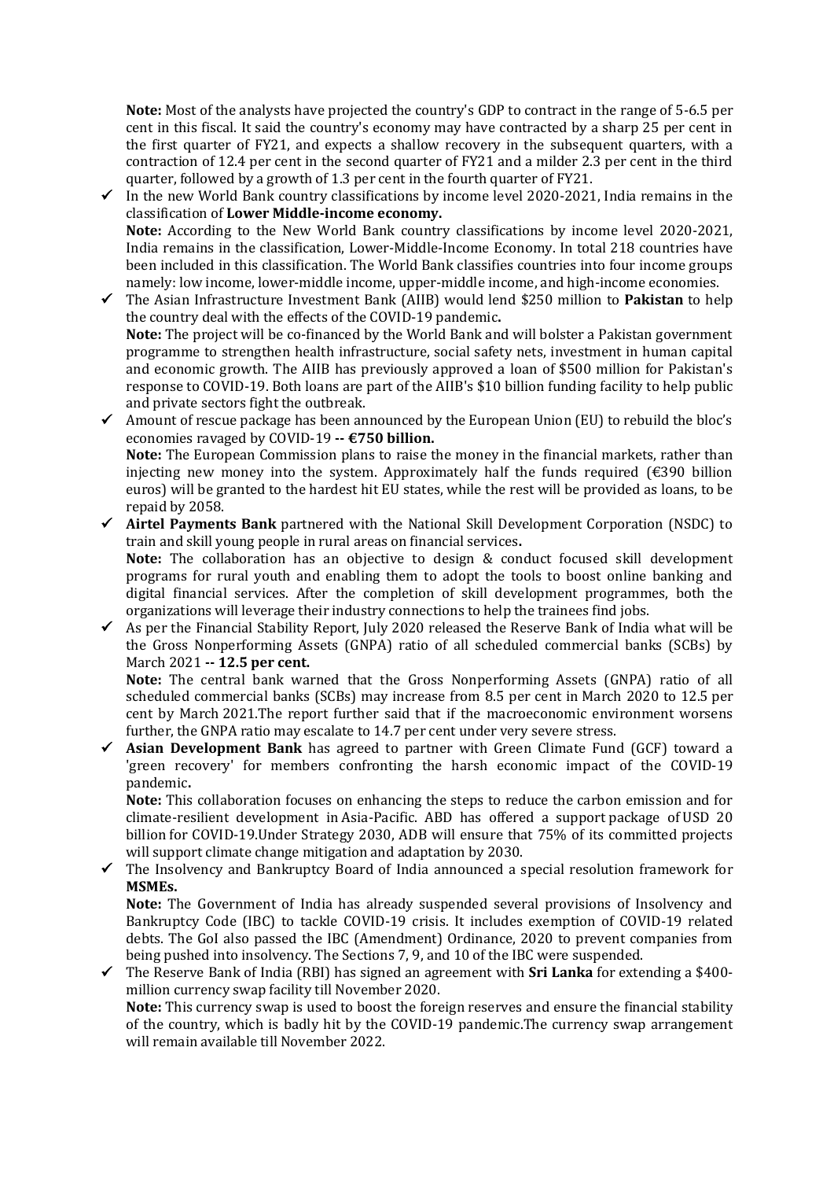**Note:** Most of the analysts have projected the country's GDP to contract in the range of 5-6.5 per cent in this fiscal. It said the country's economy may have contracted by a sharp 25 per cent in the first quarter of FY21, and expects a shallow recovery in the subsequent quarters, with a contraction of 12.4 per cent in the second quarter of FY21 and a milder 2.3 per cent in the third quarter, followed by a growth of 1.3 per cent in the fourth quarter of FY21.

- ✓ In the new World Bank country classifications by income level 2020-2021, India remains in the classification of **Lower Middle-income economy.**
  **Note:** According to the New World Bank country classifications by income level 2020-2021, India remains in the classification, Lower-Middle-Income Economy. In total 218 countries have been included in this classification. The World Bank classifies countries into four income groups namely: low income, lower-middle income, upper-middle income, and high-income economies.
- ✓ The Asian Infrastructure Investment Bank (AIIB) would lend $250 million to **Pakistan** to help the country deal with the effects of the COVID-19 pandemic**.**
  **Note:** The project will be co-financed by the World Bank and will bolster a Pakistan government programme to strengthen health infrastructure, social safety nets, investment in human capital and economic growth. The AIIB has previously approved a loan of $500 million for Pakistan's response to COVID-19. Both loans are part of the AIIB's $10 billion funding facility to help public and private sectors fight the outbreak.
- ✓ Amount of rescue package has been announced by the European Union (EU) to rebuild the bloc's economies ravaged by COVID-19 **-- €750 billion.**
  **Note:** The European Commission plans to raise the money in the financial markets, rather than injecting new money into the system. Approximately half the funds required (€390 billion euros) will be granted to the hardest hit EU states, while the rest will be provided as loans, to be repaid by 2058.
- ✓ **Airtel Payments Bank** partnered with the National Skill Development Corporation (NSDC) to train and skill young people in rural areas on financial services**.**
  **Note:** The collaboration has an objective to design & conduct focused skill development programs for rural youth and enabling them to adopt the tools to boost online banking and digital financial services. After the completion of skill development programmes, both the organizations will leverage their industry connections to help the trainees find jobs.
- ✓ As per the Financial Stability Report, July 2020 released the Reserve Bank of India what will be the Gross Nonperforming Assets (GNPA) ratio of all scheduled commercial banks (SCBs) by March 2021 **-- 12.5 per cent.**
  **Note:** The central bank warned that the Gross Nonperforming Assets (GNPA) ratio of all scheduled commercial banks (SCBs) may increase from 8.5 per cent in March 2020 to 12.5 per cent by March 2021.The report further said that if the macroeconomic environment worsens further, the GNPA ratio may escalate to 14.7 per cent under very severe stress.
- ✓ **Asian Development Bank** has agreed to partner with Green Climate Fund (GCF) toward a 'green recovery' for members confronting the harsh economic impact of the COVID-19 pandemic**.**
  **Note:** This collaboration focuses on enhancing the steps to reduce the carbon emission and for climate-resilient development in Asia-Pacific. ABD has offered a support package of USD 20 billion for COVID-19.Under Strategy 2030, ADB will ensure that 75% of its committed projects will support climate change mitigation and adaptation by 2030.
- ✓ The Insolvency and Bankruptcy Board of India announced a special resolution framework for **MSMEs.**
  **Note:** The Government of India has already suspended several provisions of Insolvency and Bankruptcy Code (IBC) to tackle COVID-19 crisis. It includes exemption of COVID-19 related debts. The GoI also passed the IBC (Amendment) Ordinance, 2020 to prevent companies from being pushed into insolvency. The Sections 7, 9, and 10 of the IBC were suspended.
- ✓ The Reserve Bank of India (RBI) has signed an agreement with **Sri Lanka** for extending a $400-million currency swap facility till November 2020.
  **Note:** This currency swap is used to boost the foreign reserves and ensure the financial stability of the country, which is badly hit by the COVID-19 pandemic.The currency swap arrangement will remain available till November 2022.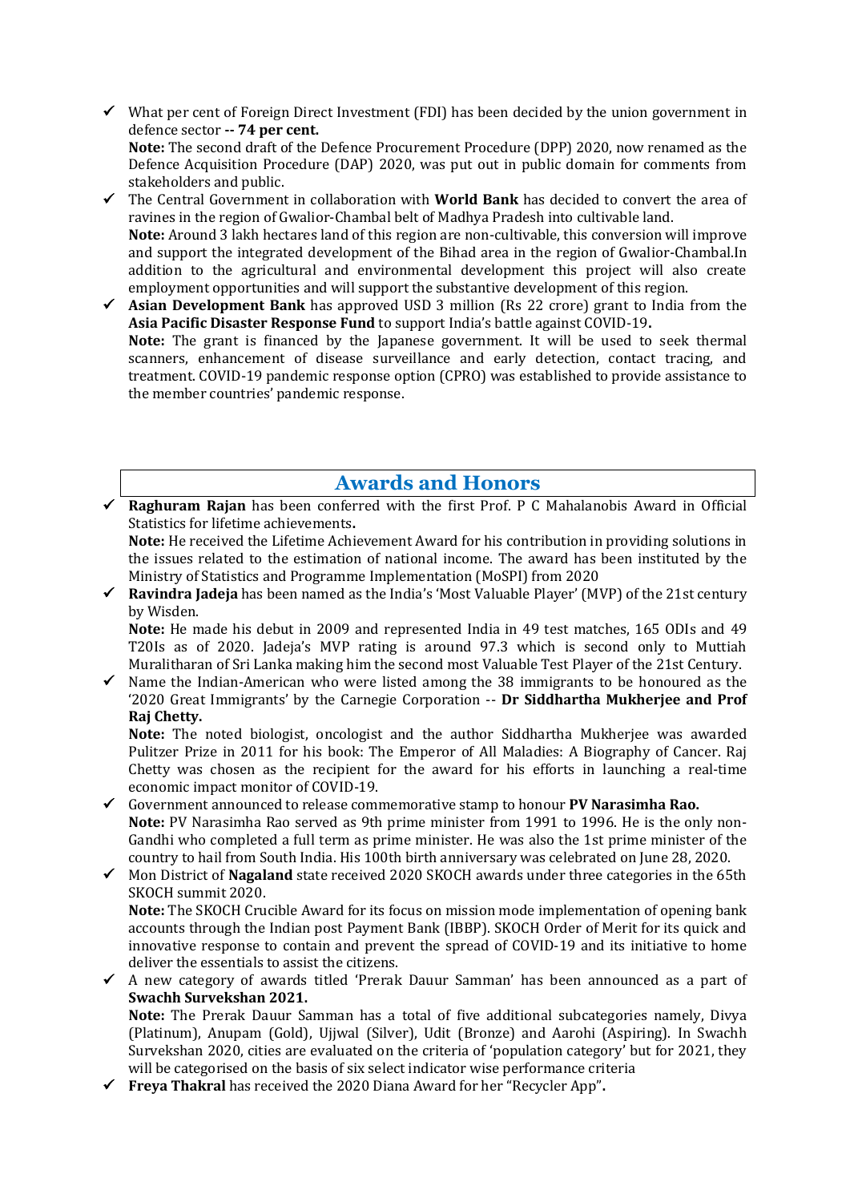- ✓ What per cent of Foreign Direct Investment (FDI) has been decided by the union government in defence sector **-- 74 per cent.**
  **Note:** The second draft of the Defence Procurement Procedure (DPP) 2020, now renamed as the Defence Acquisition Procedure (DAP) 2020, was put out in public domain for comments from stakeholders and public.
- ✓ The Central Government in collaboration with **World Bank** has decided to convert the area of ravines in the region of Gwalior-Chambal belt of Madhya Pradesh into cultivable land.
  **Note:** Around 3 lakh hectares land of this region are non-cultivable, this conversion will improve and support the integrated development of the Bihad area in the region of Gwalior-Chambal.In addition to the agricultural and environmental development this project will also create employment opportunities and will support the substantive development of this region.
- ✓ **Asian Development Bank** has approved USD 3 million (Rs 22 crore) grant to India from the **Asia Pacific Disaster Response Fund** to support India's battle against COVID-19**.**
  **Note:** The grant is financed by the Japanese government. It will be used to seek thermal scanners, enhancement of disease surveillance and early detection, contact tracing, and treatment. COVID-19 pandemic response option (CPRO) was established to provide assistance to the member countries' pandemic response.

## Awards and Honors

- ✓ **Raghuram Rajan** has been conferred with the first Prof. P C Mahalanobis Award in Official Statistics for lifetime achievements**.**
  **Note:** He received the Lifetime Achievement Award for his contribution in providing solutions in the issues related to the estimation of national income. The award has been instituted by the Ministry of Statistics and Programme Implementation (MoSPI) from 2020
- ✓ **Ravindra Jadeja** has been named as the India's 'Most Valuable Player' (MVP) of the 21st century by Wisden.
  **Note:** He made his debut in 2009 and represented India in 49 test matches, 165 ODIs and 49 T20Is as of 2020. Jadeja's MVP rating is around 97.3 which is second only to Muttiah Muralitharan of Sri Lanka making him the second most Valuable Test Player of the 21st Century.
- ✓ Name the Indian-American who were listed among the 38 immigrants to be honoured as the '2020 Great Immigrants' by the Carnegie Corporation -- **Dr Siddhartha Mukherjee and Prof Raj Chetty.**
  **Note:** The noted biologist, oncologist and the author Siddhartha Mukherjee was awarded Pulitzer Prize in 2011 for his book: The Emperor of All Maladies: A Biography of Cancer. Raj Chetty was chosen as the recipient for the award for his efforts in launching a real-time economic impact monitor of COVID-19.
- ✓ Government announced to release commemorative stamp to honour **PV Narasimha Rao.**
  **Note:** PV Narasimha Rao served as 9th prime minister from 1991 to 1996. He is the only non-Gandhi who completed a full term as prime minister. He was also the 1st prime minister of the country to hail from South India. His 100th birth anniversary was celebrated on June 28, 2020.
- ✓ Mon District of **Nagaland** state received 2020 SKOCH awards under three categories in the 65th SKOCH summit 2020.
  **Note:** The SKOCH Crucible Award for its focus on mission mode implementation of opening bank accounts through the Indian post Payment Bank (IBBP). SKOCH Order of Merit for its quick and innovative response to contain and prevent the spread of COVID-19 and its initiative to home deliver the essentials to assist the citizens.
- ✓ A new category of awards titled 'Prerak Dauur Samman' has been announced as a part of **Swachh Survekshan 2021.**
  **Note:** The Prerak Dauur Samman has a total of five additional subcategories namely, Divya (Platinum), Anupam (Gold), Ujjwal (Silver), Udit (Bronze) and Aarohi (Aspiring). In Swachh Survekshan 2020, cities are evaluated on the criteria of 'population category' but for 2021, they will be categorised on the basis of six select indicator wise performance criteria
- ✓ **Freya Thakral** has received the 2020 Diana Award for her "Recycler App"**.**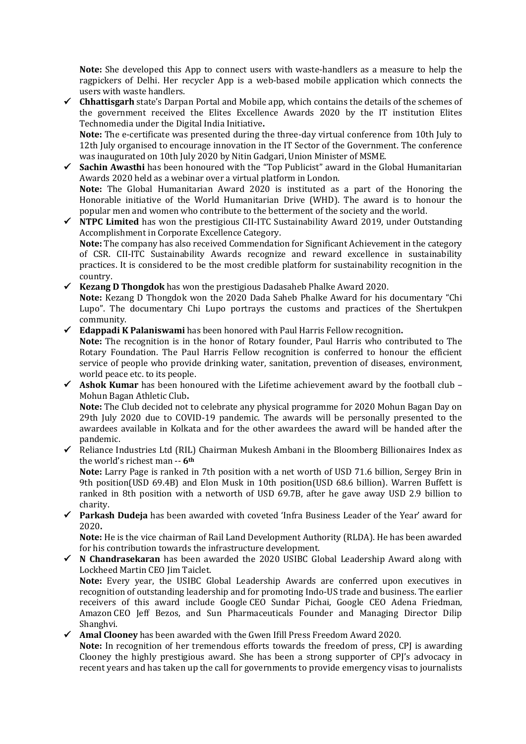**Note:** She developed this App to connect users with waste-handlers as a measure to help the ragpickers of Delhi. Her recycler App is a web-based mobile application which connects the users with waste handlers.

- ✓ **Chhattisgarh** state's Darpan Portal and Mobile app, which contains the details of the schemes of the government received the Elites Excellence Awards 2020 by the IT institution Elites Technomedia under the Digital India Initiative**.**
  **Note:** The e-certificate was presented during the three-day virtual conference from 10th July to 12th July organised to encourage innovation in the IT Sector of the Government. The conference was inaugurated on 10th July 2020 by Nitin Gadgari, Union Minister of MSME.
- ✓ **Sachin Awasthi** has been honoured with the "Top Publicist" award in the Global Humanitarian Awards 2020 held as a webinar over a virtual platform in London.
  **Note:** The Global Humanitarian Award 2020 is instituted as a part of the Honoring the Honorable initiative of the World Humanitarian Drive (WHD). The award is to honour the popular men and women who contribute to the betterment of the society and the world.
- ✓ **NTPC Limited** has won the prestigious CII-ITC Sustainability Award 2019, under Outstanding Accomplishment in Corporate Excellence Category.
  **Note:** The company has also received Commendation for Significant Achievement in the category of CSR. CII-ITC Sustainability Awards recognize and reward excellence in sustainability practices. It is considered to be the most credible platform for sustainability recognition in the country.
- ✓ **Kezang D Thongdok** has won the prestigious Dadasaheb Phalke Award 2020.
  **Note:** Kezang D Thongdok won the 2020 Dada Saheb Phalke Award for his documentary "Chi Lupo". The documentary Chi Lupo portrays the customs and practices of the Shertukpen community.
- ✓ **Edappadi K Palaniswami** has been honored with Paul Harris Fellow recognition**.**
  **Note:** The recognition is in the honor of Rotary founder, Paul Harris who contributed to The Rotary Foundation. The Paul Harris Fellow recognition is conferred to honour the efficient service of people who provide drinking water, sanitation, prevention of diseases, environment, world peace etc. to its people.
- ✓ **Ashok Kumar** has been honoured with the Lifetime achievement award by the football club – Mohun Bagan Athletic Club**.**
  **Note:** The Club decided not to celebrate any physical programme for 2020 Mohun Bagan Day on 29th July 2020 due to COVID-19 pandemic. The awards will be personally presented to the awardees available in Kolkata and for the other awardees the award will be handed after the pandemic.
- ✓ Reliance Industries Ltd (RIL) Chairman Mukesh Ambani in the Bloomberg Billionaires Index as the world's richest man -- **6th**
  **Note:** Larry Page is ranked in 7th position with a net worth of USD 71.6 billion, Sergey Brin in 9th position(USD 69.4B) and Elon Musk in 10th position(USD 68.6 billion). Warren Buffett is ranked in 8th position with a networth of USD 69.7B, after he gave away USD 2.9 billion to charity.
- ✓ **Parkash Dudeja** has been awarded with coveted 'Infra Business Leader of the Year' award for 2020**.**
  **Note:** He is the vice chairman of Rail Land Development Authority (RLDA). He has been awarded for his contribution towards the infrastructure development.
- ✓ **N Chandrasekaran** has been awarded the 2020 USIBC Global Leadership Award along with Lockheed Martin CEO Jim Taiclet.
  **Note:** Every year, the USIBC Global Leadership Awards are conferred upon executives in recognition of outstanding leadership and for promoting Indo-US trade and business. The earlier receivers of this award include Google CEO Sundar Pichai, Google CEO Adena Friedman, Amazon CEO Jeff Bezos, and Sun Pharmaceuticals Founder and Managing Director Dilip Shanghvi.
- ✓ **Amal Clooney** has been awarded with the Gwen Ifill Press Freedom Award 2020.
  **Note:** In recognition of her tremendous efforts towards the freedom of press, CPJ is awarding Clooney the highly prestigious award. She has been a strong supporter of CPJ's advocacy in recent years and has taken up the call for governments to provide emergency visas to journalists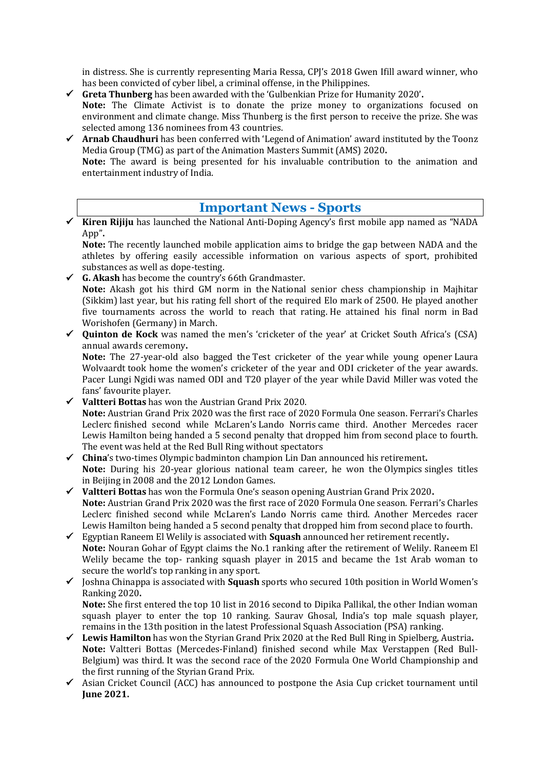in distress. She is currently representing Maria Ressa, CPJ's 2018 Gwen Ifill award winner, who has been convicted of cyber libel, a criminal offense, in the Philippines.

- ✓ **Greta Thunberg** has been awarded with the 'Gulbenkian Prize for Humanity 2020'**.**
  **Note:** The Climate Activist is to donate the prize money to organizations focused on environment and climate change. Miss Thunberg is the first person to receive the prize. She was selected among 136 nominees from 43 countries.
- ✓ **Arnab Chaudhuri** has been conferred with 'Legend of Animation' award instituted by the Toonz Media Group (TMG) as part of the Animation Masters Summit (AMS) 2020**.**
  **Note:** The award is being presented for his invaluable contribution to the animation and entertainment industry of India.

## Important News - Sports

- ✓ **Kiren Rijiju** has launched the National Anti-Doping Agency's first mobile app named as "NADA App"**.**
  **Note:** The recently launched mobile application aims to bridge the gap between NADA and the athletes by offering easily accessible information on various aspects of sport, prohibited substances as well as dope-testing.
- ✓ **G. Akash** has become the country's 66th Grandmaster.
  **Note:** Akash got his third GM norm in the National senior chess championship in Majhitar (Sikkim) last year, but his rating fell short of the required Elo mark of 2500. He played another five tournaments across the world to reach that rating. He attained his final norm in Bad Worishofen (Germany) in March.
- ✓ **Quinton de Kock** was named the men's 'cricketer of the year' at Cricket South Africa's (CSA) annual awards ceremony**.**
  **Note:** The 27-year-old also bagged the Test cricketer of the year while young opener Laura Wolvaardt took home the women's cricketer of the year and ODI cricketer of the year awards. Pacer Lungi Ngidi was named ODI and T20 player of the year while David Miller was voted the fans' favourite player.
- ✓ **Valtteri Bottas** has won the Austrian Grand Prix 2020.
  **Note:** Austrian Grand Prix 2020 was the first race of 2020 Formula One season. Ferrari's Charles Leclerc finished second while McLaren's Lando Norris came third. Another Mercedes racer Lewis Hamilton being handed a 5 second penalty that dropped him from second place to fourth. The event was held at the Red Bull Ring without spectators
- ✓ **China**'s two-times Olympic badminton champion Lin Dan announced his retirement**.**
  **Note:** During his 20-year glorious national team career, he won the Olympics singles titles in Beijing in 2008 and the 2012 London Games.
- ✓ **Valtteri Bottas** has won the Formula One's season opening Austrian Grand Prix 2020**.**
  **Note:** Austrian Grand Prix 2020 was the first race of 2020 Formula One season. Ferrari's Charles Leclerc finished second while McLaren's Lando Norris came third. Another Mercedes racer Lewis Hamilton being handed a 5 second penalty that dropped him from second place to fourth.
- ✓ Egyptian Raneem El Welily is associated with **Squash** announced her retirement recently**.**
  **Note:** Nouran Gohar of Egypt claims the No.1 ranking after the retirement of Welily. Raneem El Welily became the top- ranking squash player in 2015 and became the 1st Arab woman to secure the world's top ranking in any sport.
- ✓ Joshna Chinappa is associated with **Squash** sports who secured 10th position in World Women's Ranking 2020**.**
  **Note:** She first entered the top 10 list in 2016 second to Dipika Pallikal, the other Indian woman squash player to enter the top 10 ranking. Saurav Ghosal, India's top male squash player, remains in the 13th position in the latest Professional Squash Association (PSA) ranking.
- ✓ **Lewis Hamilton** has won the Styrian Grand Prix 2020 at the Red Bull Ring in Spielberg, Austria**.**
  **Note:** Valtteri Bottas (Mercedes-Finland) finished second while Max Verstappen (Red Bull-Belgium) was third. It was the second race of the 2020 Formula One World Championship and the first running of the Styrian Grand Prix.
- ✓ Asian Cricket Council (ACC) has announced to postpone the Asia Cup cricket tournament until **June 2021.**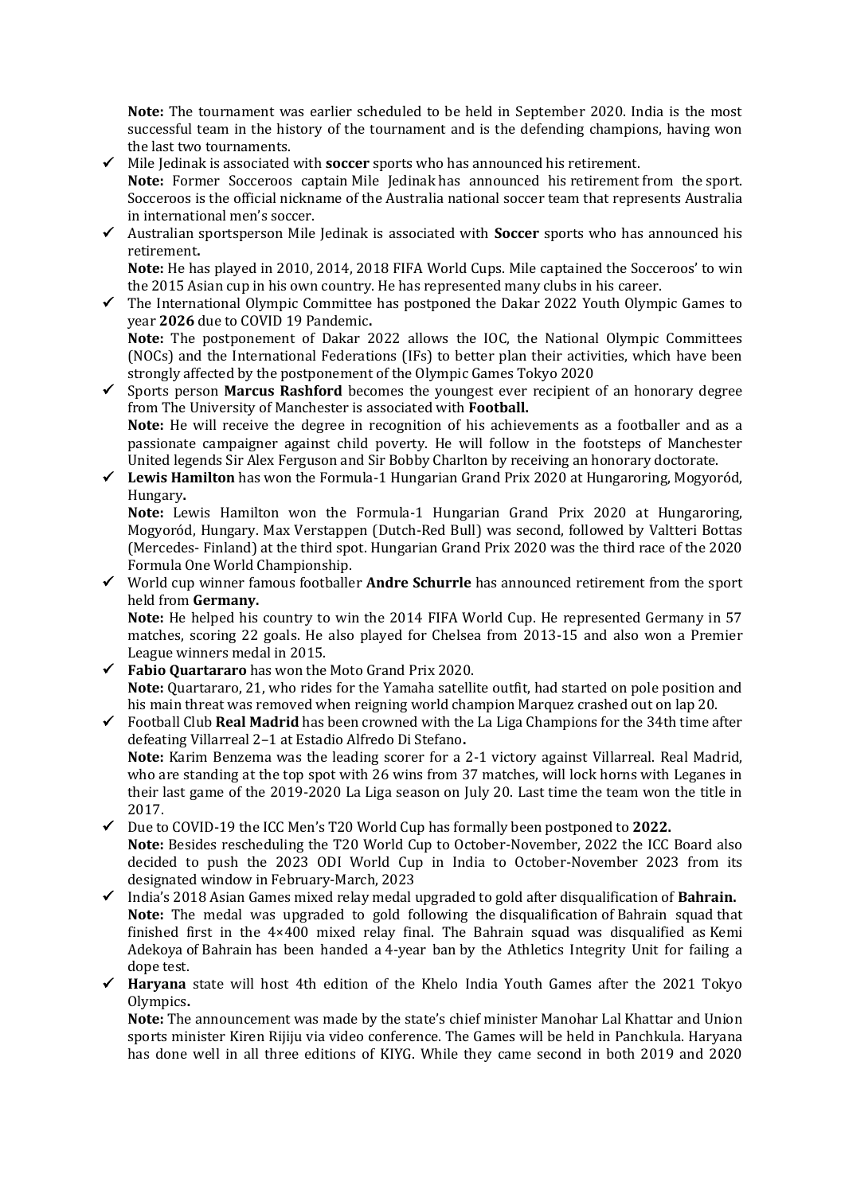**Note:** The tournament was earlier scheduled to be held in September 2020. India is the most successful team in the history of the tournament and is the defending champions, having won the last two tournaments.

- ✓ Mile Jedinak is associated with **soccer** sports who has announced his retirement.
  **Note:** Former Socceroos captain Mile Jedinak has announced his retirement from the sport. Socceroos is the official nickname of the Australia national soccer team that represents Australia in international men's soccer.
- ✓ Australian sportsperson Mile Jedinak is associated with **Soccer** sports who has announced his retirement**.**
  **Note:** He has played in 2010, 2014, 2018 FIFA World Cups. Mile captained the Socceroos' to win the 2015 Asian cup in his own country. He has represented many clubs in his career.
- ✓ The International Olympic Committee has postponed the Dakar 2022 Youth Olympic Games to year **2026** due to COVID 19 Pandemic**.**
  **Note:** The postponement of Dakar 2022 allows the IOC, the National Olympic Committees (NOCs) and the International Federations (IFs) to better plan their activities, which have been strongly affected by the postponement of the Olympic Games Tokyo 2020
- ✓ Sports person **Marcus Rashford** becomes the youngest ever recipient of an honorary degree from The University of Manchester is associated with **Football.**
  **Note:** He will receive the degree in recognition of his achievements as a footballer and as a passionate campaigner against child poverty. He will follow in the footsteps of Manchester United legends Sir Alex Ferguson and Sir Bobby Charlton by receiving an honorary doctorate.
- ✓ **Lewis Hamilton** has won the Formula-1 Hungarian Grand Prix 2020 at Hungaroring, Mogyoród, Hungary**.**
  **Note:** Lewis Hamilton won the Formula-1 Hungarian Grand Prix 2020 at Hungaroring, Mogyoród, Hungary. Max Verstappen (Dutch-Red Bull) was second, followed by Valtteri Bottas (Mercedes- Finland) at the third spot. Hungarian Grand Prix 2020 was the third race of the 2020 Formula One World Championship.
- ✓ World cup winner famous footballer **Andre Schurrle** has announced retirement from the sport held from **Germany.**
  **Note:** He helped his country to win the 2014 FIFA World Cup. He represented Germany in 57 matches, scoring 22 goals. He also played for Chelsea from 2013-15 and also won a Premier League winners medal in 2015.
- ✓ **Fabio Quartararo** has won the Moto Grand Prix 2020.
  **Note:** Quartararo, 21, who rides for the Yamaha satellite outfit, had started on pole position and his main threat was removed when reigning world champion Marquez crashed out on lap 20.
- ✓ Football Club **Real Madrid** has been crowned with the La Liga Champions for the 34th time after defeating Villarreal 2–1 at Estadio Alfredo Di Stefano**.**
  **Note:** Karim Benzema was the leading scorer for a 2-1 victory against Villarreal. Real Madrid, who are standing at the top spot with 26 wins from 37 matches, will lock horns with Leganes in their last game of the 2019-2020 La Liga season on July 20. Last time the team won the title in 2017.
- ✓ Due to COVID-19 the ICC Men's T20 World Cup has formally been postponed to **2022.**
  **Note:** Besides rescheduling the T20 World Cup to October-November, 2022 the ICC Board also decided to push the 2023 ODI World Cup in India to October-November 2023 from its designated window in February-March, 2023
- ✓ India's 2018 Asian Games mixed relay medal upgraded to gold after disqualification of **Bahrain.**
  **Note:** The medal was upgraded to gold following the disqualification of Bahrain squad that finished first in the 4×400 mixed relay final. The Bahrain squad was disqualified as Kemi Adekoya of Bahrain has been handed a 4-year ban by the Athletics Integrity Unit for failing a dope test.
- ✓ **Haryana** state will host 4th edition of the Khelo India Youth Games after the 2021 Tokyo Olympics**.**
  **Note:** The announcement was made by the state's chief minister Manohar Lal Khattar and Union sports minister Kiren Rijiju via video conference. The Games will be held in Panchkula. Haryana has done well in all three editions of KIYG. While they came second in both 2019 and 2020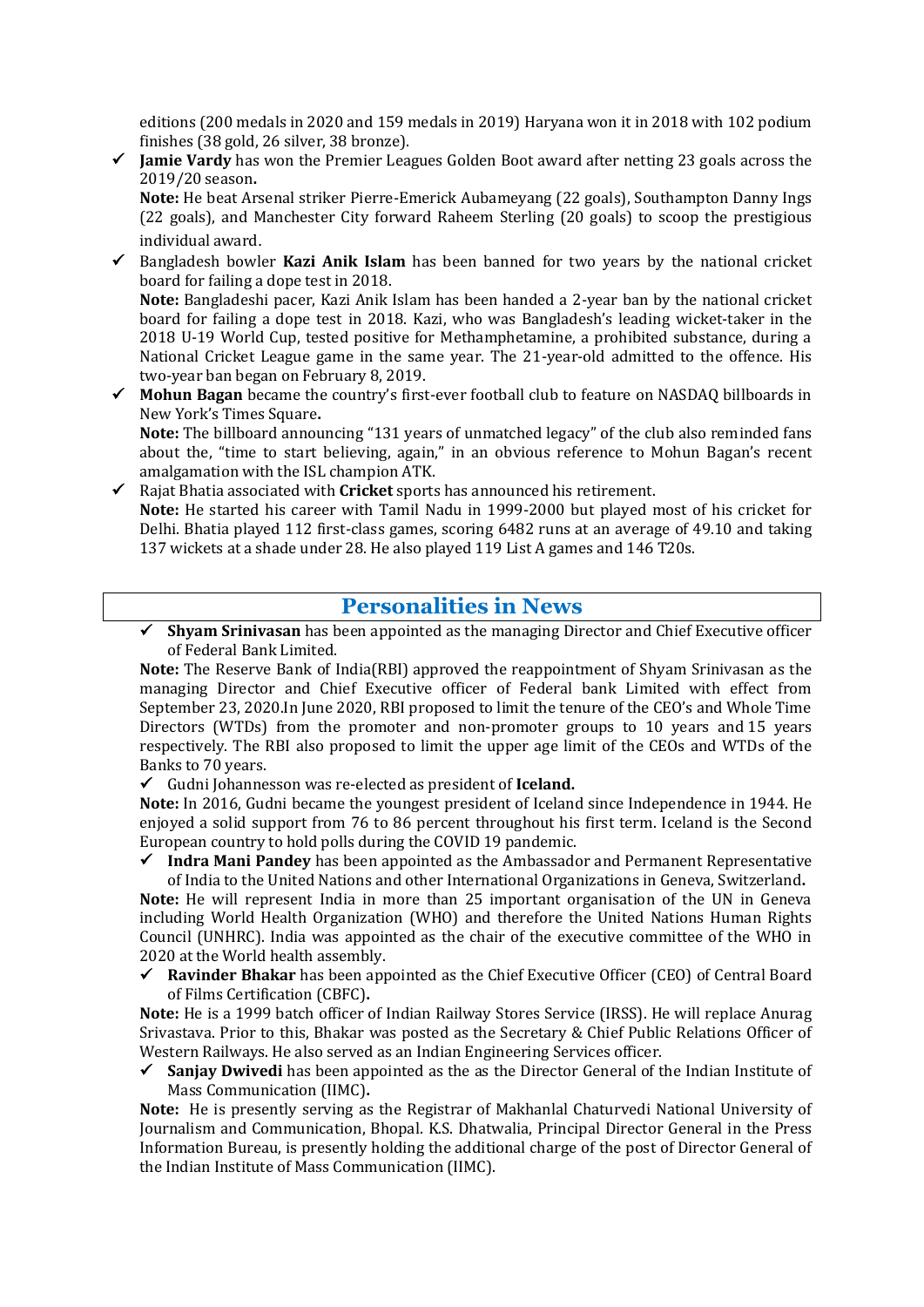editions (200 medals in 2020 and 159 medals in 2019) Haryana won it in 2018 with 102 podium finishes (38 gold, 26 silver, 38 bronze).

- ✓ **Jamie Vardy** has won the Premier Leagues Golden Boot award after netting 23 goals across the 2019/20 season**.**

  **Note:** He beat Arsenal striker Pierre-Emerick Aubameyang (22 goals), Southampton Danny Ings (22 goals), and Manchester City forward Raheem Sterling (20 goals) to scoop the prestigious individual award.

- ✓ Bangladesh bowler **Kazi Anik Islam** has been banned for two years by the national cricket board for failing a dope test in 2018.

  **Note:** Bangladeshi pacer, Kazi Anik Islam has been handed a 2-year ban by the national cricket board for failing a dope test in 2018. Kazi, who was Bangladesh's leading wicket-taker in the 2018 U-19 World Cup, tested positive for Methamphetamine, a prohibited substance, during a National Cricket League game in the same year. The 21-year-old admitted to the offence. His two-year ban began on February 8, 2019.

- ✓ **Mohun Bagan** became the country's first-ever football club to feature on NASDAQ billboards in New York's Times Square**.**

  **Note:** The billboard announcing "131 years of unmatched legacy" of the club also reminded fans about the, "time to start believing, again," in an obvious reference to Mohun Bagan's recent amalgamation with the ISL champion ATK.

- ✓ Rajat Bhatia associated with **Cricket** sports has announced his retirement.

  **Note:** He started his career with Tamil Nadu in 1999-2000 but played most of his cricket for Delhi. Bhatia played 112 first-class games, scoring 6482 runs at an average of 49.10 and taking 137 wickets at a shade under 28. He also played 119 List A games and 146 T20s.

## Personalities in News

- ✓ **Shyam Srinivasan** has been appointed as the managing Director and Chief Executive officer of Federal Bank Limited.

  **Note:** The Reserve Bank of India(RBI) approved the reappointment of Shyam Srinivasan as the managing Director and Chief Executive officer of Federal bank Limited with effect from September 23, 2020.In June 2020, RBI proposed to limit the tenure of the CEO's and Whole Time Directors (WTDs) from the promoter and non-promoter groups to 10 years and 15 years respectively. The RBI also proposed to limit the upper age limit of the CEOs and WTDs of the Banks to 70 years.

- ✓ Gudni Johannesson was re-elected as president of **Iceland.**

  **Note:** In 2016, Gudni became the youngest president of Iceland since Independence in 1944. He enjoyed a solid support from 76 to 86 percent throughout his first term. Iceland is the Second European country to hold polls during the COVID 19 pandemic.

- ✓ **Indra Mani Pandey** has been appointed as the Ambassador and Permanent Representative of India to the United Nations and other International Organizations in Geneva, Switzerland**.**

  **Note:** He will represent India in more than 25 important organisation of the UN in Geneva including World Health Organization (WHO) and therefore the United Nations Human Rights Council (UNHRC). India was appointed as the chair of the executive committee of the WHO in 2020 at the World health assembly.

- ✓ **Ravinder Bhakar** has been appointed as the Chief Executive Officer (CEO) of Central Board of Films Certification (CBFC)**.**

  **Note:** He is a 1999 batch officer of Indian Railway Stores Service (IRSS). He will replace Anurag Srivastava. Prior to this, Bhakar was posted as the Secretary & Chief Public Relations Officer of Western Railways. He also served as an Indian Engineering Services officer.

- ✓ **Sanjay Dwivedi** has been appointed as the as the Director General of the Indian Institute of Mass Communication (IIMC)**.**

  **Note:** He is presently serving as the Registrar of Makhanlal Chaturvedi National University of Journalism and Communication, Bhopal. K.S. Dhatwalia, Principal Director General in the Press Information Bureau, is presently holding the additional charge of the post of Director General of the Indian Institute of Mass Communication (IIMC).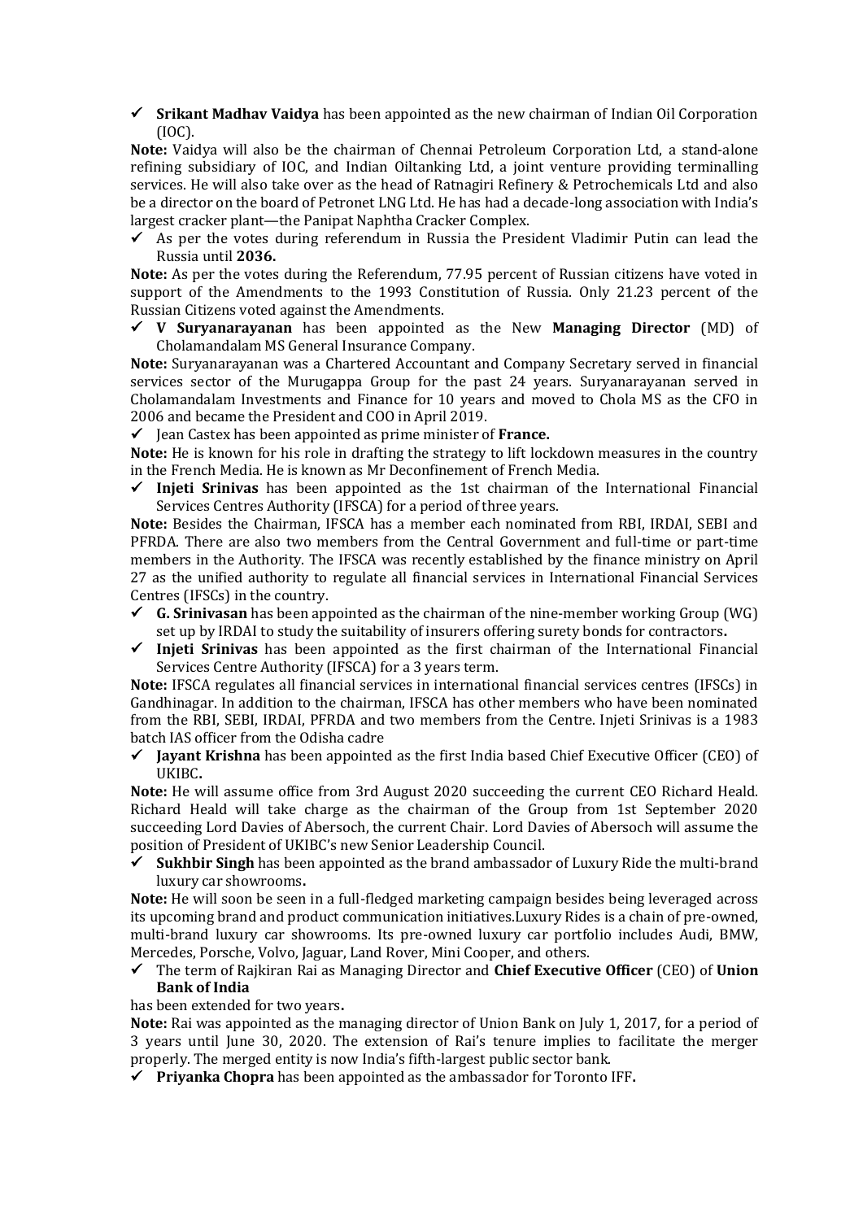- ✓ **Srikant Madhav Vaidya** has been appointed as the new chairman of Indian Oil Corporation (IOC).

**Note:** Vaidya will also be the chairman of Chennai Petroleum Corporation Ltd, a stand-alone refining subsidiary of IOC, and Indian Oiltanking Ltd, a joint venture providing terminalling services. He will also take over as the head of Ratnagiri Refinery & Petrochemicals Ltd and also be a director on the board of Petronet LNG Ltd. He has had a decade-long association with India's largest cracker plant—the Panipat Naphtha Cracker Complex.

- ✓ As per the votes during referendum in Russia the President Vladimir Putin can lead the Russia until **2036.**

**Note:** As per the votes during the Referendum, 77.95 percent of Russian citizens have voted in support of the Amendments to the 1993 Constitution of Russia. Only 21.23 percent of the Russian Citizens voted against the Amendments.

- ✓ **V Suryanarayanan** has been appointed as the New **Managing Director** (MD) of Cholamandalam MS General Insurance Company.

**Note:** Suryanarayanan was a Chartered Accountant and Company Secretary served in financial services sector of the Murugappa Group for the past 24 years. Suryanarayanan served in Cholamandalam Investments and Finance for 10 years and moved to Chola MS as the CFO in 2006 and became the President and COO in April 2019.

- ✓ Jean Castex has been appointed as prime minister of **France.**

**Note:** He is known for his role in drafting the strategy to lift lockdown measures in the country in the French Media. He is known as Mr Deconfinement of French Media.

- ✓ **Injeti Srinivas** has been appointed as the 1st chairman of the International Financial Services Centres Authority (IFSCA) for a period of three years.

**Note:** Besides the Chairman, IFSCA has a member each nominated from RBI, IRDAI, SEBI and PFRDA. There are also two members from the Central Government and full-time or part-time members in the Authority. The IFSCA was recently established by the finance ministry on April 27 as the unified authority to regulate all financial services in International Financial Services Centres (IFSCs) in the country.

- ✓ **G. Srinivasan** has been appointed as the chairman of the nine-member working Group (WG) set up by IRDAI to study the suitability of insurers offering surety bonds for contractors**.**
- ✓ **Injeti Srinivas** has been appointed as the first chairman of the International Financial Services Centre Authority (IFSCA) for a 3 years term.

**Note:** IFSCA regulates all financial services in international financial services centres (IFSCs) in Gandhinagar. In addition to the chairman, IFSCA has other members who have been nominated from the RBI, SEBI, IRDAI, PFRDA and two members from the Centre. Injeti Srinivas is a 1983 batch IAS officer from the Odisha cadre

- ✓ **Jayant Krishna** has been appointed as the first India based Chief Executive Officer (CEO) of UKIBC**.**

**Note:** He will assume office from 3rd August 2020 succeeding the current CEO Richard Heald. Richard Heald will take charge as the chairman of the Group from 1st September 2020 succeeding Lord Davies of Abersoch, the current Chair. Lord Davies of Abersoch will assume the position of President of UKIBC's new Senior Leadership Council.

- ✓ **Sukhbir Singh** has been appointed as the brand ambassador of Luxury Ride the multi-brand luxury car showrooms**.**

**Note:** He will soon be seen in a full-fledged marketing campaign besides being leveraged across its upcoming brand and product communication initiatives.Luxury Rides is a chain of pre-owned, multi-brand luxury car showrooms. Its pre-owned luxury car portfolio includes Audi, BMW, Mercedes, Porsche, Volvo, Jaguar, Land Rover, Mini Cooper, and others.

- ✓ The term of Rajkiran Rai as Managing Director and **Chief Executive Officer** (CEO) of **Union Bank of India**

has been extended for two years**.**

**Note:** Rai was appointed as the managing director of Union Bank on July 1, 2017, for a period of 3 years until June 30, 2020. The extension of Rai's tenure implies to facilitate the merger properly. The merged entity is now India's fifth-largest public sector bank.

- ✓ **Priyanka Chopra** has been appointed as the ambassador for Toronto IFF**.**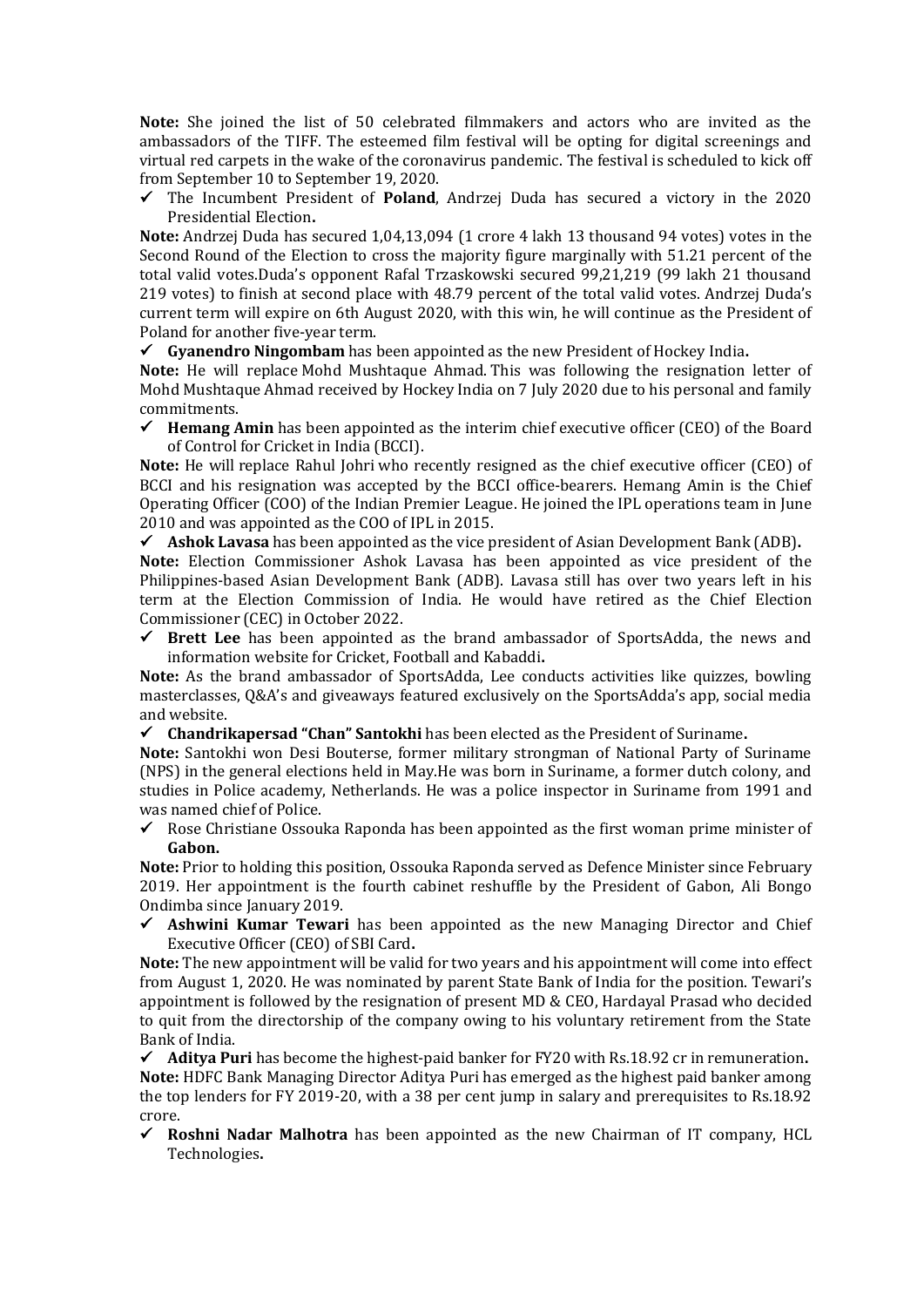**Note:** She joined the list of 50 celebrated filmmakers and actors who are invited as the ambassadors of the TIFF. The esteemed film festival will be opting for digital screenings and virtual red carpets in the wake of the coronavirus pandemic. The festival is scheduled to kick off from September 10 to September 19, 2020.

- ✓ The Incumbent President of **Poland**, Andrzej Duda has secured a victory in the 2020 Presidential Election**.**

**Note:** Andrzej Duda has secured 1,04,13,094 (1 crore 4 lakh 13 thousand 94 votes) votes in the Second Round of the Election to cross the majority figure marginally with 51.21 percent of the total valid votes.Duda's opponent Rafal Trzaskowski secured 99,21,219 (99 lakh 21 thousand 219 votes) to finish at second place with 48.79 percent of the total valid votes. Andrzej Duda's current term will expire on 6th August 2020, with this win, he will continue as the President of Poland for another five-year term.

- ✓ **Gyanendro Ningombam** has been appointed as the new President of Hockey India**.**

**Note:** He will replace Mohd Mushtaque Ahmad. This was following the resignation letter of Mohd Mushtaque Ahmad received by Hockey India on 7 July 2020 due to his personal and family commitments.

- ✓ **Hemang Amin** has been appointed as the interim chief executive officer (CEO) of the Board of Control for Cricket in India (BCCI).

**Note:** He will replace Rahul Johri who recently resigned as the chief executive officer (CEO) of BCCI and his resignation was accepted by the BCCI office-bearers. Hemang Amin is the Chief Operating Officer (COO) of the Indian Premier League. He joined the IPL operations team in June 2010 and was appointed as the COO of IPL in 2015.

- ✓ **Ashok Lavasa** has been appointed as the vice president of Asian Development Bank (ADB)**.**

**Note:** Election Commissioner Ashok Lavasa has been appointed as vice president of the Philippines-based Asian Development Bank (ADB). Lavasa still has over two years left in his term at the Election Commission of India. He would have retired as the Chief Election Commissioner (CEC) in October 2022.

- ✓ **Brett Lee** has been appointed as the brand ambassador of SportsAdda, the news and information website for Cricket, Football and Kabaddi**.**

**Note:** As the brand ambassador of SportsAdda, Lee conducts activities like quizzes, bowling masterclasses, Q&A's and giveaways featured exclusively on the SportsAdda's app, social media and website.

- ✓ **Chandrikapersad "Chan" Santokhi** has been elected as the President of Suriname**.**

**Note:** Santokhi won Desi Bouterse, former military strongman of National Party of Suriname (NPS) in the general elections held in May.He was born in Suriname, a former dutch colony, and studies in Police academy, Netherlands. He was a police inspector in Suriname from 1991 and was named chief of Police.

- ✓ Rose Christiane Ossouka Raponda has been appointed as the first woman prime minister of **Gabon.**

**Note:** Prior to holding this position, Ossouka Raponda served as Defence Minister since February 2019. Her appointment is the fourth cabinet reshuffle by the President of Gabon, Ali Bongo Ondimba since January 2019.

- ✓ **Ashwini Kumar Tewari** has been appointed as the new Managing Director and Chief Executive Officer (CEO) of SBI Card**.**

**Note:** The new appointment will be valid for two years and his appointment will come into effect from August 1, 2020. He was nominated by parent State Bank of India for the position. Tewari's appointment is followed by the resignation of present MD & CEO, Hardayal Prasad who decided to quit from the directorship of the company owing to his voluntary retirement from the State Bank of India.

- ✓ **Aditya Puri** has become the highest-paid banker for FY20 with Rs.18.92 cr in remuneration**.**

**Note:** HDFC Bank Managing Director Aditya Puri has emerged as the highest paid banker among the top lenders for FY 2019-20, with a 38 per cent jump in salary and prerequisites to Rs.18.92 crore.

- ✓ **Roshni Nadar Malhotra** has been appointed as the new Chairman of IT company, HCL Technologies**.**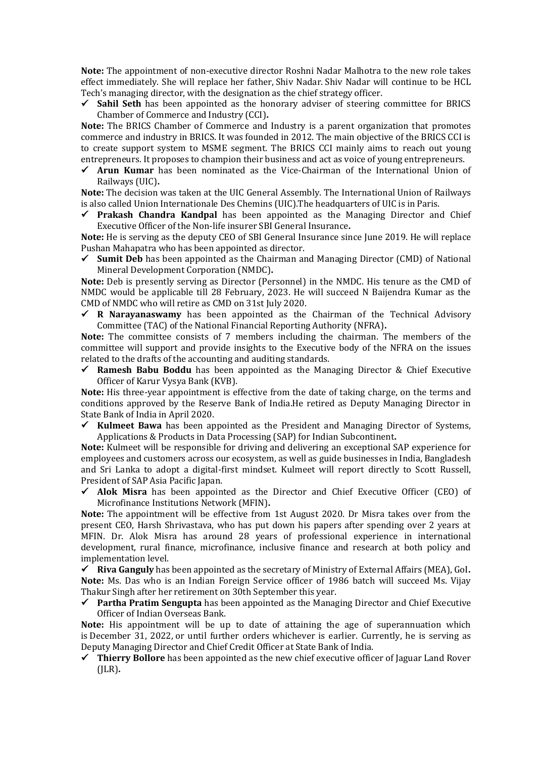**Note:** The appointment of non-executive director Roshni Nadar Malhotra to the new role takes effect immediately. She will replace her father, Shiv Nadar. Shiv Nadar will continue to be HCL Tech's managing director, with the designation as the chief strategy officer.

- ✓ **Sahil Seth** has been appointed as the honorary adviser of steering committee for BRICS Chamber of Commerce and Industry (CCI)**.**

**Note:** The BRICS Chamber of Commerce and Industry is a parent organization that promotes commerce and industry in BRICS. It was founded in 2012. The main objective of the BRICS CCI is to create support system to MSME segment. The BRICS CCI mainly aims to reach out young entrepreneurs. It proposes to champion their business and act as voice of young entrepreneurs.

- ✓ **Arun Kumar** has been nominated as the Vice-Chairman of the International Union of Railways (UIC)**.**

**Note:** The decision was taken at the UIC General Assembly. The International Union of Railways is also called Union Internationale Des Chemins (UIC).The headquarters of UIC is in Paris.

- ✓ **Prakash Chandra Kandpal** has been appointed as the Managing Director and Chief Executive Officer of the Non-life insurer SBI General Insurance**.**

**Note:** He is serving as the deputy CEO of SBI General Insurance since June 2019. He will replace Pushan Mahapatra who has been appointed as director.

- ✓ **Sumit Deb** has been appointed as the Chairman and Managing Director (CMD) of National Mineral Development Corporation (NMDC)**.**

**Note:** Deb is presently serving as Director (Personnel) in the NMDC. His tenure as the CMD of NMDC would be applicable till 28 February, 2023. He will succeed N Baijendra Kumar as the CMD of NMDC who will retire as CMD on 31st July 2020.

- ✓ **R Narayanaswamy** has been appointed as the Chairman of the Technical Advisory Committee (TAC) of the National Financial Reporting Authority (NFRA)**.**

**Note:** The committee consists of 7 members including the chairman. The members of the committee will support and provide insights to the Executive body of the NFRA on the issues related to the drafts of the accounting and auditing standards.

- ✓ **Ramesh Babu Boddu** has been appointed as the Managing Director & Chief Executive Officer of Karur Vysya Bank (KVB).

**Note:** His three-year appointment is effective from the date of taking charge, on the terms and conditions approved by the Reserve Bank of India.He retired as Deputy Managing Director in State Bank of India in April 2020.

- ✓ **Kulmeet Bawa** has been appointed as the President and Managing Director of Systems, Applications & Products in Data Processing (SAP) for Indian Subcontinent**.**

**Note:** Kulmeet will be responsible for driving and delivering an exceptional SAP experience for employees and customers across our ecosystem, as well as guide businesses in India, Bangladesh and Sri Lanka to adopt a digital-first mindset. Kulmeet will report directly to Scott Russell, President of SAP Asia Pacific Japan.

- ✓ **Alok Misra** has been appointed as the Director and Chief Executive Officer (CEO) of Microfinance Institutions Network (MFIN)**.**

**Note:** The appointment will be effective from 1st August 2020. Dr Misra takes over from the present CEO, Harsh Shrivastava, who has put down his papers after spending over 2 years at MFIN. Dr. Alok Misra has around 28 years of professional experience in international development, rural finance, microfinance, inclusive finance and research at both policy and implementation level.

- ✓ **Riva Ganguly** has been appointed as the secretary of Ministry of External Affairs (MEA), GoI**.**

**Note:** Ms. Das who is an Indian Foreign Service officer of 1986 batch will succeed Ms. Vijay Thakur Singh after her retirement on 30th September this year.

- ✓ **Partha Pratim Sengupta** has been appointed as the Managing Director and Chief Executive Officer of Indian Overseas Bank.

**Note:** His appointment will be up to date of attaining the age of superannuation which is December 31, 2022, or until further orders whichever is earlier. Currently, he is serving as Deputy Managing Director and Chief Credit Officer at State Bank of India.

- ✓ **Thierry Bollore** has been appointed as the new chief executive officer of Jaguar Land Rover (JLR)**.**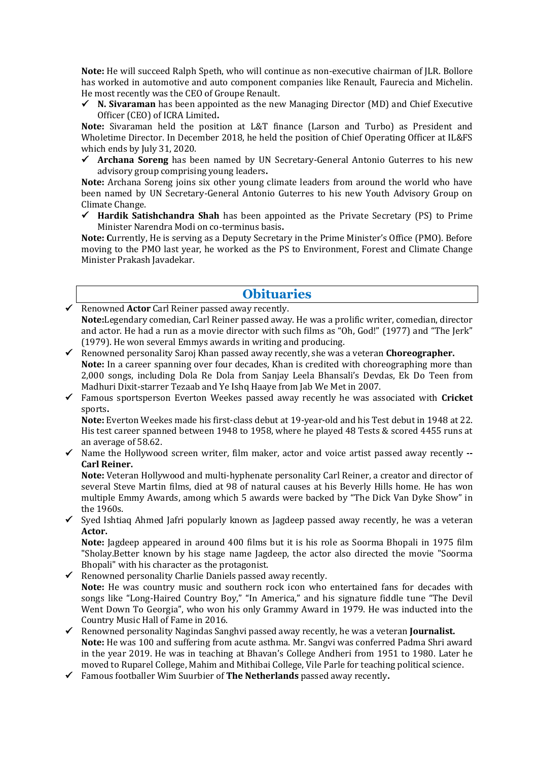**Note:** He will succeed Ralph Speth, who will continue as non-executive chairman of JLR. Bollore has worked in automotive and auto component companies like Renault, Faurecia and Michelin. He most recently was the CEO of Groupe Renault.

- ✓ **N. Sivaraman** has been appointed as the new Managing Director (MD) and Chief Executive Officer (CEO) of ICRA Limited**.**

**Note:** Sivaraman held the position at L&T finance (Larson and Turbo) as President and Wholetime Director. In December 2018, he held the position of Chief Operating Officer at IL&FS which ends by July 31, 2020.

- ✓ **Archana Soreng** has been named by UN Secretary-General Antonio Guterres to his new advisory group comprising young leaders**.**

**Note:** Archana Soreng joins six other young climate leaders from around the world who have been named by UN Secretary-General Antonio Guterres to his new Youth Advisory Group on Climate Change.

- ✓ **Hardik Satishchandra Shah** has been appointed as the Private Secretary (PS) to Prime Minister Narendra Modi on co-terminus basis**.**

**Note: C**urrently, He is serving as a Deputy Secretary in the Prime Minister's Office (PMO). Before moving to the PMO last year, he worked as the PS to Environment, Forest and Climate Change Minister Prakash Javadekar.

## Obituaries

- ✓ Renowned **Actor** Carl Reiner passed away recently.
  **Note:**Legendary comedian, Carl Reiner passed away. He was a prolific writer, comedian, director and actor. He had a run as a movie director with such films as "Oh, God!" (1977) and "The Jerk" (1979). He won several Emmys awards in writing and producing.
- ✓ Renowned personality Saroj Khan passed away recently, she was a veteran **Choreographer.**
  **Note:** In a career spanning over four decades, Khan is credited with choreographing more than 2,000 songs, including Dola Re Dola from Sanjay Leela Bhansali's Devdas, Ek Do Teen from Madhuri Dixit-starrer Tezaab and Ye Ishq Haaye from Jab We Met in 2007.
- ✓ Famous sportsperson Everton Weekes passed away recently he was associated with **Cricket** sports**.**
  **Note:** Everton Weekes made his first-class debut at 19-year-old and his Test debut in 1948 at 22. His test career spanned between 1948 to 1958, where he played 48 Tests & scored 4455 runs at an average of 58.62.
- ✓ Name the Hollywood screen writer, film maker, actor and voice artist passed away recently **-- Carl Reiner.**
  **Note:** Veteran Hollywood and multi-hyphenate personality Carl Reiner, a creator and director of several Steve Martin films, died at 98 of natural causes at his Beverly Hills home. He has won multiple Emmy Awards, among which 5 awards were backed by "The Dick Van Dyke Show" in the 1960s.
- ✓ Syed Ishtiaq Ahmed Jafri popularly known as Jagdeep passed away recently, he was a veteran **Actor.**
  **Note:** Jagdeep appeared in around 400 films but it is his role as Soorma Bhopali in 1975 film "Sholay.Better known by his stage name Jagdeep, the actor also directed the movie "Soorma Bhopali" with his character as the protagonist.
- ✓ Renowned personality Charlie Daniels passed away recently.
  **Note:** He was country music and southern rock icon who entertained fans for decades with songs like "Long-Haired Country Boy," "In America," and his signature fiddle tune "The Devil Went Down To Georgia", who won his only Grammy Award in 1979. He was inducted into the Country Music Hall of Fame in 2016.
- ✓ Renowned personality Nagindas Sanghvi passed away recently, he was a veteran **Journalist.**
  **Note:** He was 100 and suffering from acute asthma. Mr. Sangvi was conferred Padma Shri award in the year 2019. He was in teaching at Bhavan's College Andheri from 1951 to 1980. Later he moved to Ruparel College, Mahim and Mithibai College, Vile Parle for teaching political science.
- ✓ Famous footballer Wim Suurbier of **The Netherlands** passed away recently**.**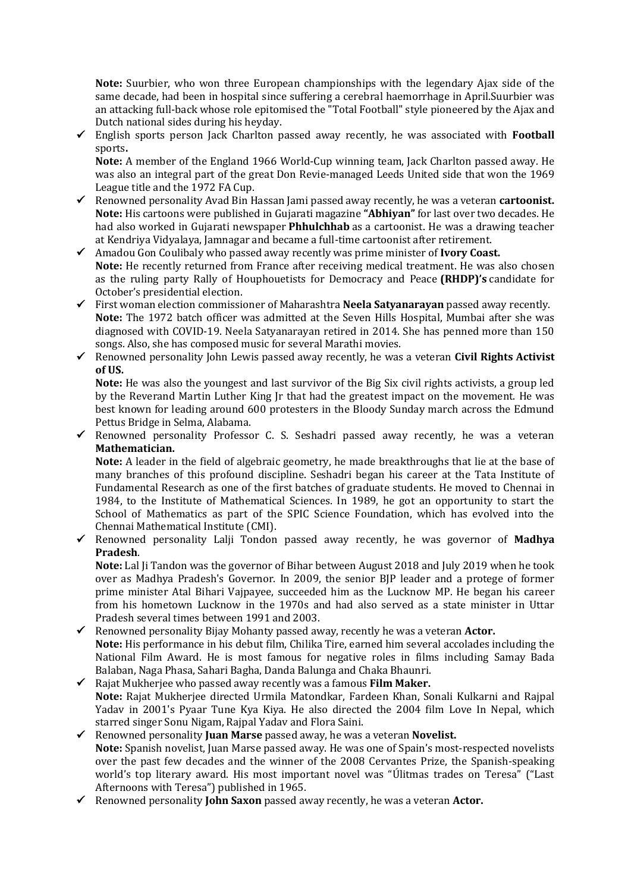**Note:** Suurbier, who won three European championships with the legendary Ajax side of the same decade, had been in hospital since suffering a cerebral haemorrhage in April.Suurbier was an attacking full-back whose role epitomised the "Total Football" style pioneered by the Ajax and Dutch national sides during his heyday.

- ✓ English sports person Jack Charlton passed away recently, he was associated with **Football** sports**.**
  **Note:** A member of the England 1966 World-Cup winning team, Jack Charlton passed away. He was also an integral part of the great Don Revie-managed Leeds United side that won the 1969 League title and the 1972 FA Cup.
- ✓ Renowned personality Avad Bin Hassan Jami passed away recently, he was a veteran **cartoonist.**
  **Note:** His cartoons were published in Gujarati magazine **"Abhiyan"** for last over two decades. He had also worked in Gujarati newspaper **Phhulchhab** as a cartoonist. He was a drawing teacher at Kendriya Vidyalaya, Jamnagar and became a full-time cartoonist after retirement.
- ✓ Amadou Gon Coulibaly who passed away recently was prime minister of **Ivory Coast.**
  **Note:** He recently returned from France after receiving medical treatment. He was also chosen as the ruling party Rally of Houphouetists for Democracy and Peace **(RHDP)'s** candidate for October's presidential election.
- ✓ First woman election commissioner of Maharashtra **Neela Satyanarayan** passed away recently.
  **Note:** The 1972 batch officer was admitted at the Seven Hills Hospital, Mumbai after she was diagnosed with COVID-19. Neela Satyanarayan retired in 2014. She has penned more than 150 songs. Also, she has composed music for several Marathi movies.
- ✓ Renowned personality John Lewis passed away recently, he was a veteran **Civil Rights Activist of US.**
  **Note:** He was also the youngest and last survivor of the Big Six civil rights activists, a group led by the Reverand Martin Luther King Jr that had the greatest impact on the movement. He was best known for leading around 600 protesters in the Bloody Sunday march across the Edmund Pettus Bridge in Selma, Alabama.
- ✓ Renowned personality Professor C. S. Seshadri passed away recently, he was a veteran **Mathematician.**
  **Note:** A leader in the field of algebraic geometry, he made breakthroughs that lie at the base of many branches of this profound discipline. Seshadri began his career at the Tata Institute of Fundamental Research as one of the first batches of graduate students. He moved to Chennai in 1984, to the Institute of Mathematical Sciences. In 1989, he got an opportunity to start the School of Mathematics as part of the SPIC Science Foundation, which has evolved into the Chennai Mathematical Institute (CMI).
- ✓ Renowned personality Lalji Tondon passed away recently, he was governor of **Madhya Pradesh**.
  **Note:** Lal Ji Tandon was the governor of Bihar between August 2018 and July 2019 when he took over as Madhya Pradesh's Governor. In 2009, the senior BJP leader and a protege of former prime minister Atal Bihari Vajpayee, succeeded him as the Lucknow MP. He began his career from his hometown Lucknow in the 1970s and had also served as a state minister in Uttar Pradesh several times between 1991 and 2003.
- ✓ Renowned personality Bijay Mohanty passed away, recently he was a veteran **Actor.**
  **Note:** His performance in his debut film, Chilika Tire, earned him several accolades including the National Film Award. He is most famous for negative roles in films including Samay Bada Balaban, Naga Phasa, Sahari Bagha, Danda Balunga and Chaka Bhaunri.
- ✓ Rajat Mukherjee who passed away recently was a famous **Film Maker.**
  **Note:** Rajat Mukherjee directed Urmila Matondkar, Fardeen Khan, Sonali Kulkarni and Rajpal Yadav in 2001's Pyaar Tune Kya Kiya. He also directed the 2004 film Love In Nepal, which starred singer Sonu Nigam, Rajpal Yadav and Flora Saini.
- ✓ Renowned personality **Juan Marse** passed away, he was a veteran **Novelist.**
  **Note:** Spanish novelist, Juan Marse passed away. He was one of Spain's most-respected novelists over the past few decades and the winner of the 2008 Cervantes Prize, the Spanish-speaking world's top literary award. His most important novel was "Úlitmas trades on Teresa" ("Last Afternoons with Teresa") published in 1965.
- ✓ Renowned personality **John Saxon** passed away recently, he was a veteran **Actor.**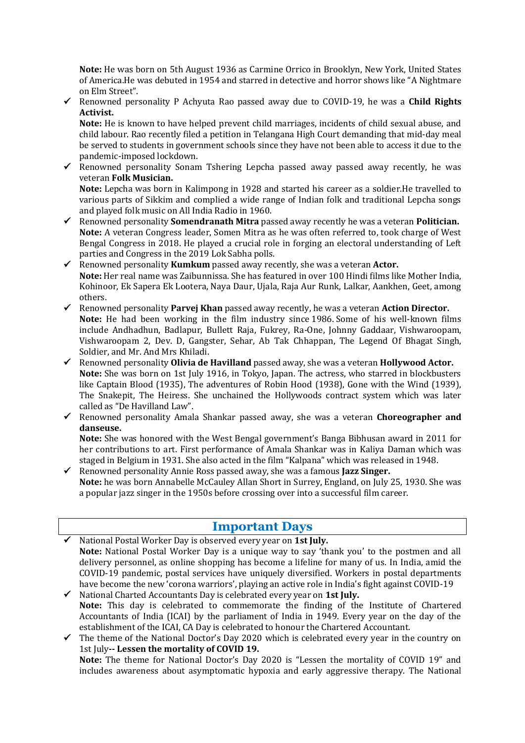**Note:** He was born on 5th August 1936 as Carmine Orrico in Brooklyn, New York, United States of America.He was debuted in 1954 and starred in detective and horror shows like "A Nightmare on Elm Street".

- ✓ Renowned personality P Achyuta Rao passed away due to COVID-19, he was a **Child Rights Activist.**
  **Note:** He is known to have helped prevent child marriages, incidents of child sexual abuse, and child labour. Rao recently filed a petition in Telangana High Court demanding that mid-day meal be served to students in government schools since they have not been able to access it due to the pandemic-imposed lockdown.
- ✓ Renowned personality Sonam Tshering Lepcha passed away passed away recently, he was veteran **Folk Musician.**
  **Note:** Lepcha was born in Kalimpong in 1928 and started his career as a soldier.He travelled to various parts of Sikkim and complied a wide range of Indian folk and traditional Lepcha songs and played folk music on All India Radio in 1960.
- ✓ Renowned personality **Somendranath Mitra** passed away recently he was a veteran **Politician.**
  **Note:** A veteran Congress leader, Somen Mitra as he was often referred to, took charge of West Bengal Congress in 2018. He played a crucial role in forging an electoral understanding of Left parties and Congress in the 2019 Lok Sabha polls.
- ✓ Renowned personality **Kumkum** passed away recently, she was a veteran **Actor.**
  **Note:** Her real name was Zaibunnissa. She has featured in over 100 Hindi films like Mother India, Kohinoor, Ek Sapera Ek Lootera, Naya Daur, Ujala, Raja Aur Runk, Lalkar, Aankhen, Geet, among others.
- ✓ Renowned personality **Parvej Khan** passed away recently, he was a veteran **Action Director.**
  **Note:** He had been working in the film industry since 1986. Some of his well-known films include Andhadhun, Badlapur, Bullett Raja, Fukrey, Ra-One, Johnny Gaddaar, Vishwaroopam, Vishwaroopam 2, Dev. D, Gangster, Sehar, Ab Tak Chhappan, The Legend Of Bhagat Singh, Soldier, and Mr. And Mrs Khiladi.
- ✓ Renowned personality **Olivia de Havilland** passed away, she was a veteran **Hollywood Actor.**
  **Note:** She was born on 1st July 1916, in Tokyo, Japan. The actress, who starred in blockbusters like Captain Blood (1935), The adventures of Robin Hood (1938), Gone with the Wind (1939), The Snakepit, The Heiress. She unchained the Hollywoods contract system which was later called as "De Havilland Law".
- ✓ Renowned personality Amala Shankar passed away, she was a veteran **Choreographer and danseuse.**
  **Note:** She was honored with the West Bengal government's Banga Bibhusan award in 2011 for her contributions to art. First performance of Amala Shankar was in Kaliya Daman which was staged in Belgium in 1931. She also acted in the film "Kalpana" which was released in 1948.
- ✓ Renowned personality Annie Ross passed away, she was a famous **Jazz Singer.**
  **Note:** he was born Annabelle McCauley Allan Short in Surrey, England, on July 25, 1930. She was a popular jazz singer in the 1950s before crossing over into a successful film career.

## Important Days

- ✓ National Postal Worker Day is observed every year on **1st July.**
  **Note:** National Postal Worker Day is a unique way to say 'thank you' to the postmen and all delivery personnel, as online shopping has become a lifeline for many of us. In India, amid the COVID-19 pandemic, postal services have uniquely diversified. Workers in postal departments have become the new 'corona warriors', playing an active role in India's fight against COVID-19
- ✓ National Charted Accountants Day is celebrated every year on **1st July.**
  **Note:** This day is celebrated to commemorate the finding of the Institute of Chartered Accountants of India (ICAI) by the parliament of India in 1949. Every year on the day of the establishment of the ICAI, CA Day is celebrated to honour the Chartered Accountant.
- ✓ The theme of the National Doctor's Day 2020 which is celebrated every year in the country on 1st July**-- Lessen the mortality of COVID 19.**
  **Note:** The theme for National Doctor's Day 2020 is "Lessen the mortality of COVID 19" and includes awareness about asymptomatic hypoxia and early aggressive therapy. The National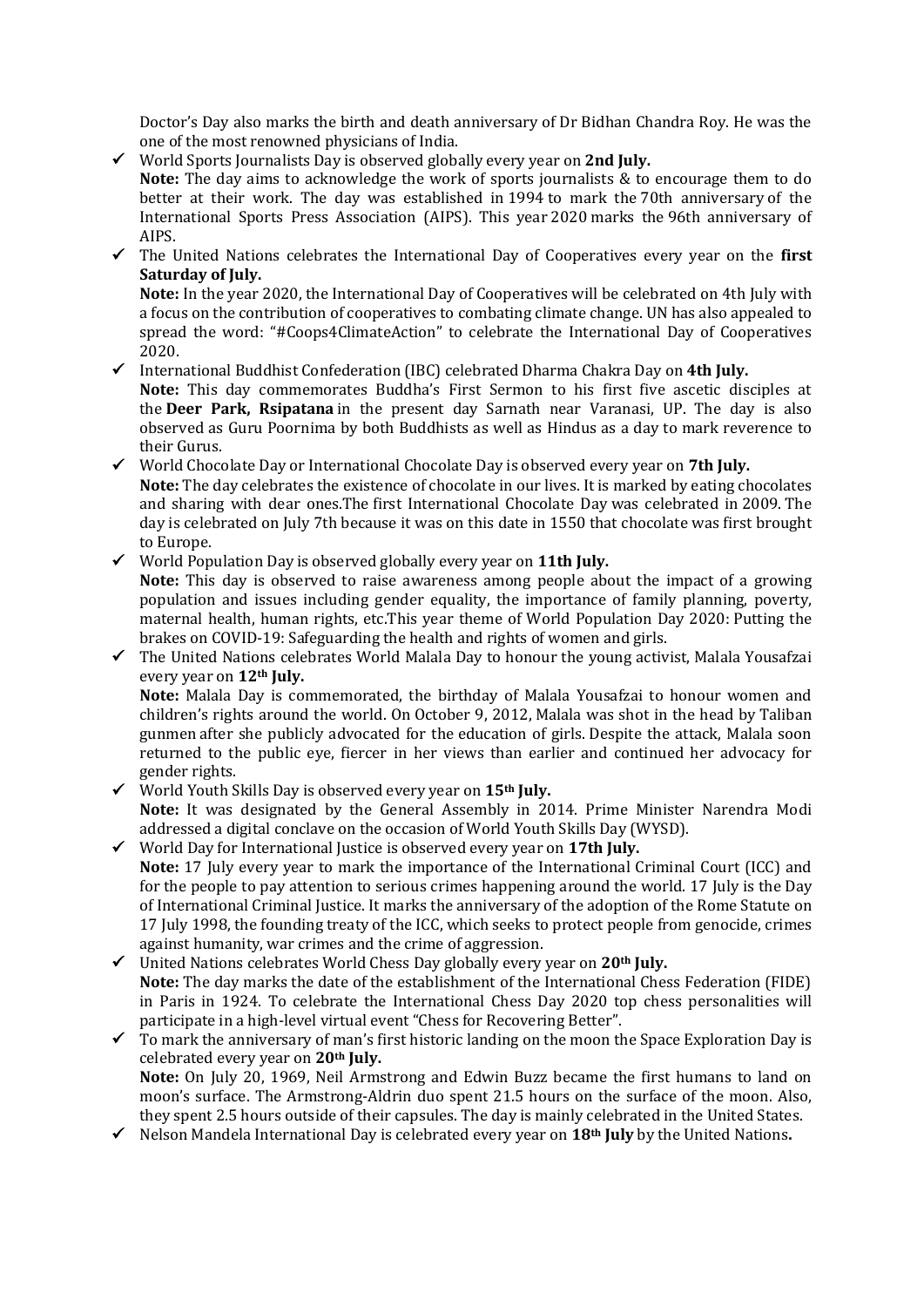Doctor's Day also marks the birth and death anniversary of Dr Bidhan Chandra Roy. He was the one of the most renowned physicians of India.

- ✓ World Sports Journalists Day is observed globally every year on **2nd July.**
  **Note:** The day aims to acknowledge the work of sports journalists & to encourage them to do better at their work. The day was established in 1994 to mark the 70th anniversary of the International Sports Press Association (AIPS). This year 2020 marks the 96th anniversary of AIPS.
- ✓ The United Nations celebrates the International Day of Cooperatives every year on the **first Saturday of July.**
  **Note:** In the year 2020, the International Day of Cooperatives will be celebrated on 4th July with a focus on the contribution of cooperatives to combating climate change. UN has also appealed to spread the word: "#Coops4ClimateAction" to celebrate the International Day of Cooperatives 2020.
- ✓ International Buddhist Confederation (IBC) celebrated Dharma Chakra Day on **4th July.**
  **Note:** This day commemorates Buddha's First Sermon to his first five ascetic disciples at the **Deer Park, Rsipatana** in the present day Sarnath near Varanasi, UP. The day is also observed as Guru Poornima by both Buddhists as well as Hindus as a day to mark reverence to their Gurus.
- ✓ World Chocolate Day or International Chocolate Day is observed every year on **7th July.**
  **Note:** The day celebrates the existence of chocolate in our lives. It is marked by eating chocolates and sharing with dear ones.The first International Chocolate Day was celebrated in 2009. The day is celebrated on July 7th because it was on this date in 1550 that chocolate was first brought to Europe.
- ✓ World Population Day is observed globally every year on **11th July.**
  **Note:** This day is observed to raise awareness among people about the impact of a growing population and issues including gender equality, the importance of family planning, poverty, maternal health, human rights, etc.This year theme of World Population Day 2020: Putting the brakes on COVID-19: Safeguarding the health and rights of women and girls.
- ✓ The United Nations celebrates World Malala Day to honour the young activist, Malala Yousafzai every year on **12th July.**
  **Note:** Malala Day is commemorated, the birthday of Malala Yousafzai to honour women and children's rights around the world. On October 9, 2012, Malala was shot in the head by Taliban gunmen after she publicly advocated for the education of girls. Despite the attack, Malala soon returned to the public eye, fiercer in her views than earlier and continued her advocacy for gender rights.
- ✓ World Youth Skills Day is observed every year on **15th July.**
  **Note:** It was designated by the General Assembly in 2014. Prime Minister Narendra Modi addressed a digital conclave on the occasion of World Youth Skills Day (WYSD).
- ✓ World Day for International Justice is observed every year on **17th July.**
  **Note:** 17 July every year to mark the importance of the International Criminal Court (ICC) and for the people to pay attention to serious crimes happening around the world. 17 July is the Day of International Criminal Justice. It marks the anniversary of the adoption of the Rome Statute on 17 July 1998, the founding treaty of the ICC, which seeks to protect people from genocide, crimes against humanity, war crimes and the crime of aggression.
- ✓ United Nations celebrates World Chess Day globally every year on **20th July.**
  **Note:** The day marks the date of the establishment of the International Chess Federation (FIDE) in Paris in 1924. To celebrate the International Chess Day 2020 top chess personalities will participate in a high-level virtual event "Chess for Recovering Better".
- ✓ To mark the anniversary of man's first historic landing on the moon the Space Exploration Day is celebrated every year on **20th July.**
  **Note:** On July 20, 1969, Neil Armstrong and Edwin Buzz became the first humans to land on moon's surface. The Armstrong-Aldrin duo spent 21.5 hours on the surface of the moon. Also, they spent 2.5 hours outside of their capsules. The day is mainly celebrated in the United States.
- ✓ Nelson Mandela International Day is celebrated every year on **18th July** by the United Nations**.**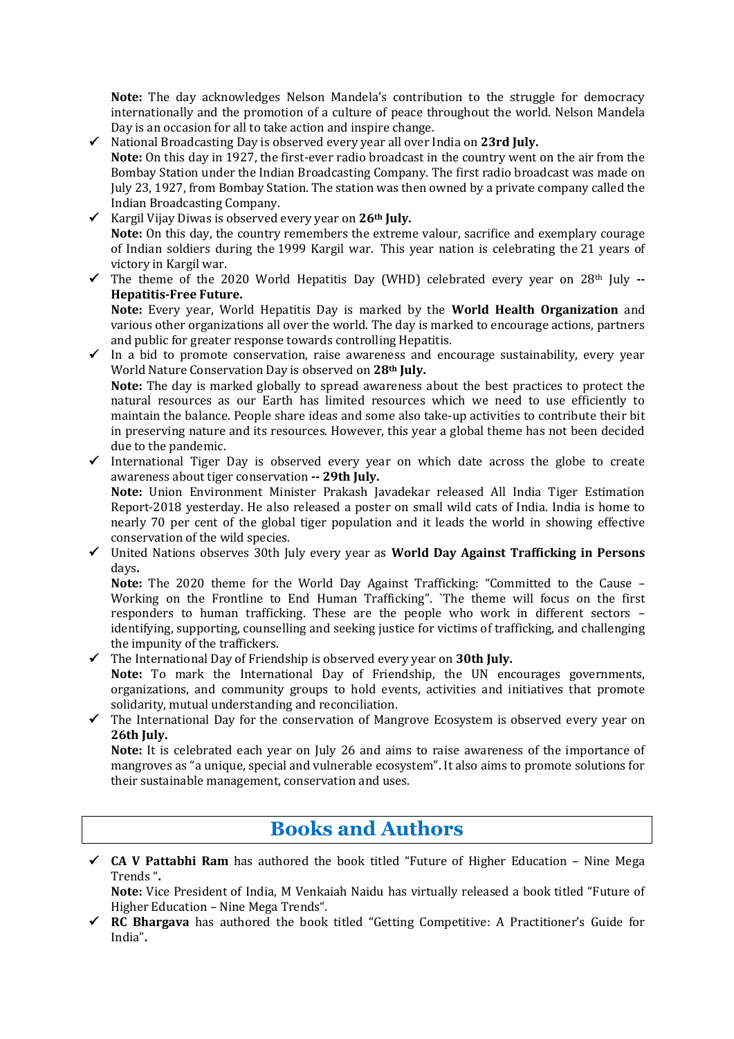**Note:** The day acknowledges Nelson Mandela's contribution to the struggle for democracy internationally and the promotion of a culture of peace throughout the world. Nelson Mandela Day is an occasion for all to take action and inspire change.

- ✓ National Broadcasting Day is observed every year all over India on **23rd July.**
  **Note:** On this day in 1927, the first-ever radio broadcast in the country went on the air from the Bombay Station under the Indian Broadcasting Company. The first radio broadcast was made on July 23, 1927, from Bombay Station. The station was then owned by a private company called the Indian Broadcasting Company.
- ✓ Kargil Vijay Diwas is observed every year on **26th July.**
  **Note:** On this day, the country remembers the extreme valour, sacrifice and exemplary courage of Indian soldiers during the 1999 Kargil war. This year nation is celebrating the 21 years of victory in Kargil war.
- ✓ The theme of the 2020 World Hepatitis Day (WHD) celebrated every year on 28th July **-- Hepatitis-Free Future.**
  **Note:** Every year, World Hepatitis Day is marked by the **World Health Organization** and various other organizations all over the world. The day is marked to encourage actions, partners and public for greater response towards controlling Hepatitis.
- ✓ In a bid to promote conservation, raise awareness and encourage sustainability, every year World Nature Conservation Day is observed on **28th July.**
  **Note:** The day is marked globally to spread awareness about the best practices to protect the natural resources as our Earth has limited resources which we need to use efficiently to maintain the balance. People share ideas and some also take-up activities to contribute their bit in preserving nature and its resources. However, this year a global theme has not been decided due to the pandemic.
- ✓ International Tiger Day is observed every year on which date across the globe to create awareness about tiger conservation **-- 29th July.**
  **Note:** Union Environment Minister Prakash Javadekar released All India Tiger Estimation Report-2018 yesterday. He also released a poster on small wild cats of India. India is home to nearly 70 per cent of the global tiger population and it leads the world in showing effective conservation of the wild species.
- ✓ United Nations observes 30th July every year as **World Day Against Trafficking in Persons** days**.**
  **Note:** The 2020 theme for the World Day Against Trafficking: "Committed to the Cause – Working on the Frontline to End Human Trafficking". `The theme will focus on the first responders to human trafficking. These are the people who work in different sectors – identifying, supporting, counselling and seeking justice for victims of trafficking, and challenging the impunity of the traffickers.
- ✓ The International Day of Friendship is observed every year on **30th July.**
  **Note:** To mark the International Day of Friendship, the UN encourages governments, organizations, and community groups to hold events, activities and initiatives that promote solidarity, mutual understanding and reconciliation.
- ✓ The International Day for the conservation of Mangrove Ecosystem is observed every year on **26th July.**
  **Note:** It is celebrated each year on July 26 and aims to raise awareness of the importance of mangroves as "a unique, special and vulnerable ecosystem". It also aims to promote solutions for their sustainable management, conservation and uses.

## Books and Authors

- ✓ **CA V Pattabhi Ram** has authored the book titled "Future of Higher Education – Nine Mega Trends "**.**
  **Note:** Vice President of India, M Venkaiah Naidu has virtually released a book titled "Future of Higher Education – Nine Mega Trends".
- ✓ **RC Bhargava** has authored the book titled "Getting Competitive: A Practitioner's Guide for India"**.**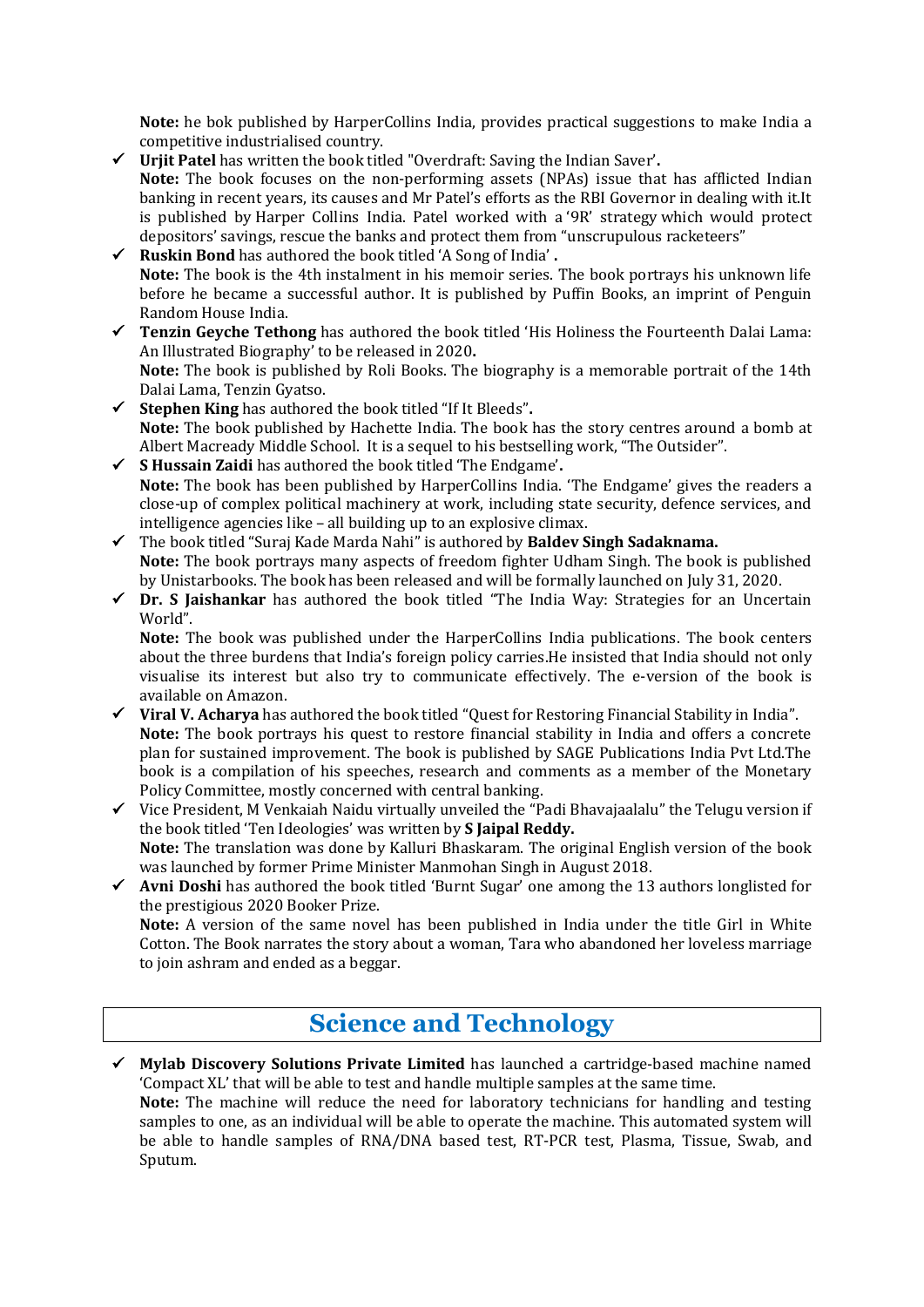**Note:** he bok published by HarperCollins India, provides practical suggestions to make India a competitive industrialised country.

- ✓ **Urjit Patel** has written the book titled "Overdraft: Saving the Indian Saver'**.**
  **Note:** The book focuses on the non-performing assets (NPAs) issue that has afflicted Indian banking in recent years, its causes and Mr Patel's efforts as the RBI Governor in dealing with it.It is published by Harper Collins India. Patel worked with a '9R' strategy which would protect depositors' savings, rescue the banks and protect them from "unscrupulous racketeers"
- ✓ **Ruskin Bond** has authored the book titled 'A Song of India' **.**
  **Note:** The book is the 4th instalment in his memoir series. The book portrays his unknown life before he became a successful author. It is published by Puffin Books, an imprint of Penguin Random House India.
- ✓ **Tenzin Geyche Tethong** has authored the book titled 'His Holiness the Fourteenth Dalai Lama: An Illustrated Biography' to be released in 2020**.**
  **Note:** The book is published by Roli Books. The biography is a memorable portrait of the 14th Dalai Lama, Tenzin Gyatso.
- ✓ **Stephen King** has authored the book titled "If It Bleeds"**.**
  **Note:** The book published by Hachette India. The book has the story centres around a bomb at Albert Macready Middle School. It is a sequel to his bestselling work, "The Outsider".
- ✓ **S Hussain Zaidi** has authored the book titled 'The Endgame'**.**
  **Note:** The book has been published by HarperCollins India. 'The Endgame' gives the readers a close-up of complex political machinery at work, including state security, defence services, and intelligence agencies like – all building up to an explosive climax.
- ✓ The book titled "Suraj Kade Marda Nahi" is authored by **Baldev Singh Sadaknama.**
  **Note:** The book portrays many aspects of freedom fighter Udham Singh. The book is published by Unistarbooks. The book has been released and will be formally launched on July 31, 2020.
- ✓ **Dr. S Jaishankar** has authored the book titled "The India Way: Strategies for an Uncertain World".
  **Note:** The book was published under the HarperCollins India publications. The book centers about the three burdens that India's foreign policy carries.He insisted that India should not only visualise its interest but also try to communicate effectively. The e-version of the book is available on Amazon.
- ✓ **Viral V. Acharya** has authored the book titled "Quest for Restoring Financial Stability in India".
  **Note:** The book portrays his quest to restore financial stability in India and offers a concrete plan for sustained improvement. The book is published by SAGE Publications India Pvt Ltd.The book is a compilation of his speeches, research and comments as a member of the Monetary Policy Committee, mostly concerned with central banking.
- ✓ Vice President, M Venkaiah Naidu virtually unveiled the "Padi Bhavajaalalu" the Telugu version if the book titled 'Ten Ideologies' was written by **S Jaipal Reddy.**
  **Note:** The translation was done by Kalluri Bhaskaram. The original English version of the book was launched by former Prime Minister Manmohan Singh in August 2018.
- ✓ **Avni Doshi** has authored the book titled 'Burnt Sugar' one among the 13 authors longlisted for the prestigious 2020 Booker Prize.
  **Note:** A version of the same novel has been published in India under the title Girl in White Cotton. The Book narrates the story about a woman, Tara who abandoned her loveless marriage to join ashram and ended as a beggar.

## Science and Technology

- ✓ **Mylab Discovery Solutions Private Limited** has launched a cartridge-based machine named 'Compact XL' that will be able to test and handle multiple samples at the same time.
  **Note:** The machine will reduce the need for laboratory technicians for handling and testing samples to one, as an individual will be able to operate the machine. This automated system will be able to handle samples of RNA/DNA based test, RT-PCR test, Plasma, Tissue, Swab, and Sputum.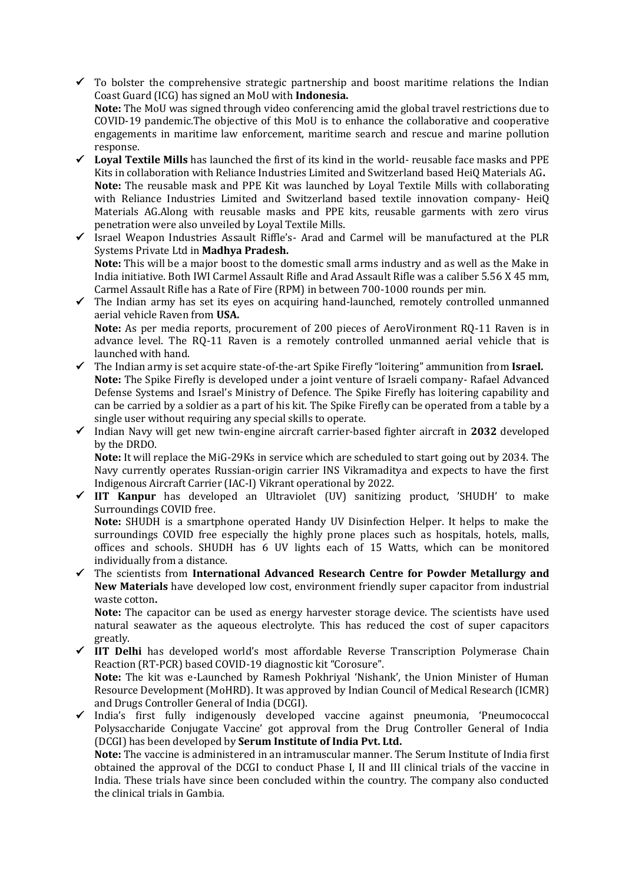- ✓ To bolster the comprehensive strategic partnership and boost maritime relations the Indian Coast Guard (ICG) has signed an MoU with **Indonesia.**
  **Note:** The MoU was signed through video conferencing amid the global travel restrictions due to COVID-19 pandemic.The objective of this MoU is to enhance the collaborative and cooperative engagements in maritime law enforcement, maritime search and rescue and marine pollution response.
- ✓ **Loyal Textile Mills** has launched the first of its kind in the world- reusable face masks and PPE Kits in collaboration with Reliance Industries Limited and Switzerland based HeiQ Materials AG**.**
  **Note:** The reusable mask and PPE Kit was launched by Loyal Textile Mills with collaborating with Reliance Industries Limited and Switzerland based textile innovation company- HeiQ Materials AG.Along with reusable masks and PPE kits, reusable garments with zero virus penetration were also unveiled by Loyal Textile Mills.
- ✓ Israel Weapon Industries Assault Riffle's- Arad and Carmel will be manufactured at the PLR Systems Private Ltd in **Madhya Pradesh.**
  **Note:** This will be a major boost to the domestic small arms industry and as well as the Make in India initiative. Both IWI Carmel Assault Rifle and Arad Assault Rifle was a caliber 5.56 X 45 mm, Carmel Assault Rifle has a Rate of Fire (RPM) in between 700-1000 rounds per min.
- ✓ The Indian army has set its eyes on acquiring hand-launched, remotely controlled unmanned aerial vehicle Raven from **USA.**
  **Note:** As per media reports, procurement of 200 pieces of AeroVironment RQ-11 Raven is in advance level. The RQ-11 Raven is a remotely controlled unmanned aerial vehicle that is launched with hand.
- ✓ The Indian army is set acquire state-of-the-art Spike Firefly "loitering" ammunition from **Israel.**
  **Note:** The Spike Firefly is developed under a joint venture of Israeli company- Rafael Advanced Defense Systems and Israel's Ministry of Defence. The Spike Firefly has loitering capability and can be carried by a soldier as a part of his kit. The Spike Firefly can be operated from a table by a single user without requiring any special skills to operate.
- ✓ Indian Navy will get new twin-engine aircraft carrier-based fighter aircraft in **2032** developed by the DRDO.
  **Note:** It will replace the MiG-29Ks in service which are scheduled to start going out by 2034. The Navy currently operates Russian-origin carrier INS Vikramaditya and expects to have the first Indigenous Aircraft Carrier (IAC-I) Vikrant operational by 2022.
- ✓ **IIT Kanpur** has developed an Ultraviolet (UV) sanitizing product, 'SHUDH' to make Surroundings COVID free.
  **Note:** SHUDH is a smartphone operated Handy UV Disinfection Helper. It helps to make the surroundings COVID free especially the highly prone places such as hospitals, hotels, malls, offices and schools. SHUDH has 6 UV lights each of 15 Watts, which can be monitored individually from a distance.
- ✓ The scientists from **International Advanced Research Centre for Powder Metallurgy and New Materials** have developed low cost, environment friendly super capacitor from industrial waste cotton**.**
  **Note:** The capacitor can be used as energy harvester storage device. The scientists have used natural seawater as the aqueous electrolyte. This has reduced the cost of super capacitors greatly.
- ✓ **IIT Delhi** has developed world's most affordable Reverse Transcription Polymerase Chain Reaction (RT-PCR) based COVID-19 diagnostic kit "Corosure".
  **Note:** The kit was e-Launched by Ramesh Pokhriyal 'Nishank', the Union Minister of Human Resource Development (MoHRD). It was approved by Indian Council of Medical Research (ICMR) and Drugs Controller General of India (DCGI).
- ✓ India's first fully indigenously developed vaccine against pneumonia, 'Pneumococcal Polysaccharide Conjugate Vaccine' got approval from the Drug Controller General of India (DCGI) has been developed by **Serum Institute of India Pvt. Ltd.**
  **Note:** The vaccine is administered in an intramuscular manner. The Serum Institute of India first obtained the approval of the DCGI to conduct Phase I, II and III clinical trials of the vaccine in India. These trials have since been concluded within the country. The company also conducted the clinical trials in Gambia.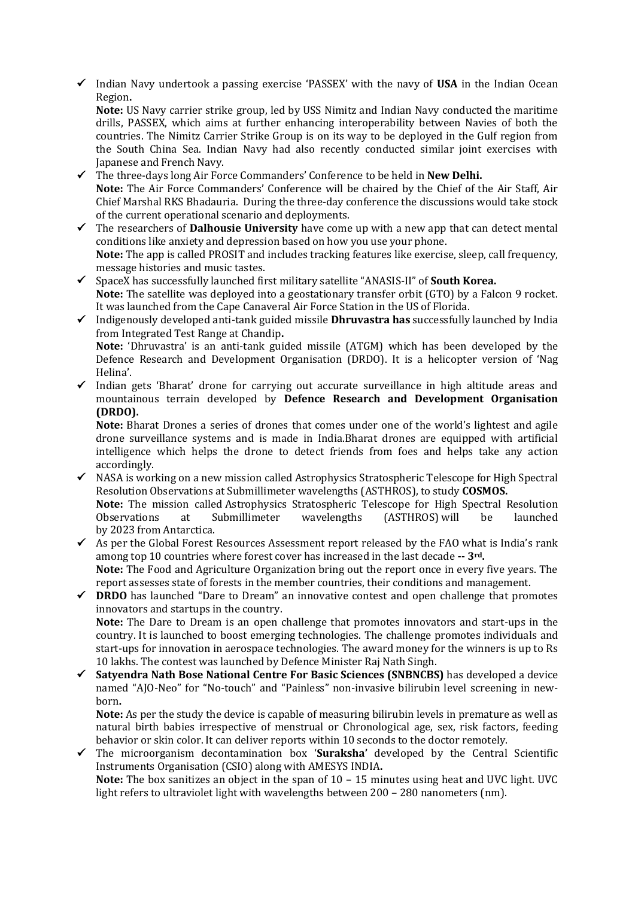- ✓ Indian Navy undertook a passing exercise 'PASSEX' with the navy of **USA** in the Indian Ocean Region**.**

  **Note:** US Navy carrier strike group, led by USS Nimitz and Indian Navy conducted the maritime drills, PASSEX, which aims at further enhancing interoperability between Navies of both the countries. The Nimitz Carrier Strike Group is on its way to be deployed in the Gulf region from the South China Sea. Indian Navy had also recently conducted similar joint exercises with Japanese and French Navy.

- ✓ The three-days long Air Force Commanders' Conference to be held in **New Delhi.**

  **Note:** The Air Force Commanders' Conference will be chaired by the Chief of the Air Staff, Air Chief Marshal RKS Bhadauria. During the three-day conference the discussions would take stock of the current operational scenario and deployments.

- ✓ The researchers of **Dalhousie University** have come up with a new app that can detect mental conditions like anxiety and depression based on how you use your phone.

  **Note:** The app is called PROSIT and includes tracking features like exercise, sleep, call frequency, message histories and music tastes.

- ✓ SpaceX has successfully launched first military satellite "ANASIS-II" of **South Korea.**

  **Note:** The satellite was deployed into a geostationary transfer orbit (GTO) by a Falcon 9 rocket. It was launched from the Cape Canaveral Air Force Station in the US of Florida.

- ✓ Indigenously developed anti-tank guided missile **Dhruvastra has** successfully launched by India from Integrated Test Range at Chandip**.**

  **Note:** 'Dhruvastra' is an anti-tank guided missile (ATGM) which has been developed by the Defence Research and Development Organisation (DRDO). It is a helicopter version of 'Nag Helina'.

- ✓ Indian gets 'Bharat' drone for carrying out accurate surveillance in high altitude areas and mountainous terrain developed by **Defence Research and Development Organisation (DRDO).**

  **Note:** Bharat Drones a series of drones that comes under one of the world's lightest and agile drone surveillance systems and is made in India.Bharat drones are equipped with artificial intelligence which helps the drone to detect friends from foes and helps take any action accordingly.

- ✓ NASA is working on a new mission called Astrophysics Stratospheric Telescope for High Spectral Resolution Observations at Submillimeter wavelengths (ASTHROS), to study **COSMOS.**

  **Note:** The mission called Astrophysics Stratospheric Telescope for High Spectral Resolution Observations at Submillimeter wavelengths (ASTHROS) will be launched by 2023 from Antarctica.

- ✓ As per the Global Forest Resources Assessment report released by the FAO what is India's rank among top 10 countries where forest cover has increased in the last decade **-- 3rd.**

  **Note:** The Food and Agriculture Organization bring out the report once in every five years. The report assesses state of forests in the member countries, their conditions and management.

- ✓ **DRDO** has launched "Dare to Dream" an innovative contest and open challenge that promotes innovators and startups in the country.

  **Note:** The Dare to Dream is an open challenge that promotes innovators and start-ups in the country. It is launched to boost emerging technologies. The challenge promotes individuals and start-ups for innovation in aerospace technologies. The award money for the winners is up to Rs 10 lakhs. The contest was launched by Defence Minister Raj Nath Singh.

- ✓ **Satyendra Nath Bose National Centre For Basic Sciences (SNBNCBS)** has developed a device named "AJO-Neo" for "No-touch" and "Painless" non-invasive bilirubin level screening in new-born**.**

  **Note:** As per the study the device is capable of measuring bilirubin levels in premature as well as natural birth babies irrespective of menstrual or Chronological age, sex, risk factors, feeding behavior or skin color. It can deliver reports within 10 seconds to the doctor remotely.

- ✓ The microorganism decontamination box '**Suraksha'** developed by the Central Scientific Instruments Organisation (CSIO) along with AMESYS INDIA**.**

  **Note:** The box sanitizes an object in the span of 10 – 15 minutes using heat and UVC light. UVC light refers to ultraviolet light with wavelengths between 200 – 280 nanometers (nm).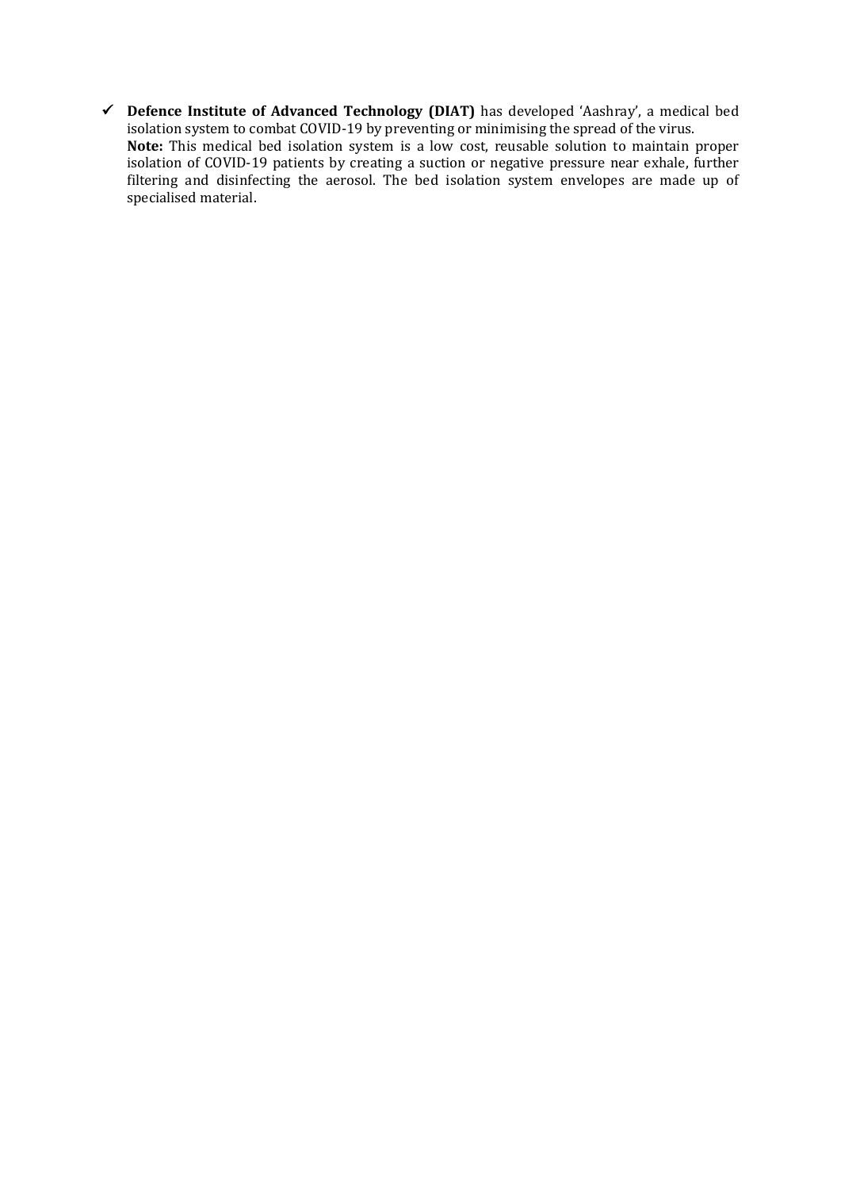- ✓ **Defence Institute of Advanced Technology (DIAT)** has developed 'Aashray', a medical bed isolation system to combat COVID-19 by preventing or minimising the spread of the virus.
  **Note:** This medical bed isolation system is a low cost, reusable solution to maintain proper isolation of COVID-19 patients by creating a suction or negative pressure near exhale, further filtering and disinfecting the aerosol. The bed isolation system envelopes are made up of specialised material.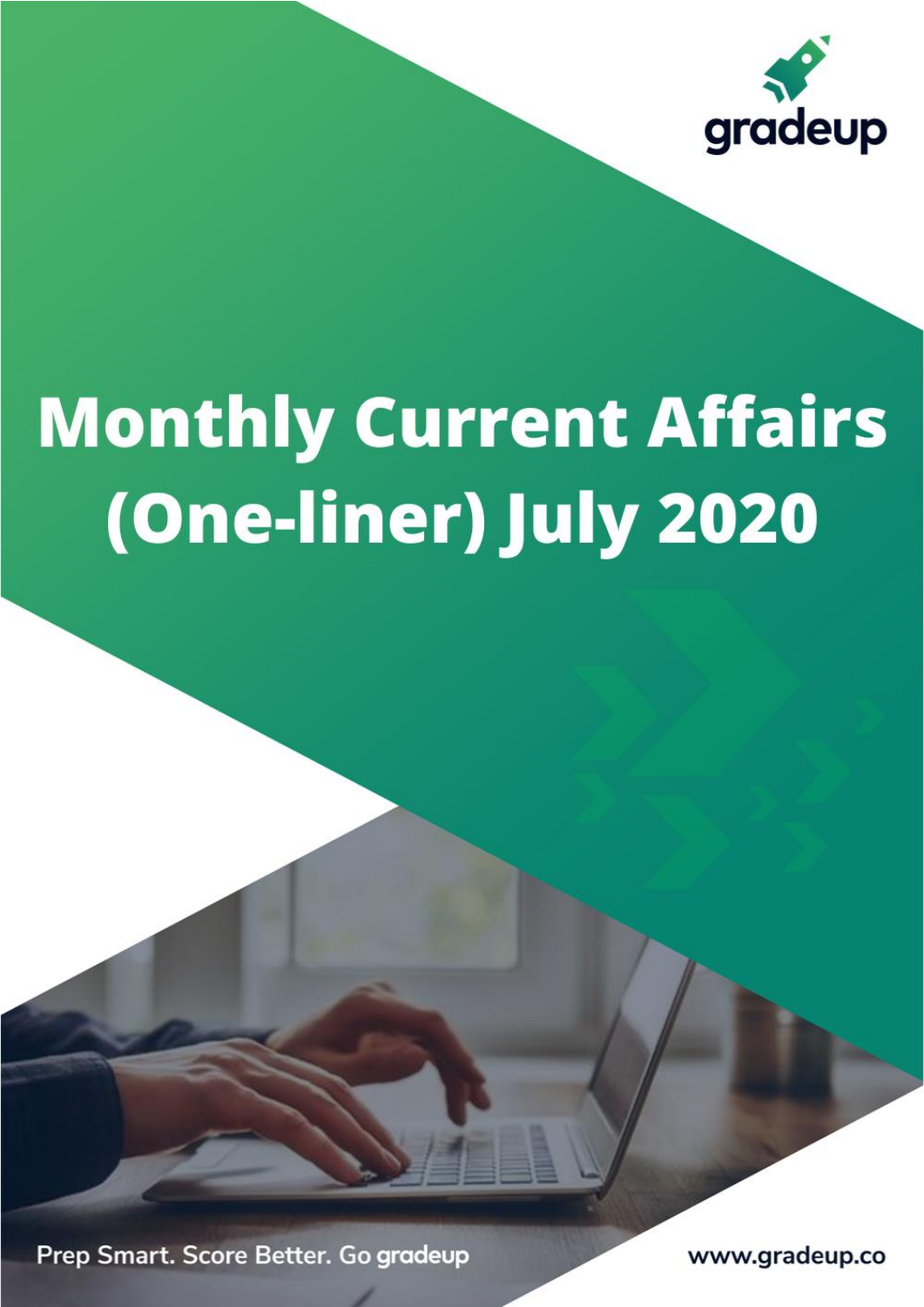gradeup

# Monthly Current Affairs (One-liner) July 2020

Prep Smart. Score Better. Go gradeup

www.gradeup.co